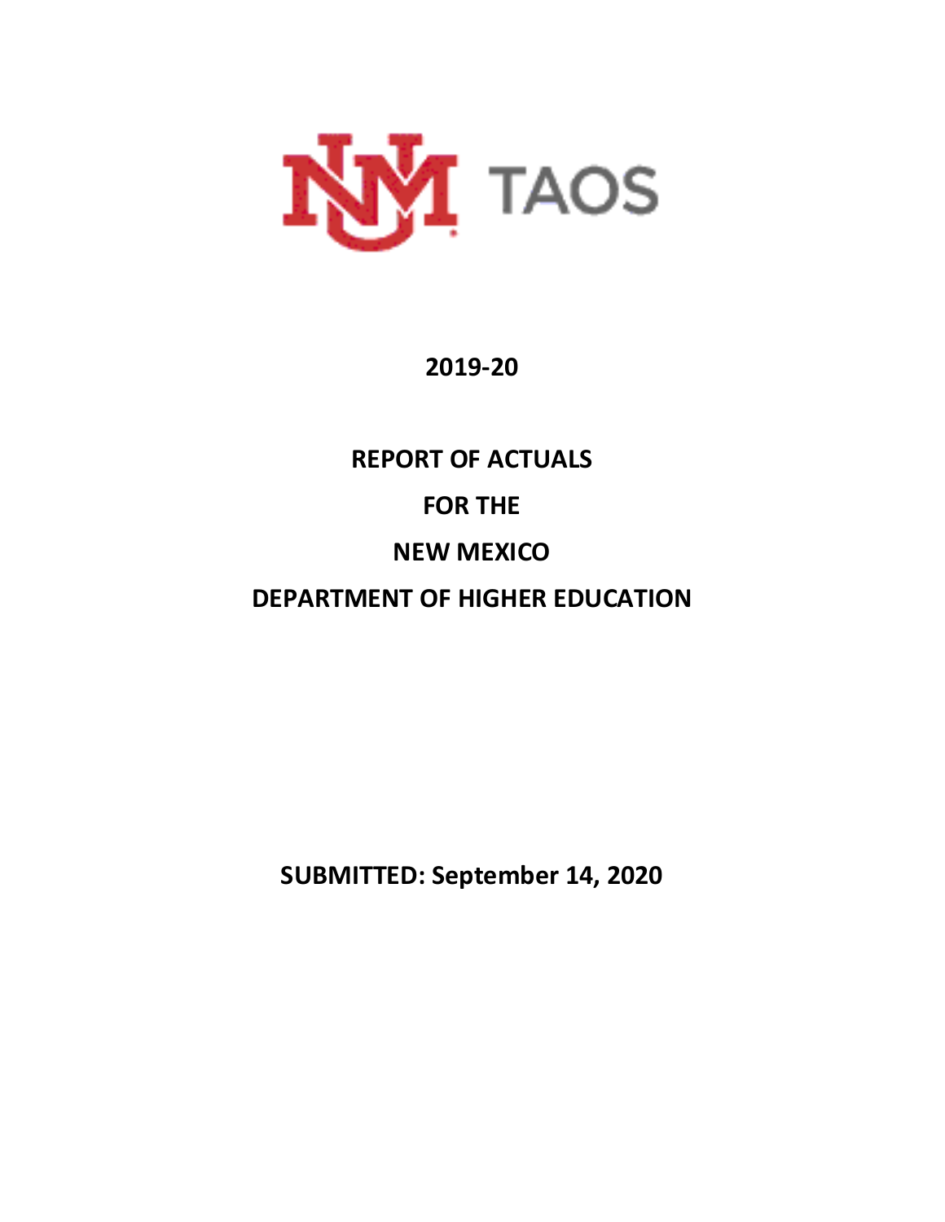UNM TAOS

**2019-20**

**REPORT OF ACTUALS**

**FOR THE**

**NEW MEXICO**

**DEPARTMENT OF HIGHER EDUCATION**

**SUBMITTED: September 14, 2020**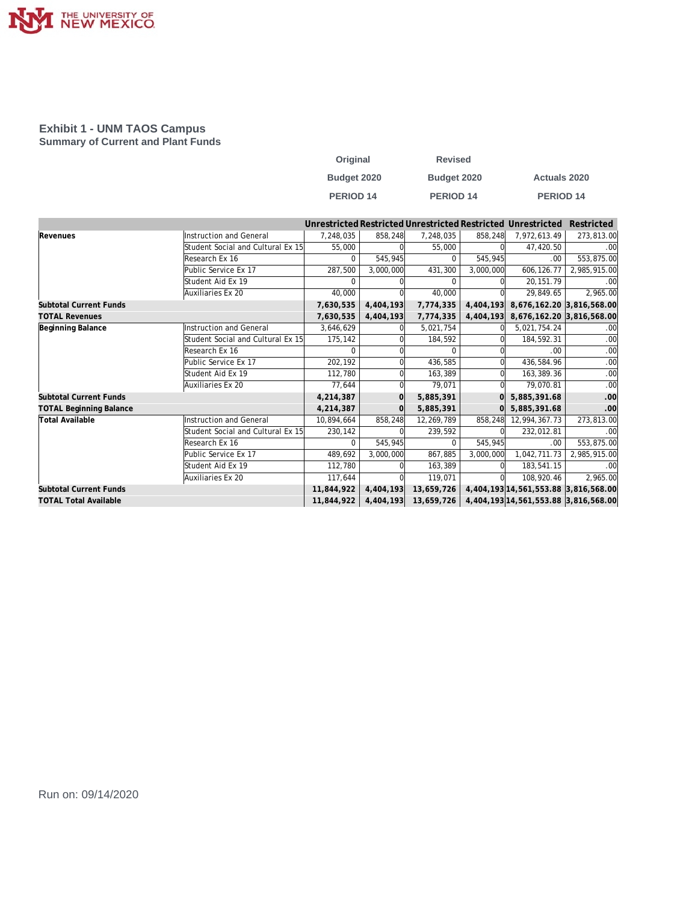## Exhibit 1 - UNM TAOS Campus

### Summary of Current and Plant Funds

| | | Original Budget 2020 PERIOD 14 | | Revised Budget 2020 PERIOD 14 | | Actuals 2020 PERIOD 14 | |
|---|---|---|---|---|---|---|---|
| | | Unrestricted | Restricted | Unrestricted | Restricted | Unrestricted | Restricted |
| **Revenues** | Instruction and General | 7,248,035 | 858,248 | 7,248,035 | 858,248 | 7,972,613.49 | 273,813.00 |
| | Student Social and Cultural Ex 15 | 55,000 | 0 | 55,000 | 0 | 47,420.50 | .00 |
| | Research Ex 16 | 0 | 545,945 | 0 | 545,945 | .00 | 553,875.00 |
| | Public Service Ex 17 | 287,500 | 3,000,000 | 431,300 | 3,000,000 | 606,126.77 | 2,985,915.00 |
| | Student Aid Ex 19 | 0 | 0 | 0 | 0 | 20,151.79 | .00 |
| | Auxiliaries Ex 20 | 40,000 | 0 | 40,000 | 0 | 29,849.65 | 2,965.00 |
| **Subtotal Current Funds** | | **7,630,535** | **4,404,193** | **7,774,335** | **4,404,193** | **8,676,162.20** | **3,816,568.00** |
| **TOTAL Revenues** | | **7,630,535** | **4,404,193** | **7,774,335** | **4,404,193** | **8,676,162.20** | **3,816,568.00** |
| **Beginning Balance** | Instruction and General | 3,646,629 | 0 | 5,021,754 | 0 | 5,021,754.24 | .00 |
| | Student Social and Cultural Ex 15 | 175,142 | 0 | 184,592 | 0 | 184,592.31 | .00 |
| | Research Ex 16 | 0 | 0 | 0 | 0 | .00 | .00 |
| | Public Service Ex 17 | 202,192 | 0 | 436,585 | 0 | 436,584.96 | .00 |
| | Student Aid Ex 19 | 112,780 | 0 | 163,389 | 0 | 163,389.36 | .00 |
| | Auxiliaries Ex 20 | 77,644 | 0 | 79,071 | 0 | 79,070.81 | .00 |
| **Subtotal Current Funds** | | **4,214,387** | **0** | **5,885,391** | **0** | **5,885,391.68** | **.00** |
| **TOTAL Beginning Balance** | | **4,214,387** | **0** | **5,885,391** | **0** | **5,885,391.68** | **.00** |
| **Total Available** | Instruction and General | 10,894,664 | 858,248 | 12,269,789 | 858,248 | 12,994,367.73 | 273,813.00 |
| | Student Social and Cultural Ex 15 | 230,142 | 0 | 239,592 | 0 | 232,012.81 | .00 |
| | Research Ex 16 | 0 | 545,945 | 0 | 545,945 | .00 | 553,875.00 |
| | Public Service Ex 17 | 489,692 | 3,000,000 | 867,885 | 3,000,000 | 1,042,711.73 | 2,985,915.00 |
| | Student Aid Ex 19 | 112,780 | 0 | 163,389 | 0 | 183,541.15 | .00 |
| | Auxiliaries Ex 20 | 117,644 | 0 | 119,071 | 0 | 108,920.46 | 2,965.00 |
| **Subtotal Current Funds** | | **11,844,922** | **4,404,193** | **13,659,726** | **4,404,193** | **14,561,553.88** | **3,816,568.00** |
| **TOTAL Total Available** | | **11,844,922** | **4,404,193** | **13,659,726** | **4,404,193** | **14,561,553.88** | **3,816,568.00** |

Run on: 09/14/2020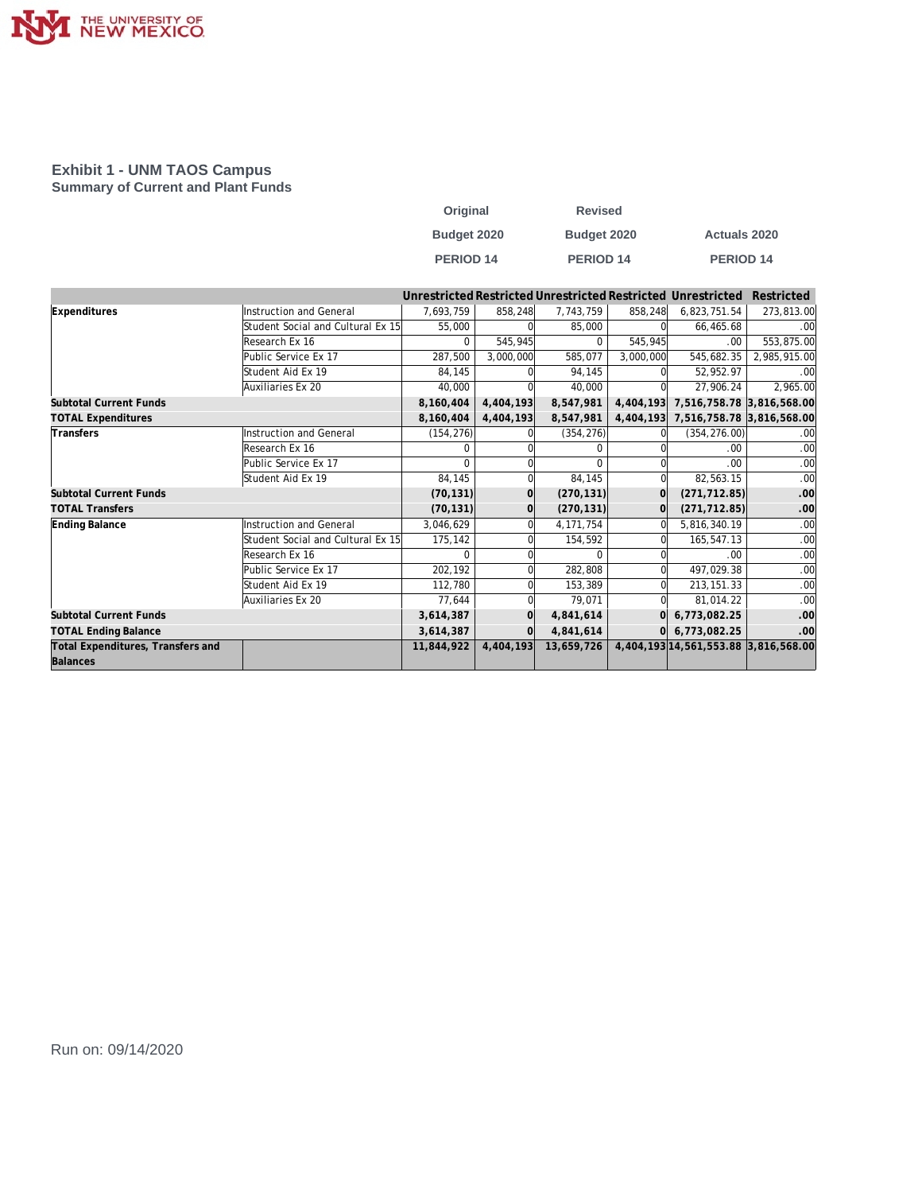## Exhibit 1 - UNM TAOS Campus
### Summary of Current and Plant Funds

| | | Original Budget 2020 PERIOD 14 | | Revised Budget 2020 PERIOD 14 | | Actuals 2020 PERIOD 14 | |
|---|---|---|---|---|---|---|---|
| | | Unrestricted | Restricted | Unrestricted | Restricted | Unrestricted | Restricted |
| **Expenditures** | Instruction and General | 7,693,759 | 858,248 | 7,743,759 | 858,248 | 6,823,751.54 | 273,813.00 |
| | Student Social and Cultural Ex 15 | 55,000 | 0 | 85,000 | 0 | 66,465.68 | .00 |
| | Research Ex 16 | 0 | 545,945 | 0 | 545,945 | .00 | 553,875.00 |
| | Public Service Ex 17 | 287,500 | 3,000,000 | 585,077 | 3,000,000 | 545,682.35 | 2,985,915.00 |
| | Student Aid Ex 19 | 84,145 | 0 | 94,145 | 0 | 52,952.97 | .00 |
| | Auxiliaries Ex 20 | 40,000 | 0 | 40,000 | 0 | 27,906.24 | 2,965.00 |
| **Subtotal Current Funds** | | **8,160,404** | **4,404,193** | **8,547,981** | **4,404,193** | **7,516,758.78** | **3,816,568.00** |
| **TOTAL Expenditures** | | **8,160,404** | **4,404,193** | **8,547,981** | **4,404,193** | **7,516,758.78** | **3,816,568.00** |
| **Transfers** | Instruction and General | (154,276) | 0 | (354,276) | 0 | (354,276.00) | .00 |
| | Research Ex 16 | 0 | 0 | 0 | 0 | .00 | .00 |
| | Public Service Ex 17 | 0 | 0 | 0 | 0 | .00 | .00 |
| | Student Aid Ex 19 | 84,145 | 0 | 84,145 | 0 | 82,563.15 | .00 |
| **Subtotal Current Funds** | | **(70,131)** | **0** | **(270,131)** | **0** | **(271,712.85)** | **.00** |
| **TOTAL Transfers** | | **(70,131)** | **0** | **(270,131)** | **0** | **(271,712.85)** | **.00** |
| **Ending Balance** | Instruction and General | 3,046,629 | 0 | 4,171,754 | 0 | 5,816,340.19 | .00 |
| | Student Social and Cultural Ex 15 | 175,142 | 0 | 154,592 | 0 | 165,547.13 | .00 |
| | Research Ex 16 | 0 | 0 | 0 | 0 | .00 | .00 |
| | Public Service Ex 17 | 202,192 | 0 | 282,808 | 0 | 497,029.38 | .00 |
| | Student Aid Ex 19 | 112,780 | 0 | 153,389 | 0 | 213,151.33 | .00 |
| | Auxiliaries Ex 20 | 77,644 | 0 | 79,071 | 0 | 81,014.22 | .00 |
| **Subtotal Current Funds** | | **3,614,387** | **0** | **4,841,614** | **0** | **6,773,082.25** | **.00** |
| **TOTAL Ending Balance** | | **3,614,387** | **0** | **4,841,614** | **0** | **6,773,082.25** | **.00** |
| **Total Expenditures, Transfers and Balances** | | **11,844,922** | **4,404,193** | **13,659,726** | **4,404,193** | **14,561,553.88** | **3,816,568.00** |

Run on: 09/14/2020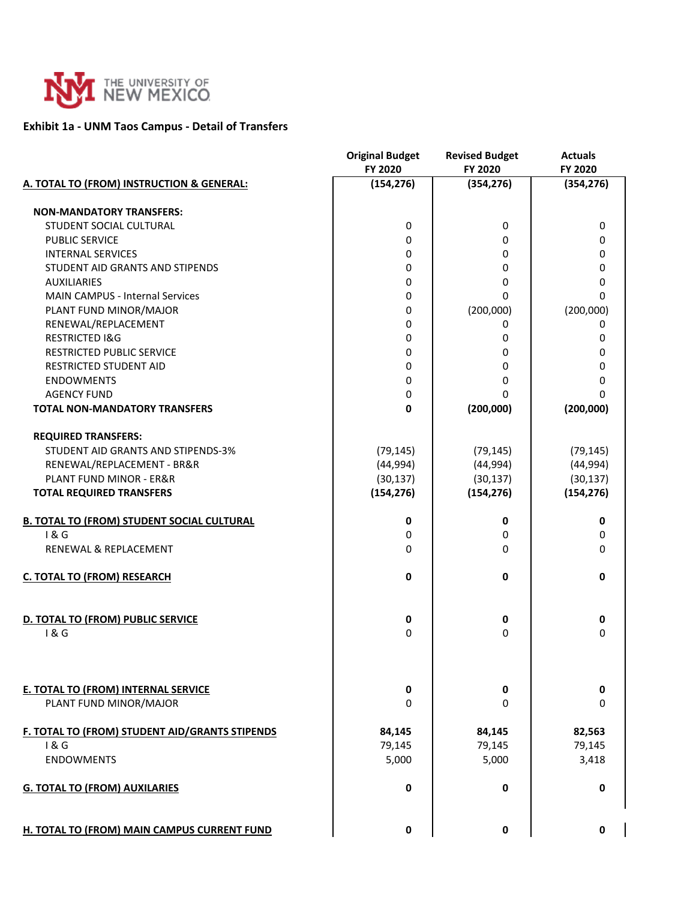THE UNIVERSITY OF NEW MEXICO

**Exhibit 1a - UNM Taos Campus - Detail of Transfers**

| | Original Budget FY 2020 | Revised Budget FY 2020 | Actuals FY 2020 |
|---|---|---|---|
| **A. TOTAL TO (FROM) INSTRUCTION & GENERAL:** | **(154,276)** | **(354,276)** | **(354,276)** |
| **NON-MANDATORY TRANSFERS:** | | | |
| STUDENT SOCIAL CULTURAL | 0 | 0 | 0 |
| PUBLIC SERVICE | 0 | 0 | 0 |
| INTERNAL SERVICES | 0 | 0 | 0 |
| STUDENT AID GRANTS AND STIPENDS | 0 | 0 | 0 |
| AUXILIARIES | 0 | 0 | 0 |
| MAIN CAMPUS - Internal Services | 0 | 0 | 0 |
| PLANT FUND MINOR/MAJOR | 0 | (200,000) | (200,000) |
| RENEWAL/REPLACEMENT | 0 | 0 | 0 |
| RESTRICTED I&G | 0 | 0 | 0 |
| RESTRICTED PUBLIC SERVICE | 0 | 0 | 0 |
| RESTRICTED STUDENT AID | 0 | 0 | 0 |
| ENDOWMENTS | 0 | 0 | 0 |
| AGENCY FUND | 0 | 0 | 0 |
| **TOTAL NON-MANDATORY TRANSFERS** | **0** | **(200,000)** | **(200,000)** |
| **REQUIRED TRANSFERS:** | | | |
| STUDENT AID GRANTS AND STIPENDS-3% | (79,145) | (79,145) | (79,145) |
| RENEWAL/REPLACEMENT - BR&R | (44,994) | (44,994) | (44,994) |
| PLANT FUND MINOR - ER&R | (30,137) | (30,137) | (30,137) |
| **TOTAL REQUIRED TRANSFERS** | **(154,276)** | **(154,276)** | **(154,276)** |
| **B. TOTAL TO (FROM) STUDENT SOCIAL CULTURAL** | **0** | **0** | **0** |
| I & G | 0 | 0 | 0 |
| RENEWAL & REPLACEMENT | 0 | 0 | 0 |
| **C. TOTAL TO (FROM) RESEARCH** | **0** | **0** | **0** |
| **D. TOTAL TO (FROM) PUBLIC SERVICE** | **0** | **0** | **0** |
| I & G | 0 | 0 | 0 |
| **E. TOTAL TO (FROM) INTERNAL SERVICE** | **0** | **0** | **0** |
| PLANT FUND MINOR/MAJOR | 0 | 0 | 0 |
| **F. TOTAL TO (FROM) STUDENT AID/GRANTS STIPENDS** | **84,145** | **84,145** | **82,563** |
| I & G | 79,145 | 79,145 | 79,145 |
| ENDOWMENTS | 5,000 | 5,000 | 3,418 |
| **G. TOTAL TO (FROM) AUXILARIES** | **0** | **0** | **0** |
| **H. TOTAL TO (FROM) MAIN CAMPUS CURRENT FUND** | **0** | **0** | **0** |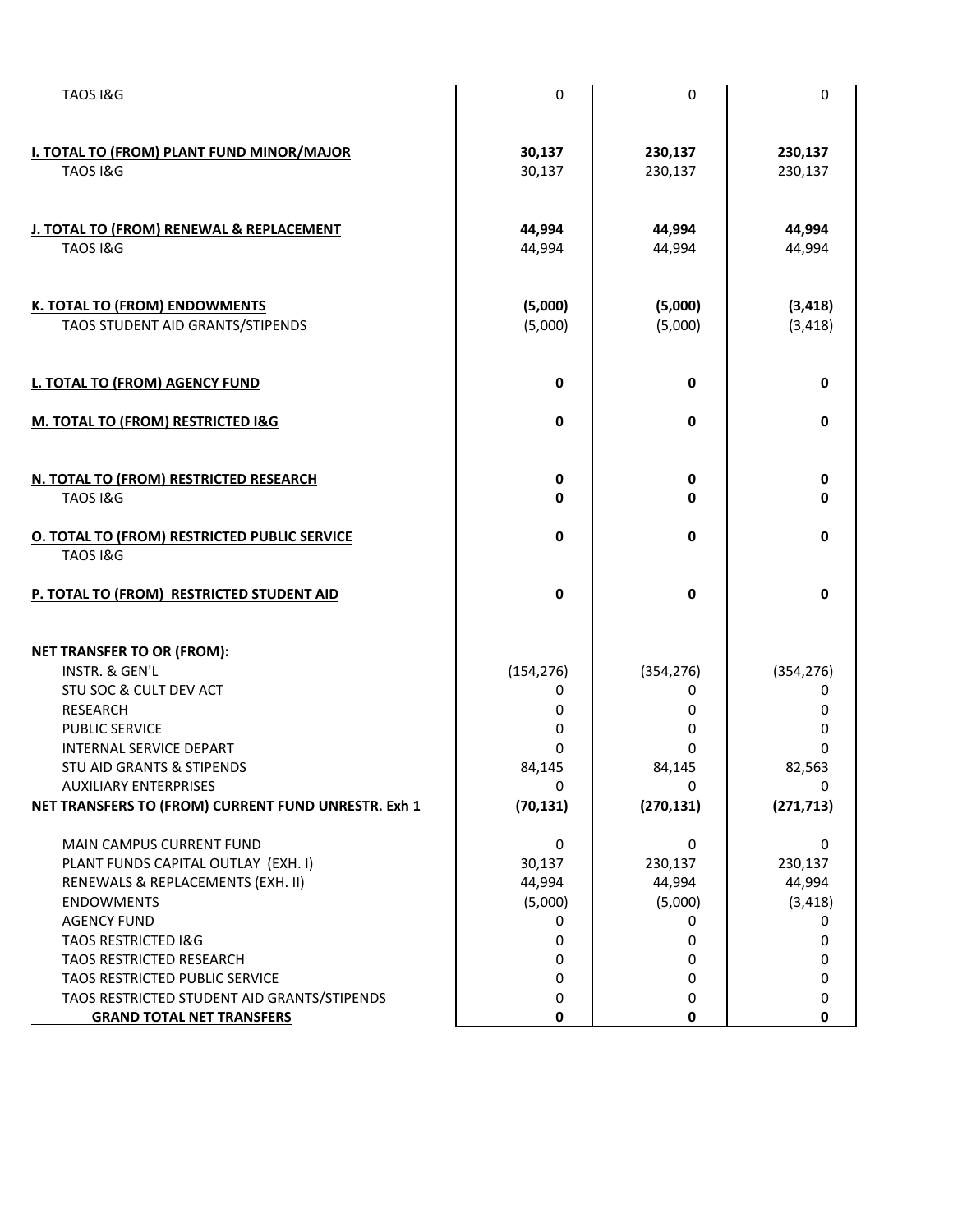| | | | |
|---|---|---|---|
| TAOS I&G | 0 | 0 | 0 |
| **I. TOTAL TO (FROM) PLANT FUND MINOR/MAJOR** | **30,137** | **230,137** | **230,137** |
| TAOS I&G | 30,137 | 230,137 | 230,137 |
| **J. TOTAL TO (FROM) RENEWAL & REPLACEMENT** | **44,994** | **44,994** | **44,994** |
| TAOS I&G | 44,994 | 44,994 | 44,994 |
| **K. TOTAL TO (FROM) ENDOWMENTS** | **(5,000)** | **(5,000)** | **(3,418)** |
| TAOS STUDENT AID GRANTS/STIPENDS | (5,000) | (5,000) | (3,418) |
| **L. TOTAL TO (FROM) AGENCY FUND** | **0** | **0** | **0** |
| **M. TOTAL TO (FROM) RESTRICTED I&G** | **0** | **0** | **0** |
| **N. TOTAL TO (FROM) RESTRICTED RESEARCH** | **0** | **0** | **0** |
| TAOS I&G | **0** | **0** | **0** |
| **O. TOTAL TO (FROM) RESTRICTED PUBLIC SERVICE** | **0** | **0** | **0** |
| TAOS I&G | | | |
| **P. TOTAL TO (FROM) RESTRICTED STUDENT AID** | **0** | **0** | **0** |
| **NET TRANSFER TO OR (FROM):** | | | |
| INSTR. & GEN'L | (154,276) | (354,276) | (354,276) |
| STU SOC & CULT DEV ACT | 0 | 0 | 0 |
| RESEARCH | 0 | 0 | 0 |
| PUBLIC SERVICE | 0 | 0 | 0 |
| INTERNAL SERVICE DEPART | 0 | 0 | 0 |
| STU AID GRANTS & STIPENDS | 84,145 | 84,145 | 82,563 |
| AUXILIARY ENTERPRISES | 0 | 0 | 0 |
| **NET TRANSFERS TO (FROM) CURRENT FUND UNRESTR. Exh 1** | **(70,131)** | **(270,131)** | **(271,713)** |
| MAIN CAMPUS CURRENT FUND | 0 | 0 | 0 |
| PLANT FUNDS CAPITAL OUTLAY (EXH. I) | 30,137 | 230,137 | 230,137 |
| RENEWALS & REPLACEMENTS (EXH. II) | 44,994 | 44,994 | 44,994 |
| ENDOWMENTS | (5,000) | (5,000) | (3,418) |
| AGENCY FUND | 0 | 0 | 0 |
| TAOS RESTRICTED I&G | 0 | 0 | 0 |
| TAOS RESTRICTED RESEARCH | 0 | 0 | 0 |
| TAOS RESTRICTED PUBLIC SERVICE | 0 | 0 | 0 |
| TAOS RESTRICTED STUDENT AID GRANTS/STIPENDS | 0 | 0 | 0 |
| **GRAND TOTAL NET TRANSFERS** | **0** | **0** | **0** |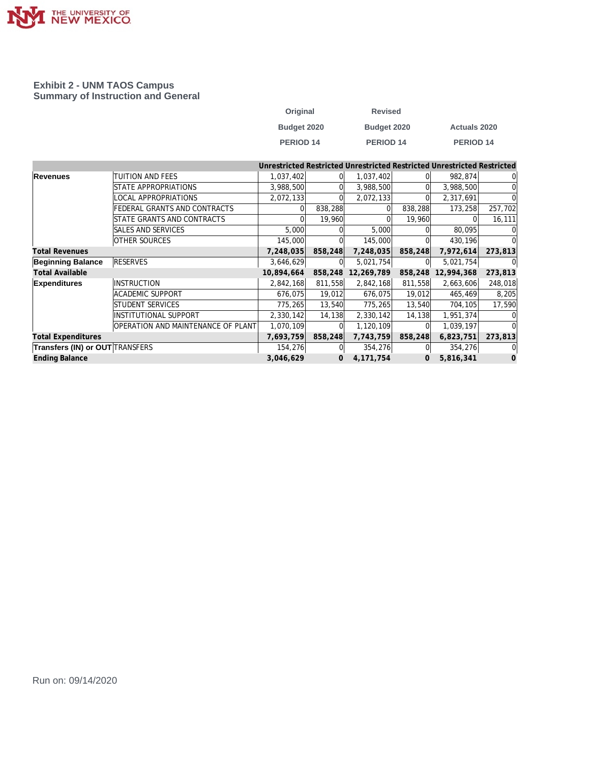## Exhibit 2 - UNM TAOS Campus
## Summary of Instruction and General

| | | Original Budget 2020 PERIOD 14 | | Revised Budget 2020 PERIOD 14 | | Actuals 2020 PERIOD 14 | |
|---|---|---|---|---|---|---|---|
| | | Unrestricted | Restricted | Unrestricted | Restricted | Unrestricted | Restricted |
| **Revenues** | TUITION AND FEES | 1,037,402 | 0 | 1,037,402 | 0 | 982,874 | 0 |
| | STATE APPROPRIATIONS | 3,988,500 | 0 | 3,988,500 | 0 | 3,988,500 | 0 |
| | LOCAL APPROPRIATIONS | 2,072,133 | 0 | 2,072,133 | 0 | 2,317,691 | 0 |
| | FEDERAL GRANTS AND CONTRACTS | 0 | 838,288 | 0 | 838,288 | 173,258 | 257,702 |
| | STATE GRANTS AND CONTRACTS | 0 | 19,960 | 0 | 19,960 | 0 | 16,111 |
| | SALES AND SERVICES | 5,000 | 0 | 5,000 | 0 | 80,095 | 0 |
| | OTHER SOURCES | 145,000 | 0 | 145,000 | 0 | 430,196 | 0 |
| **Total Revenues** | | **7,248,035** | **858,248** | **7,248,035** | **858,248** | **7,972,614** | **273,813** |
| **Beginning Balance** | RESERVES | 3,646,629 | 0 | 5,021,754 | 0 | 5,021,754 | 0 |
| **Total Available** | | **10,894,664** | **858,248** | **12,269,789** | **858,248** | **12,994,368** | **273,813** |
| **Expenditures** | INSTRUCTION | 2,842,168 | 811,558 | 2,842,168 | 811,558 | 2,663,606 | 248,018 |
| | ACADEMIC SUPPORT | 676,075 | 19,012 | 676,075 | 19,012 | 465,469 | 8,205 |
| | STUDENT SERVICES | 775,265 | 13,540 | 775,265 | 13,540 | 704,105 | 17,590 |
| | INSTITUTIONAL SUPPORT | 2,330,142 | 14,138 | 2,330,142 | 14,138 | 1,951,374 | 0 |
| | OPERATION AND MAINTENANCE OF PLANT | 1,070,109 | 0 | 1,120,109 | 0 | 1,039,197 | 0 |
| **Total Expenditures** | | **7,693,759** | **858,248** | **7,743,759** | **858,248** | **6,823,751** | **273,813** |
| **Transfers (IN) or OUT** | TRANSFERS | 154,276 | 0 | 354,276 | 0 | 354,276 | 0 |
| **Ending Balance** | | **3,046,629** | **0** | **4,171,754** | **0** | **5,816,341** | **0** |

Run on: 09/14/2020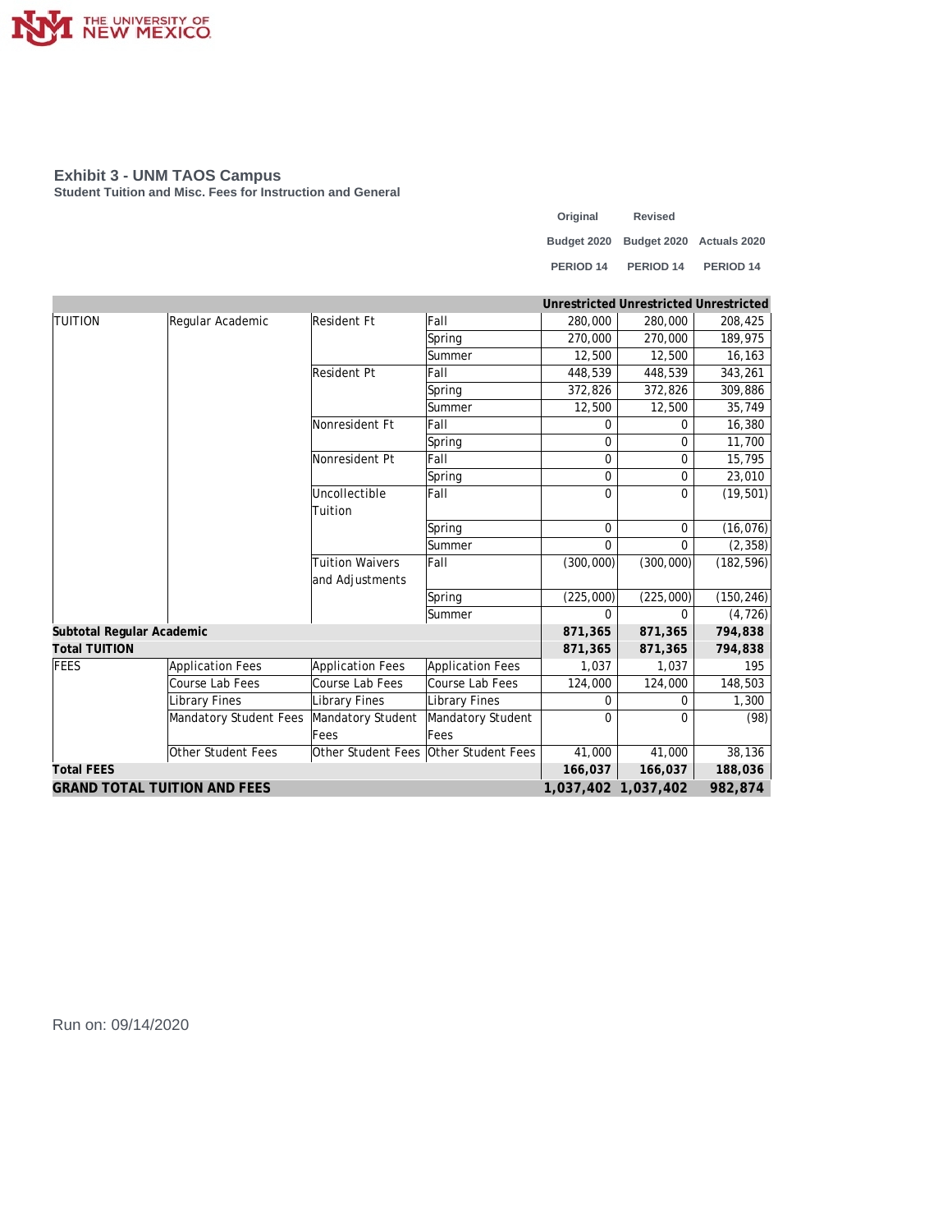## Exhibit 3 - UNM TAOS Campus

**Student Tuition and Misc. Fees for Instruction and General**

| | | | | Original Budget 2020 PERIOD 14 | Revised Budget 2020 PERIOD 14 | Actuals 2020 PERIOD 14 |
|---|---|---|---|---|---|---|
| | | | | Unrestricted | Unrestricted | Unrestricted |
| TUITION | Regular Academic | Resident Ft | Fall | 280,000 | 280,000 | 208,425 |
| | | | Spring | 270,000 | 270,000 | 189,975 |
| | | | Summer | 12,500 | 12,500 | 16,163 |
| | | Resident Pt | Fall | 448,539 | 448,539 | 343,261 |
| | | | Spring | 372,826 | 372,826 | 309,886 |
| | | | Summer | 12,500 | 12,500 | 35,749 |
| | | Nonresident Ft | Fall | 0 | 0 | 16,380 |
| | | | Spring | 0 | 0 | 11,700 |
| | | Nonresident Pt | Fall | 0 | 0 | 15,795 |
| | | | Spring | 0 | 0 | 23,010 |
| | | Uncollectible Tuition | Fall | 0 | 0 | (19,501) |
| | | | Spring | 0 | 0 | (16,076) |
| | | | Summer | 0 | 0 | (2,358) |
| | | Tuition Waivers and Adjustments | Fall | (300,000) | (300,000) | (182,596) |
| | | | Spring | (225,000) | (225,000) | (150,246) |
| | | | Summer | 0 | 0 | (4,726) |
| **Subtotal Regular Academic** | | | | **871,365** | **871,365** | **794,838** |
| **Total TUITION** | | | | **871,365** | **871,365** | **794,838** |
| FEES | Application Fees | Application Fees | Application Fees | 1,037 | 1,037 | 195 |
| | Course Lab Fees | Course Lab Fees | Course Lab Fees | 124,000 | 124,000 | 148,503 |
| | Library Fines | Library Fines | Library Fines | 0 | 0 | 1,300 |
| | Mandatory Student Fees | Mandatory Student Fees | Mandatory Student Fees | 0 | 0 | (98) |
| | Other Student Fees | Other Student Fees | Other Student Fees | 41,000 | 41,000 | 38,136 |
| **Total FEES** | | | | **166,037** | **166,037** | **188,036** |
| **GRAND TOTAL TUITION AND FEES** | | | | **1,037,402** | **1,037,402** | **982,874** |

Run on: 09/14/2020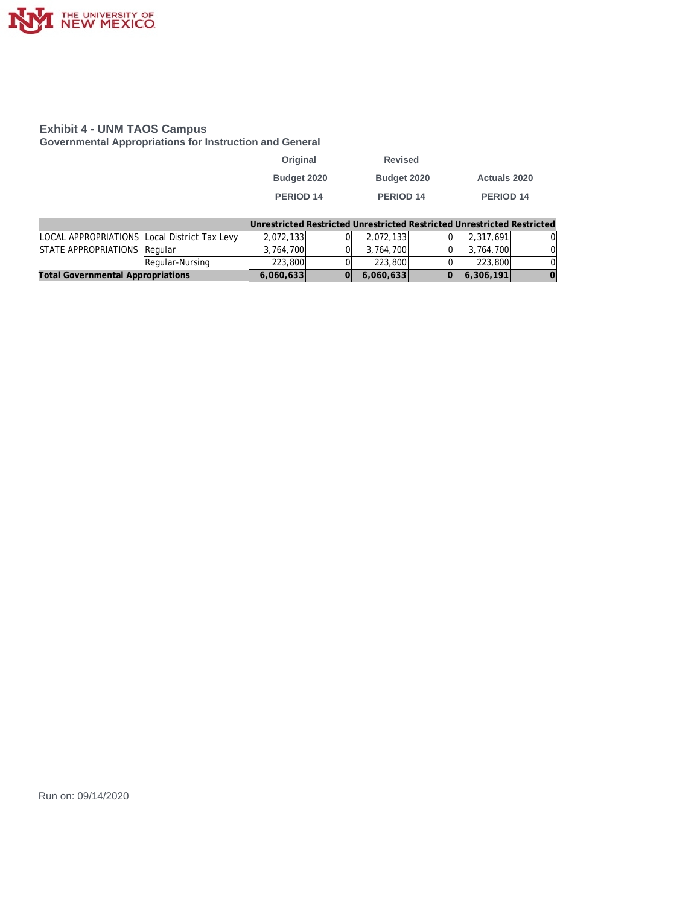## Exhibit 4 - UNM TAOS Campus

### Governmental Appropriations for Instruction and General

| | | Original Budget 2020 PERIOD 14 | | Revised Budget 2020 PERIOD 14 | | Actuals 2020 PERIOD 14 | |
|---|---|---|---|---|---|---|---|
| | | Unrestricted | Restricted | Unrestricted | Restricted | Unrestricted | Restricted |
| LOCAL APPROPRIATIONS | Local District Tax Levy | 2,072,133 | 0 | 2,072,133 | 0 | 2,317,691 | 0 |
| STATE APPROPRIATIONS | Regular | 3,764,700 | 0 | 3,764,700 | 0 | 3,764,700 | 0 |
| | Regular-Nursing | 223,800 | 0 | 223,800 | 0 | 223,800 | 0 |
| **Total Governmental Appropriations** | | **6,060,633** | **0** | **6,060,633** | **0** | **6,306,191** | **0** |

Run on: 09/14/2020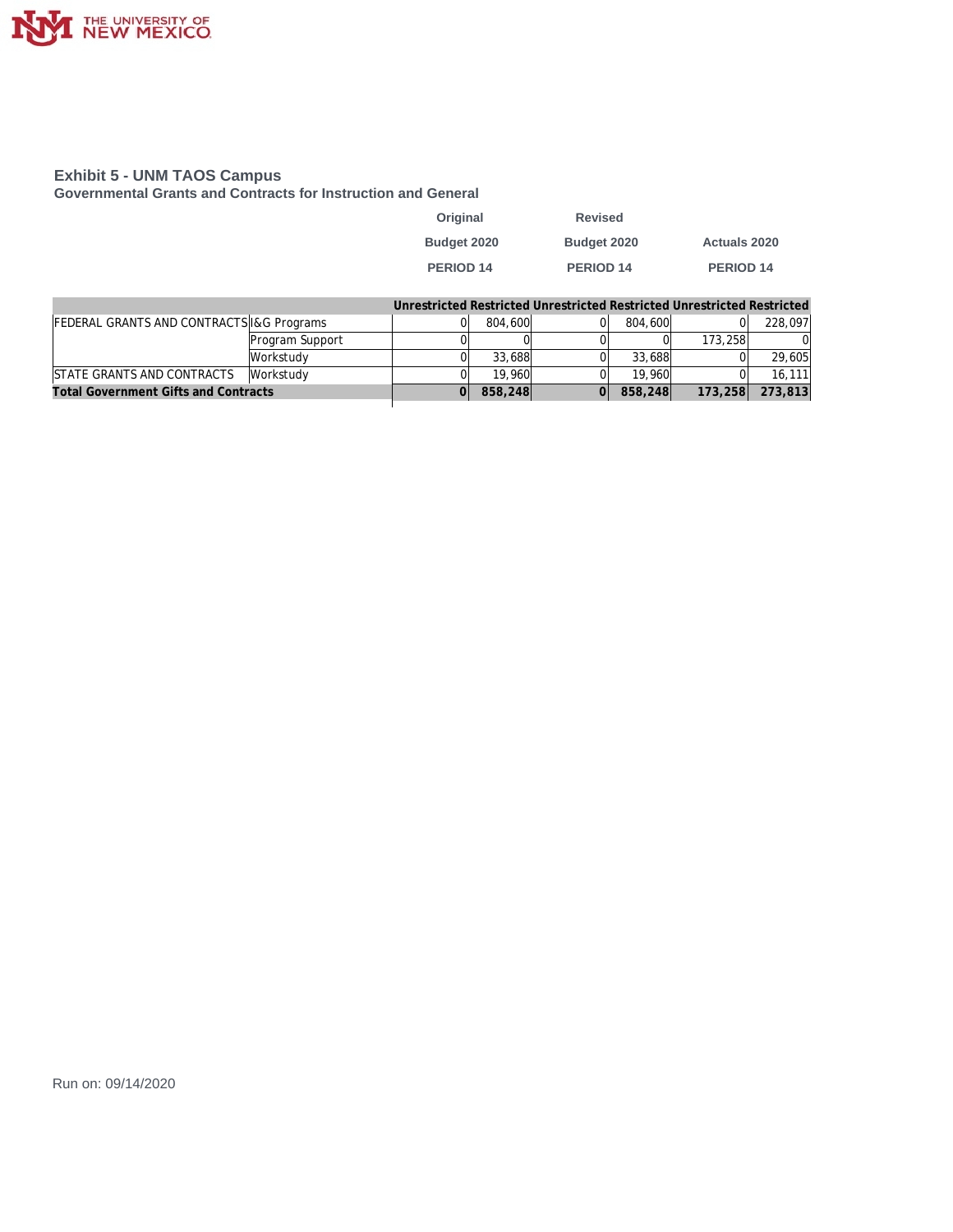# Exhibit 5 - UNM TAOS Campus

## Governmental Grants and Contracts for Instruction and General

| | | Original Budget 2020 PERIOD 14 | | Revised Budget 2020 PERIOD 14 | | Actuals 2020 PERIOD 14 | |
|---|---|---|---|---|---|---|---|
| | | Unrestricted | Restricted | Unrestricted | Restricted | Unrestricted | Restricted |
| FEDERAL GRANTS AND CONTRACTS | I&G Programs | 0 | 804,600 | 0 | 804,600 | 0 | 228,097 |
| | Program Support | 0 | 0 | 0 | 0 | 173,258 | 0 |
| | Workstudy | 0 | 33,688 | 0 | 33,688 | 0 | 29,605 |
| STATE GRANTS AND CONTRACTS | Workstudy | 0 | 19,960 | 0 | 19,960 | 0 | 16,111 |
| **Total Government Gifts and Contracts** | | **0** | **858,248** | **0** | **858,248** | **173,258** | **273,813** |

Run on: 09/14/2020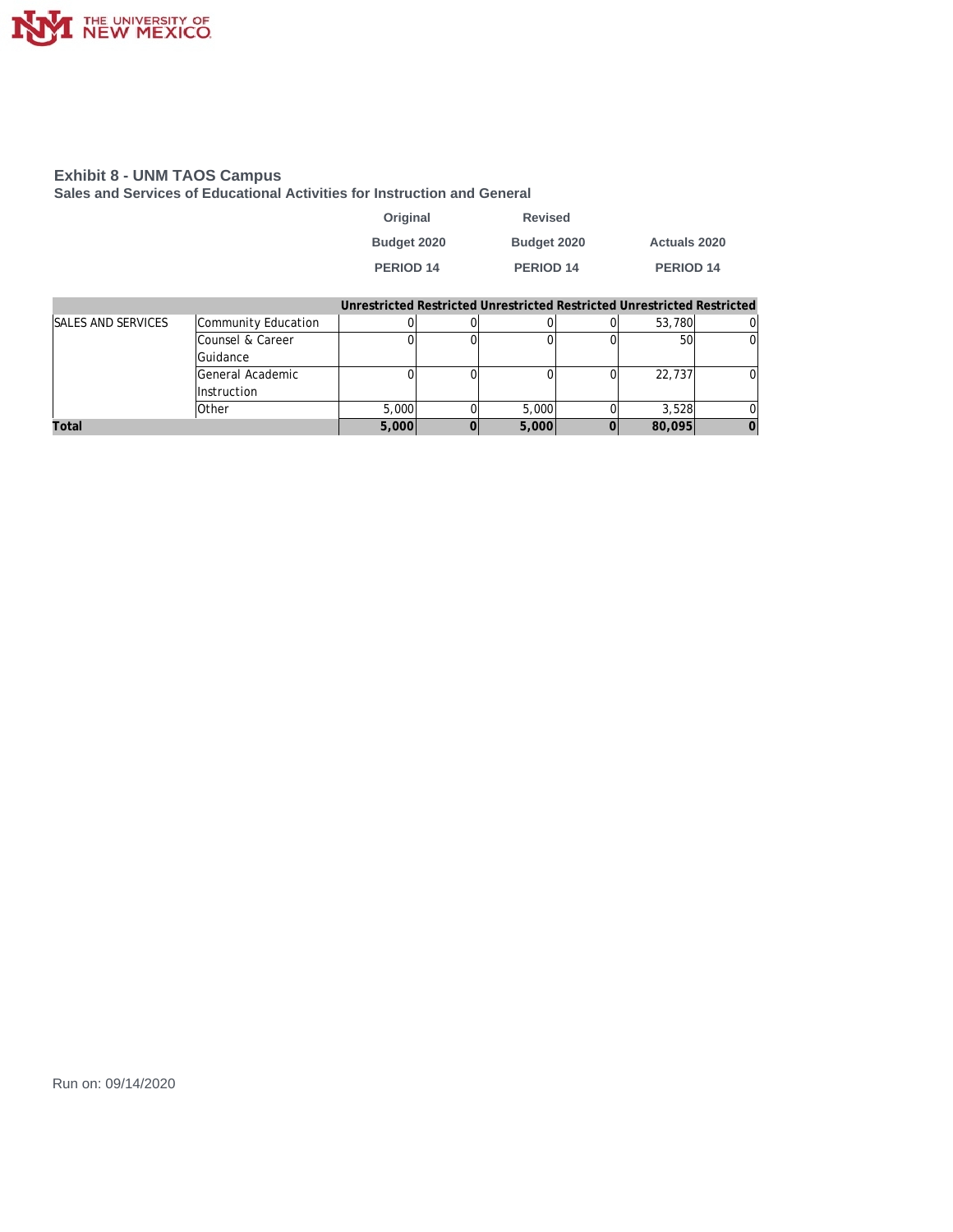## Exhibit 8 - UNM TAOS Campus

### Sales and Services of Educational Activities for Instruction and General

| | | Original Budget 2020 PERIOD 14 | | Revised Budget 2020 PERIOD 14 | | Actuals 2020 PERIOD 14 | |
|---|---|---|---|---|---|---|---|
| | | Unrestricted | Restricted | Unrestricted | Restricted | Unrestricted | Restricted |
| SALES AND SERVICES | Community Education | 0 | 0 | 0 | 0 | 53,780 | 0 |
| | Counsel & Career Guidance | 0 | 0 | 0 | 0 | 50 | 0 |
| | General Academic Instruction | 0 | 0 | 0 | 0 | 22,737 | 0 |
| | Other | 5,000 | 0 | 5,000 | 0 | 3,528 | 0 |
| **Total** | | **5,000** | **0** | **5,000** | **0** | **80,095** | **0** |

Run on: 09/14/2020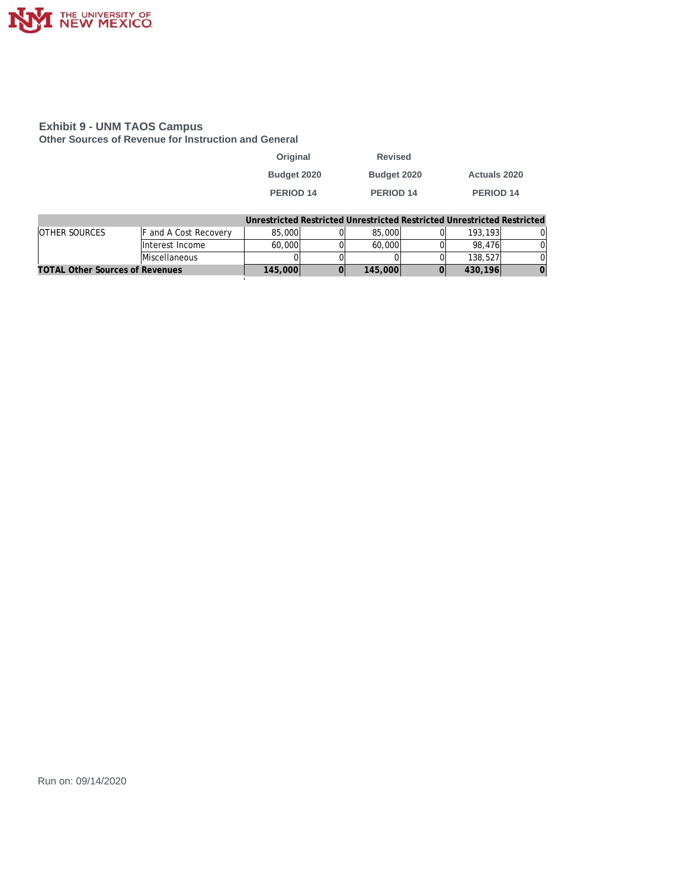## Exhibit 9 - UNM TAOS Campus

### Other Sources of Revenue for Instruction and General

| | | Original Budget 2020 PERIOD 14 | | Revised Budget 2020 PERIOD 14 | | Actuals 2020 PERIOD 14 | |
|---|---|---|---|---|---|---|---|
| | | Unrestricted | Restricted | Unrestricted | Restricted | Unrestricted | Restricted |
| OTHER SOURCES | F and A Cost Recovery | 85,000 | 0 | 85,000 | 0 | 193,193 | 0 |
| | Interest Income | 60,000 | 0 | 60,000 | 0 | 98,476 | 0 |
| | Miscellaneous | 0 | 0 | 0 | 0 | 138,527 | 0 |
| **TOTAL Other Sources of Revenues** | | **145,000** | **0** | **145,000** | **0** | **430,196** | **0** |

Run on: 09/14/2020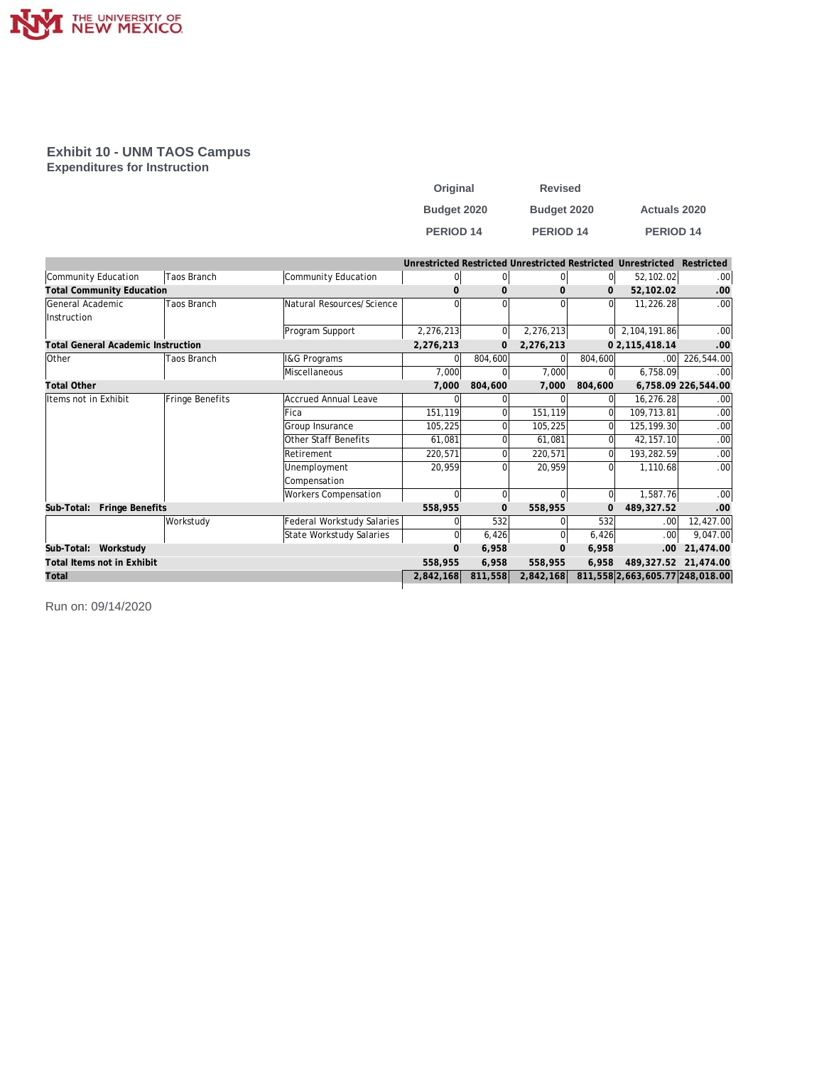## Exhibit 10 - UNM TAOS Campus

### Expenditures for Instruction

| | | | Original Budget 2020 PERIOD 14 | | Revised Budget 2020 PERIOD 14 | | Actuals 2020 PERIOD 14 | |
|---|---|---|---|---|---|---|---|---|
| | | | Unrestricted | Restricted | Unrestricted | Restricted | Unrestricted | Restricted |
| Community Education | Taos Branch | Community Education | 0 | 0 | 0 | 0 | 52,102.02 | .00 |
| **Total Community Education** | | | **0** | **0** | **0** | **0** | **52,102.02** | **.00** |
| General Academic Instruction | Taos Branch | Natural Resources/Science | 0 | 0 | 0 | 0 | 11,226.28 | .00 |
| | | Program Support | 2,276,213 | 0 | 2,276,213 | 0 | 2,104,191.86 | .00 |
| **Total General Academic Instruction** | | | **2,276,213** | **0** | **2,276,213** | **0** | **2,115,418.14** | **.00** |
| Other | Taos Branch | I&G Programs | 0 | 804,600 | 0 | 804,600 | .00 | 226,544.00 |
| | | Miscellaneous | 7,000 | 0 | 7,000 | 0 | 6,758.09 | .00 |
| **Total Other** | | | **7,000** | **804,600** | **7,000** | **804,600** | **6,758.09** | **226,544.00** |
| Items not in Exhibit | Fringe Benefits | Accrued Annual Leave | 0 | 0 | 0 | 0 | 16,276.28 | .00 |
| | | Fica | 151,119 | 0 | 151,119 | 0 | 109,713.81 | .00 |
| | | Group Insurance | 105,225 | 0 | 105,225 | 0 | 125,199.30 | .00 |
| | | Other Staff Benefits | 61,081 | 0 | 61,081 | 0 | 42,157.10 | .00 |
| | | Retirement | 220,571 | 0 | 220,571 | 0 | 193,282.59 | .00 |
| | | Unemployment Compensation | 20,959 | 0 | 20,959 | 0 | 1,110.68 | .00 |
| | | Workers Compensation | 0 | 0 | 0 | 0 | 1,587.76 | .00 |
| **Sub-Total: Fringe Benefits** | | | **558,955** | **0** | **558,955** | **0** | **489,327.52** | **.00** |
| | Workstudy | Federal Workstudy Salaries | 0 | 532 | 0 | 532 | .00 | 12,427.00 |
| | | State Workstudy Salaries | 0 | 6,426 | 0 | 6,426 | .00 | 9,047.00 |
| **Sub-Total: Workstudy** | | | **0** | **6,958** | **0** | **6,958** | **.00** | **21,474.00** |
| **Total Items not in Exhibit** | | | **558,955** | **6,958** | **558,955** | **6,958** | **489,327.52** | **21,474.00** |
| **Total** | | | **2,842,168** | **811,558** | **2,842,168** | **811,558** | **2,663,605.77** | **248,018.00** |

Run on: 09/14/2020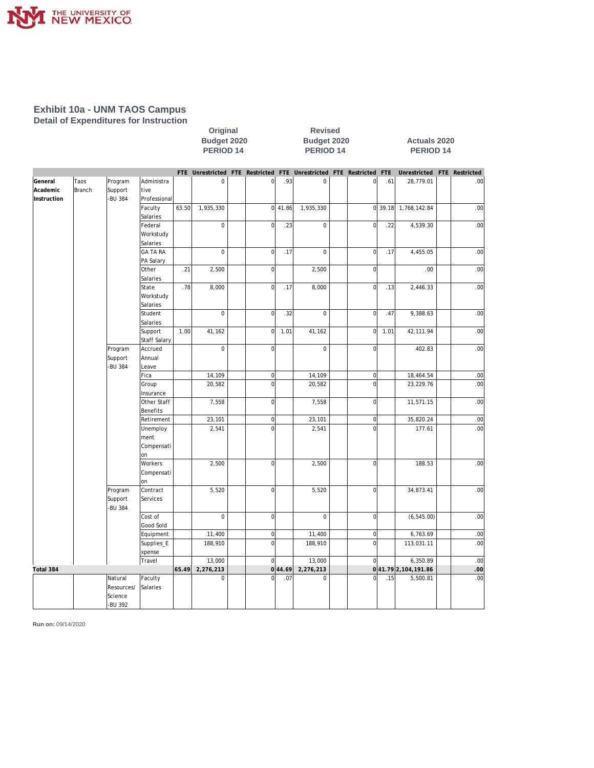# Exhibit 10a - UNM TAOS Campus

## Detail of Expenditures for Instruction

| | | | | Original Budget 2020 PERIOD 14 | | | | Revised Budget 2020 PERIOD 14 | | | | Actuals 2020 PERIOD 14 | | | |
|---|---|---|---|---|---|---|---|---|---|---|---|---|---|---|---|
| | | | | FTE | Unrestricted | FTE | Restricted | FTE | Unrestricted | FTE | Restricted | FTE | Unrestricted | FTE | Restricted |
| **General Academic Instruction** | Taos Branch | Program Support -BU 384 | Administrative Professional | | 0 | | 0 | .93 | 0 | | 0 | .61 | 28,779.01 | | .00 |
| | | | Faculty Salaries | 63.50 | 1,935,330 | | 0 | 41.86 | 1,935,330 | | 0 | 39.18 | 1,768,142.84 | | .00 |
| | | | Federal Workstudy Salaries | | 0 | | 0 | .23 | 0 | | 0 | .22 | 4,539.30 | | .00 |
| | | | GA TA RA PA Salary | | 0 | | 0 | .17 | 0 | | 0 | .17 | 4,455.05 | | .00 |
| | | | Other Salaries | .21 | 2,500 | | 0 | | 2,500 | | 0 | | .00 | | .00 |
| | | | State Workstudy Salaries | .78 | 8,000 | | 0 | .17 | 8,000 | | 0 | .13 | 2,446.33 | | .00 |
| | | | Student Salaries | | 0 | | 0 | .32 | 0 | | 0 | .47 | 9,388.63 | | .00 |
| | | | Support Staff Salary | 1.00 | 41,162 | | 0 | 1.01 | 41,162 | | 0 | 1.01 | 42,111.94 | | .00 |
| | | Program Support -BU 384 | Accrued Annual Leave | | 0 | | 0 | | 0 | | 0 | | 402.83 | | .00 |
| | | | Fica | | 14,109 | | 0 | | 14,109 | | 0 | | 18,464.54 | | .00 |
| | | | Group Insurance | | 20,582 | | 0 | | 20,582 | | 0 | | 23,229.76 | | .00 |
| | | | Other Staff Benefits | | 7,558 | | 0 | | 7,558 | | 0 | | 11,571.15 | | .00 |
| | | | Retirement | | 23,101 | | 0 | | 23,101 | | 0 | | 35,820.24 | | .00 |
| | | | Unemployment Compensation | | 2,541 | | 0 | | 2,541 | | 0 | | 177.61 | | .00 |
| | | | Workers Compensation | | 2,500 | | 0 | | 2,500 | | 0 | | 188.53 | | .00 |
| | | Program Support -BU 384 | Contract Services | | 5,520 | | 0 | | 5,520 | | 0 | | 34,873.41 | | .00 |
| | | | Cost of Good Sold | | 0 | | 0 | | 0 | | 0 | | (6,545.00) | | .00 |
| | | | Equipment | | 11,400 | | 0 | | 11,400 | | 0 | | 6,763.69 | | .00 |
| | | | Supplies_Expense | | 188,910 | | 0 | | 188,910 | | 0 | | 113,031.11 | | .00 |
| | | | Travel | | 13,000 | | 0 | | 13,000 | | 0 | | 6,350.89 | | .00 |
| **Total 384** | | | | **65.49** | **2,276,213** | | **0** | **44.69** | **2,276,213** | | **0** | **41.79** | **2,104,191.86** | | **.00** |
| | | Natural Resources/ Science -BU 392 | Faculty Salaries | | 0 | | 0 | .07 | 0 | | 0 | .15 | 5,500.81 | | .00 |

**Run on:** 09/14/2020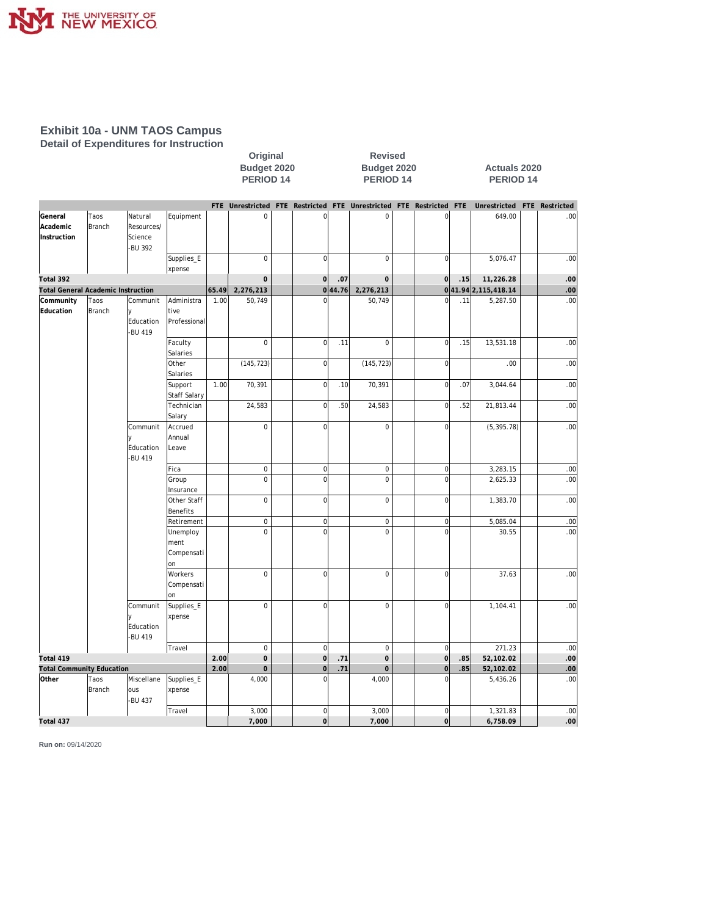# Exhibit 10a - UNM TAOS Campus

## Detail of Expenditures for Instruction

| | | | | Original Budget 2020 PERIOD 14 | | | | Revised Budget 2020 PERIOD 14 | | | | Actuals 2020 PERIOD 14 | | | |
|---|---|---|---|---|---|---|---|---|---|---|---|---|---|---|---|
| | | | | FTE | Unrestricted | FTE | Restricted | FTE | Unrestricted | FTE | Restricted | FTE | Unrestricted | FTE | Restricted |
| **General Academic Instruction** | Taos Branch | Natural Resources/ Science -BU 392 | Equipment | | 0 | | 0 | | 0 | | 0 | | 649.00 | | .00 |
| | | | Supplies_Expense | | 0 | | 0 | | 0 | | 0 | | 5,076.47 | | .00 |
| **Total 392** | | | | | **0** | | **0** | **.07** | **0** | | **0** | **.15** | **11,226.28** | | **.00** |
| **Total General Academic Instruction** | | | | **65.49** | **2,276,213** | | **0** | **44.76** | **2,276,213** | | **0** | **41.94** | **2,115,418.14** | | **.00** |
| **Community Education** | Taos Branch | Community Education -BU 419 | Administrative Professional | 1.00 | 50,749 | | 0 | | 50,749 | | 0 | .11 | 5,287.50 | | .00 |
| | | | Faculty Salaries | | 0 | | 0 | .11 | 0 | | 0 | .15 | 13,531.18 | | .00 |
| | | | Other Salaries | | (145,723) | | 0 | | (145,723) | | 0 | | .00 | | .00 |
| | | | Support Staff Salary | 1.00 | 70,391 | | 0 | .10 | 70,391 | | 0 | .07 | 3,044.64 | | .00 |
| | | | Technician Salary | | 24,583 | | 0 | .50 | 24,583 | | 0 | .52 | 21,813.44 | | .00 |
| | | Community Education -BU 419 | Accrued Annual Leave | | 0 | | 0 | | 0 | | 0 | | (5,395.78) | | .00 |
| | | | Fica | | 0 | | 0 | | 0 | | 0 | | 3,283.15 | | .00 |
| | | | Group Insurance | | 0 | | 0 | | 0 | | 0 | | 2,625.33 | | .00 |
| | | | Other Staff Benefits | | 0 | | 0 | | 0 | | 0 | | 1,383.70 | | .00 |
| | | | Retirement | | 0 | | 0 | | 0 | | 0 | | 5,085.04 | | .00 |
| | | | Unemployment Compensation | | 0 | | 0 | | 0 | | 0 | | 30.55 | | .00 |
| | | | Workers Compensation | | 0 | | 0 | | 0 | | 0 | | 37.63 | | .00 |
| | | Community Education -BU 419 | Supplies_Expense | | 0 | | 0 | | 0 | | 0 | | 1,104.41 | | .00 |
| | | | Travel | | 0 | | 0 | | 0 | | 0 | | 271.23 | | .00 |
| **Total 419** | | | | **2.00** | **0** | | **0** | **.71** | **0** | | **0** | **.85** | **52,102.02** | | **.00** |
| **Total Community Education** | | | | **2.00** | **0** | | **0** | **.71** | **0** | | **0** | **.85** | **52,102.02** | | **.00** |
| **Other** | Taos Branch | Miscellaneous -BU 437 | Supplies_Expense | | 4,000 | | 0 | | 4,000 | | 0 | | 5,436.26 | | .00 |
| | | | Travel | | 3,000 | | 0 | | 3,000 | | 0 | | 1,321.83 | | .00 |
| **Total 437** | | | | | **7,000** | | **0** | | **7,000** | | **0** | | **6,758.09** | | **.00** |

**Run on:** 09/14/2020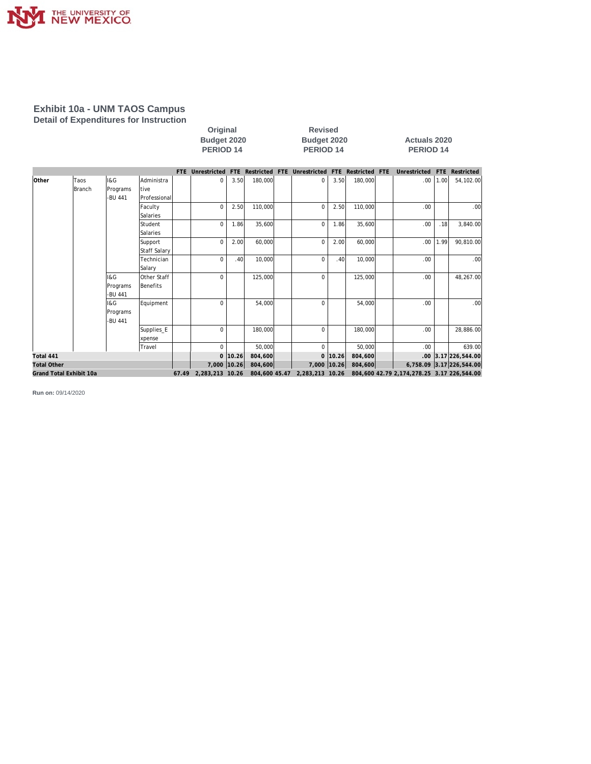# Exhibit 10a - UNM TAOS Campus

## Detail of Expenditures for Instruction

| | | | | Original Budget 2020 PERIOD 14 | | | | Revised Budget 2020 PERIOD 14 | | | | Actuals 2020 PERIOD 14 | | | |
|---|---|---|---|---|---|---|---|---|---|---|---|---|---|---|---|
| | | | | FTE | Unrestricted | FTE | Restricted | FTE | Unrestricted | FTE | Restricted | FTE | Unrestricted | FTE | Restricted |
| Other | Taos Branch | I&G Programs -BU 441 | Administrative Professional | | 0 | 3.50 | 180,000 | | 0 | 3.50 | 180,000 | | .00 | 1.00 | 54,102.00 |
| | | | Faculty Salaries | | 0 | 2.50 | 110,000 | | 0 | 2.50 | 110,000 | | .00 | | .00 |
| | | | Student Salaries | | 0 | 1.86 | 35,600 | | 0 | 1.86 | 35,600 | | .00 | .18 | 3,840.00 |
| | | | Support Staff Salary | | 0 | 2.00 | 60,000 | | 0 | 2.00 | 60,000 | | .00 | 1.99 | 90,810.00 |
| | | | Technician Salary | | 0 | .40 | 10,000 | | 0 | .40 | 10,000 | | .00 | | .00 |
| | | I&G Programs -BU 441 | Other Staff Benefits | | 0 | | 125,000 | | 0 | | 125,000 | | .00 | | 48,267.00 |
| | | I&G Programs -BU 441 | Equipment | | 0 | | 54,000 | | 0 | | 54,000 | | .00 | | .00 |
| | | | Supplies_Expense | | 0 | | 180,000 | | 0 | | 180,000 | | .00 | | 28,886.00 |
| | | | Travel | | 0 | | 50,000 | | 0 | | 50,000 | | .00 | | 639.00 |
| **Total 441** | | | | | **0** | **10.26** | **804,600** | | **0** | **10.26** | **804,600** | | **.00** | **3.17** | **226,544.00** |
| **Total Other** | | | | | **7,000** | **10.26** | **804,600** | | **7,000** | **10.26** | **804,600** | | **6,758.09** | **3.17** | **226,544.00** |
| **Grand Total Exhibit 10a** | | | | **67.49** | **2,283,213** | **10.26** | **804,600** | **45.47** | **2,283,213** | **10.26** | **804,600** | **42.79** | **2,174,278.25** | **3.17** | **226,544.00** |

**Run on:** 09/14/2020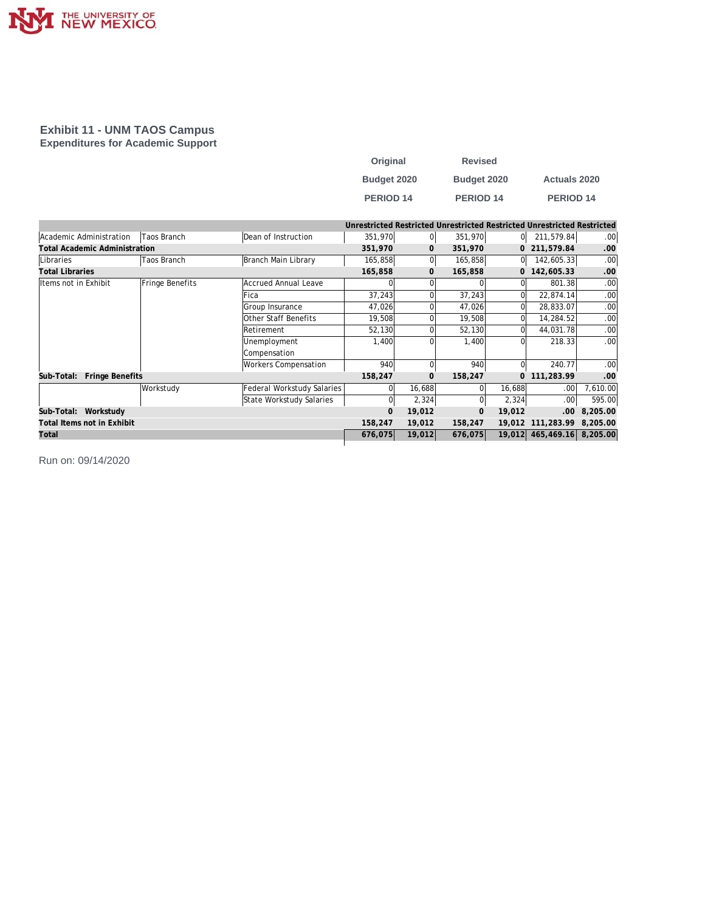# Exhibit 11 - UNM TAOS Campus

## Expenditures for Academic Support

| | | | Original Budget 2020 PERIOD 14 | | Revised Budget 2020 PERIOD 14 | | Actuals 2020 PERIOD 14 | |
|---|---|---|---|---|---|---|---|---|
| | | | Unrestricted | Restricted | Unrestricted | Restricted | Unrestricted | Restricted |
| Academic Administration | Taos Branch | Dean of Instruction | 351,970 | 0 | 351,970 | 0 | 211,579.84 | .00 |
| **Total Academic Administration** | | | **351,970** | **0** | **351,970** | **0** | **211,579.84** | **.00** |
| Libraries | Taos Branch | Branch Main Library | 165,858 | 0 | 165,858 | 0 | 142,605.33 | .00 |
| **Total Libraries** | | | **165,858** | **0** | **165,858** | **0** | **142,605.33** | **.00** |
| Items not in Exhibit | Fringe Benefits | Accrued Annual Leave | 0 | 0 | 0 | 0 | 801.38 | .00 |
| | | Fica | 37,243 | 0 | 37,243 | 0 | 22,874.14 | .00 |
| | | Group Insurance | 47,026 | 0 | 47,026 | 0 | 28,833.07 | .00 |
| | | Other Staff Benefits | 19,508 | 0 | 19,508 | 0 | 14,284.52 | .00 |
| | | Retirement | 52,130 | 0 | 52,130 | 0 | 44,031.78 | .00 |
| | | Unemployment Compensation | 1,400 | 0 | 1,400 | 0 | 218.33 | .00 |
| | | Workers Compensation | 940 | 0 | 940 | 0 | 240.77 | .00 |
| **Sub-Total: Fringe Benefits** | | | **158,247** | **0** | **158,247** | **0** | **111,283.99** | **.00** |
| | Workstudy | Federal Workstudy Salaries | 0 | 16,688 | 0 | 16,688 | .00 | 7,610.00 |
| | | State Workstudy Salaries | 0 | 2,324 | 0 | 2,324 | .00 | 595.00 |
| **Sub-Total: Workstudy** | | | **0** | **19,012** | **0** | **19,012** | **.00** | **8,205.00** |
| **Total Items not in Exhibit** | | | **158,247** | **19,012** | **158,247** | **19,012** | **111,283.99** | **8,205.00** |
| **Total** | | | **676,075** | **19,012** | **676,075** | **19,012** | **465,469.16** | **8,205.00** |

Run on: 09/14/2020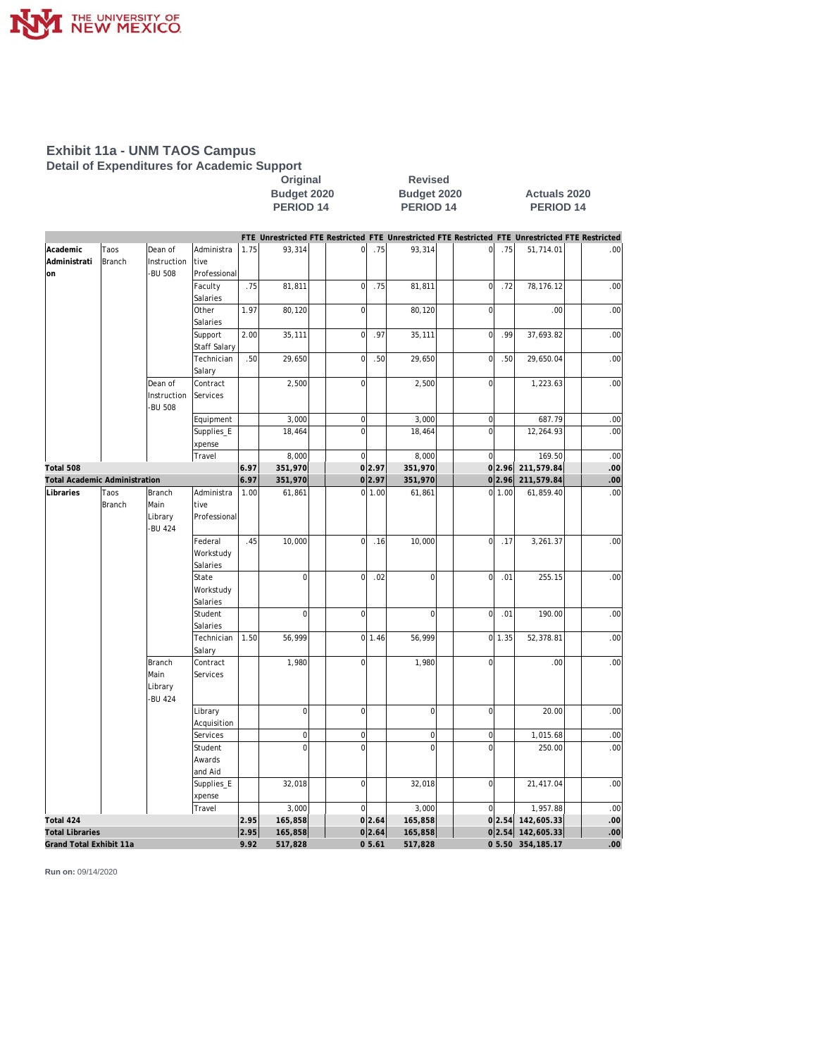# Exhibit 11a - UNM TAOS Campus

## Detail of Expenditures for Academic Support

| | | | | Original Budget 2020 PERIOD 14 | | | | Revised Budget 2020 PERIOD 14 | | | | Actuals 2020 PERIOD 14 | | | |
|---|---|---|---|---|---|---|---|---|---|---|---|---|---|---|---|
| | | | | FTE | Unrestricted | FTE | Restricted | FTE | Unrestricted | FTE | Restricted | FTE | Unrestricted | FTE | Restricted |
| Academic Administration | Taos Branch | Dean of Instruction -BU 508 | Administrative Professional | 1.75 | 93,314 | | 0 | .75 | 93,314 | | 0 | .75 | 51,714.01 | | .00 |
| | | | Faculty Salaries | .75 | 81,811 | | 0 | .75 | 81,811 | | 0 | .72 | 78,176.12 | | .00 |
| | | | Other Salaries | 1.97 | 80,120 | | 0 | | 80,120 | | 0 | | .00 | | .00 |
| | | | Support Staff Salary | 2.00 | 35,111 | | 0 | .97 | 35,111 | | 0 | .99 | 37,693.82 | | .00 |
| | | | Technician Salary | .50 | 29,650 | | 0 | .50 | 29,650 | | 0 | .50 | 29,650.04 | | .00 |
| | | Dean of Instruction -BU 508 | Contract Services | | 2,500 | | 0 | | 2,500 | | 0 | | 1,223.63 | | .00 |
| | | | Equipment | | 3,000 | | 0 | | 3,000 | | 0 | | 687.79 | | .00 |
| | | | Supplies_Expense | | 18,464 | | 0 | | 18,464 | | 0 | | 12,264.93 | | .00 |
| | | | Travel | | 8,000 | | 0 | | 8,000 | | 0 | | 169.50 | | .00 |
| **Total 508** | | | | **6.97** | **351,970** | | **0** | **2.97** | **351,970** | | **0** | **2.96** | **211,579.84** | | **.00** |
| **Total Academic Administration** | | | | **6.97** | **351,970** | | **0** | **2.97** | **351,970** | | **0** | **2.96** | **211,579.84** | | **.00** |
| Libraries | Taos Branch | Branch Main Library -BU 424 | Administrative Professional | 1.00 | 61,861 | | 0 | 1.00 | 61,861 | | 0 | 1.00 | 61,859.40 | | .00 |
| | | | Federal Workstudy Salaries | .45 | 10,000 | | 0 | .16 | 10,000 | | 0 | .17 | 3,261.37 | | .00 |
| | | | State Workstudy Salaries | | 0 | | 0 | .02 | 0 | | 0 | .01 | 255.15 | | .00 |
| | | | Student Salaries | | 0 | | 0 | | 0 | | 0 | .01 | 190.00 | | .00 |
| | | | Technician Salary | 1.50 | 56,999 | | 0 | 1.46 | 56,999 | | 0 | 1.35 | 52,378.81 | | .00 |
| | | Branch Main Library -BU 424 | Contract Services | | 1,980 | | 0 | | 1,980 | | 0 | | .00 | | .00 |
| | | | Library Acquisition | | 0 | | 0 | | 0 | | 0 | | 20.00 | | .00 |
| | | | Services | | 0 | | 0 | | 0 | | 0 | | 1,015.68 | | .00 |
| | | | Student Awards and Aid | | 0 | | 0 | | 0 | | 0 | | 250.00 | | .00 |
| | | | Supplies_Expense | | 32,018 | | 0 | | 32,018 | | 0 | | 21,417.04 | | .00 |
| | | | Travel | | 3,000 | | 0 | | 3,000 | | 0 | | 1,957.88 | | .00 |
| **Total 424** | | | | **2.95** | **165,858** | | **0** | **2.64** | **165,858** | | **0** | **2.54** | **142,605.33** | | **.00** |
| **Total Libraries** | | | | **2.95** | **165,858** | | **0** | **2.64** | **165,858** | | **0** | **2.54** | **142,605.33** | | **.00** |
| **Grand Total Exhibit 11a** | | | | **9.92** | **517,828** | | **0** | **5.61** | **517,828** | | **0** | **5.50** | **354,185.17** | | **.00** |

**Run on:** 09/14/2020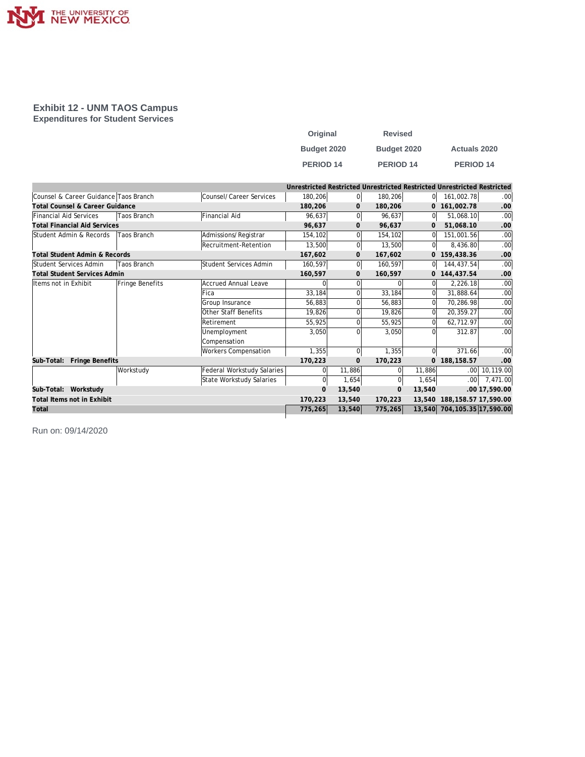THE UNIVERSITY OF NEW MEXICO

## Exhibit 12 - UNM TAOS Campus
### Expenditures for Student Services

| | | | Original Budget 2020 PERIOD 14 | | Revised Budget 2020 PERIOD 14 | | Actuals 2020 PERIOD 14 | |
|---|---|---|---|---|---|---|---|---|
| | | | Unrestricted | Restricted | Unrestricted | Restricted | Unrestricted | Restricted |
| Counsel & Career Guidance | Taos Branch | Counsel/Career Services | 180,206 | 0 | 180,206 | 0 | 161,002.78 | .00 |
| **Total Counsel & Career Guidance** | | | **180,206** | **0** | **180,206** | **0** | **161,002.78** | **.00** |
| Financial Aid Services | Taos Branch | Financial Aid | 96,637 | 0 | 96,637 | 0 | 51,068.10 | .00 |
| **Total Financial Aid Services** | | | **96,637** | **0** | **96,637** | **0** | **51,068.10** | **.00** |
| Student Admin & Records | Taos Branch | Admissions/Registrar | 154,102 | 0 | 154,102 | 0 | 151,001.56 | .00 |
| | | Recruitment-Retention | 13,500 | 0 | 13,500 | 0 | 8,436.80 | .00 |
| **Total Student Admin & Records** | | | **167,602** | **0** | **167,602** | **0** | **159,438.36** | **.00** |
| Student Services Admin | Taos Branch | Student Services Admin | 160,597 | 0 | 160,597 | 0 | 144,437.54 | .00 |
| **Total Student Services Admin** | | | **160,597** | **0** | **160,597** | **0** | **144,437.54** | **.00** |
| Items not in Exhibit | Fringe Benefits | Accrued Annual Leave | 0 | 0 | 0 | 0 | 2,226.18 | .00 |
| | | Fica | 33,184 | 0 | 33,184 | 0 | 31,888.64 | .00 |
| | | Group Insurance | 56,883 | 0 | 56,883 | 0 | 70,286.98 | .00 |
| | | Other Staff Benefits | 19,826 | 0 | 19,826 | 0 | 20,359.27 | .00 |
| | | Retirement | 55,925 | 0 | 55,925 | 0 | 62,712.97 | .00 |
| | | Unemployment Compensation | 3,050 | 0 | 3,050 | 0 | 312.87 | .00 |
| | | Workers Compensation | 1,355 | 0 | 1,355 | 0 | 371.66 | .00 |
| **Sub-Total: Fringe Benefits** | | | **170,223** | **0** | **170,223** | **0** | **188,158.57** | **.00** |
| | Workstudy | Federal Workstudy Salaries | 0 | 11,886 | 0 | 11,886 | .00 | 10,119.00 |
| | | State Workstudy Salaries | 0 | 1,654 | 0 | 1,654 | .00 | 7,471.00 |
| **Sub-Total: Workstudy** | | | **0** | **13,540** | **0** | **13,540** | **.00** | **17,590.00** |
| **Total Items not in Exhibit** | | | **170,223** | **13,540** | **170,223** | **13,540** | **188,158.57** | **17,590.00** |
| **Total** | | | **775,265** | **13,540** | **775,265** | **13,540** | **704,105.35** | **17,590.00** |

Run on: 09/14/2020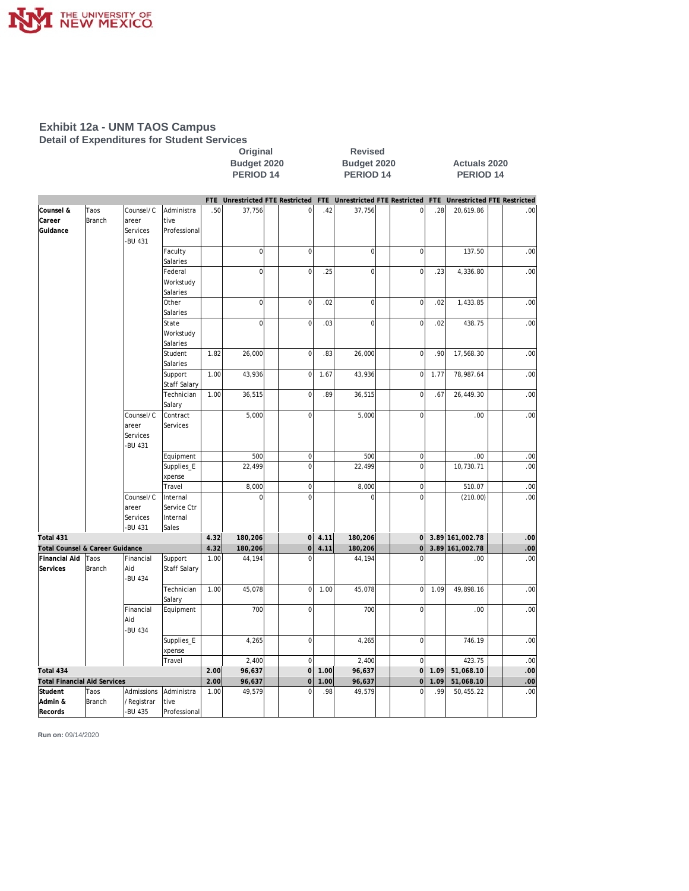# Exhibit 12a - UNM TAOS Campus

## Detail of Expenditures for Student Services

| | | | | Original Budget 2020 PERIOD 14 | | | | Revised Budget 2020 PERIOD 14 | | | | Actuals 2020 PERIOD 14 | | | |
|---|---|---|---|---|---|---|---|---|---|---|---|---|---|---|---|
| | | | | FTE | Unrestricted | FTE | Restricted | FTE | Unrestricted | FTE | Restricted | FTE | Unrestricted | FTE | Restricted |
| Counsel & Career Guidance | Taos Branch | Counsel/Career Services -BU 431 | Administrative Professional | .50 | 37,756 | | 0 | .42 | 37,756 | | 0 | .28 | 20,619.86 | | .00 |
| | | | Faculty Salaries | | 0 | | 0 | | 0 | | 0 | | 137.50 | | .00 |
| | | | Federal Workstudy Salaries | | 0 | | 0 | .25 | 0 | | 0 | .23 | 4,336.80 | | .00 |
| | | | Other Salaries | | 0 | | 0 | .02 | 0 | | 0 | .02 | 1,433.85 | | .00 |
| | | | State Workstudy Salaries | | 0 | | 0 | .03 | 0 | | 0 | .02 | 438.75 | | .00 |
| | | | Student Salaries | 1.82 | 26,000 | | 0 | .83 | 26,000 | | 0 | .90 | 17,568.30 | | .00 |
| | | | Support Staff Salary | 1.00 | 43,936 | | 0 | 1.67 | 43,936 | | 0 | 1.77 | 78,987.64 | | .00 |
| | | | Technician Salary | 1.00 | 36,515 | | 0 | .89 | 36,515 | | 0 | .67 | 26,449.30 | | .00 |
| | | Counsel/Career Services -BU 431 | Contract Services | | 5,000 | | 0 | | 5,000 | | 0 | | .00 | | .00 |
| | | | Equipment | | 500 | | 0 | | 500 | | 0 | | .00 | | .00 |
| | | | Supplies_Expense | | 22,499 | | 0 | | 22,499 | | 0 | | 10,730.71 | | .00 |
| | | | Travel | | 8,000 | | 0 | | 8,000 | | 0 | | 510.07 | | .00 |
| | | Counsel/Career Services -BU 431 | Internal Service Ctr Internal Sales | | 0 | | 0 | | 0 | | 0 | | (210.00) | | .00 |
| **Total 431** | | | | **4.32** | **180,206** | | **0** | **4.11** | **180,206** | | **0** | **3.89** | **161,002.78** | | **.00** |
| **Total Counsel & Career Guidance** | | | | **4.32** | **180,206** | | **0** | **4.11** | **180,206** | | **0** | **3.89** | **161,002.78** | | **.00** |
| Financial Aid Services | Taos Branch | Financial Aid -BU 434 | Support Staff Salary | 1.00 | 44,194 | | 0 | | 44,194 | | 0 | | .00 | | .00 |
| | | | Technician Salary | 1.00 | 45,078 | | 0 | 1.00 | 45,078 | | 0 | 1.09 | 49,898.16 | | .00 |
| | | Financial Aid -BU 434 | Equipment | | 700 | | 0 | | 700 | | 0 | | .00 | | .00 |
| | | | Supplies_Expense | | 4,265 | | 0 | | 4,265 | | 0 | | 746.19 | | .00 |
| | | | Travel | | 2,400 | | 0 | | 2,400 | | 0 | | 423.75 | | .00 |
| **Total 434** | | | | **2.00** | **96,637** | | **0** | **1.00** | **96,637** | | **0** | **1.09** | **51,068.10** | | **.00** |
| **Total Financial Aid Services** | | | | **2.00** | **96,637** | | **0** | **1.00** | **96,637** | | **0** | **1.09** | **51,068.10** | | **.00** |
| Student Admin & Records | Taos Branch | Admissions/Registrar -BU 435 | Administrative Professional | 1.00 | 49,579 | | 0 | .98 | 49,579 | | 0 | .99 | 50,455.22 | | .00 |

**Run on:** 09/14/2020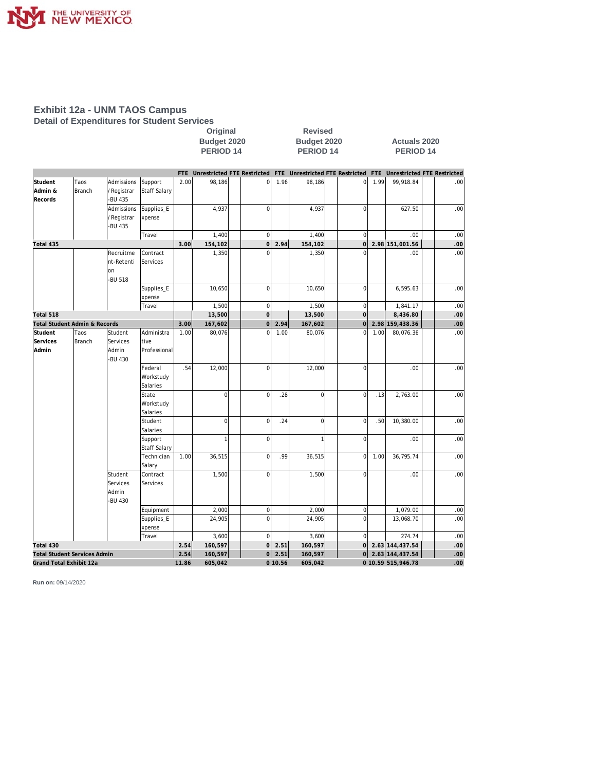# Exhibit 12a - UNM TAOS Campus

## Detail of Expenditures for Student Services

| | | | | Original Budget 2020 PERIOD 14 | | | | Revised Budget 2020 PERIOD 14 | | | | Actuals 2020 PERIOD 14 | | | |
|---|---|---|---|---|---|---|---|---|---|---|---|---|---|---|---|
| | | | | FTE | Unrestricted | FTE | Restricted | FTE | Unrestricted | FTE | Restricted | FTE | Unrestricted | FTE | Restricted |
| Student Admin & Records | Taos Branch | Admissions / Registrar -BU 435 | Support Staff Salary | 2.00 | 98,186 | | 0 | 1.96 | 98,186 | | 0 | 1.99 | 99,918.84 | | .00 |
| | | Admissions / Registrar -BU 435 | Supplies_Expense | | 4,937 | | 0 | | 4,937 | | 0 | | 627.50 | | .00 |
| | | | Travel | | 1,400 | | 0 | | 1,400 | | 0 | | .00 | | .00 |
| **Total 435** | | | | **3.00** | **154,102** | | **0** | **2.94** | **154,102** | | **0** | **2.98** | **151,001.56** | | **.00** |
| | | Recruitment-Retention -BU 518 | Contract Services | | 1,350 | | 0 | | 1,350 | | 0 | | .00 | | .00 |
| | | | Supplies_Expense | | 10,650 | | 0 | | 10,650 | | 0 | | 6,595.63 | | .00 |
| | | | Travel | | 1,500 | | 0 | | 1,500 | | 0 | | 1,841.17 | | .00 |
| **Total 518** | | | | | **13,500** | | **0** | | **13,500** | | **0** | | **8,436.80** | | **.00** |
| **Total Student Admin & Records** | | | | **3.00** | **167,602** | | **0** | **2.94** | **167,602** | | **0** | **2.98** | **159,438.36** | | **.00** |
| Student Services Admin | Taos Branch | Student Services Admin -BU 430 | Administrative Professional | 1.00 | 80,076 | | 0 | 1.00 | 80,076 | | 0 | 1.00 | 80,076.36 | | .00 |
| | | | Federal Workstudy Salaries | .54 | 12,000 | | 0 | | 12,000 | | 0 | | .00 | | .00 |
| | | | State Workstudy Salaries | | 0 | | 0 | .28 | 0 | | 0 | .13 | 2,763.00 | | .00 |
| | | | Student Salaries | | 0 | | 0 | .24 | 0 | | 0 | .50 | 10,380.00 | | .00 |
| | | | Support Staff Salary | | 1 | | 0 | | 1 | | 0 | | .00 | | .00 |
| | | | Technician Salary | 1.00 | 36,515 | | 0 | .99 | 36,515 | | 0 | 1.00 | 36,795.74 | | .00 |
| | | Student Services Admin -BU 430 | Contract Services | | 1,500 | | 0 | | 1,500 | | 0 | | .00 | | .00 |
| | | | Equipment | | 2,000 | | 0 | | 2,000 | | 0 | | 1,079.00 | | .00 |
| | | | Supplies_Expense | | 24,905 | | 0 | | 24,905 | | 0 | | 13,068.70 | | .00 |
| | | | Travel | | 3,600 | | 0 | | 3,600 | | 0 | | 274.74 | | .00 |
| **Total 430** | | | | **2.54** | **160,597** | | **0** | **2.51** | **160,597** | | **0** | **2.63** | **144,437.54** | | **.00** |
| **Total Student Services Admin** | | | | **2.54** | **160,597** | | **0** | **2.51** | **160,597** | | **0** | **2.63** | **144,437.54** | | **.00** |
| **Grand Total Exhibit 12a** | | | | **11.86** | **605,042** | | **0** | **10.56** | **605,042** | | **0** | **10.59** | **515,946.78** | | **.00** |

**Run on:** 09/14/2020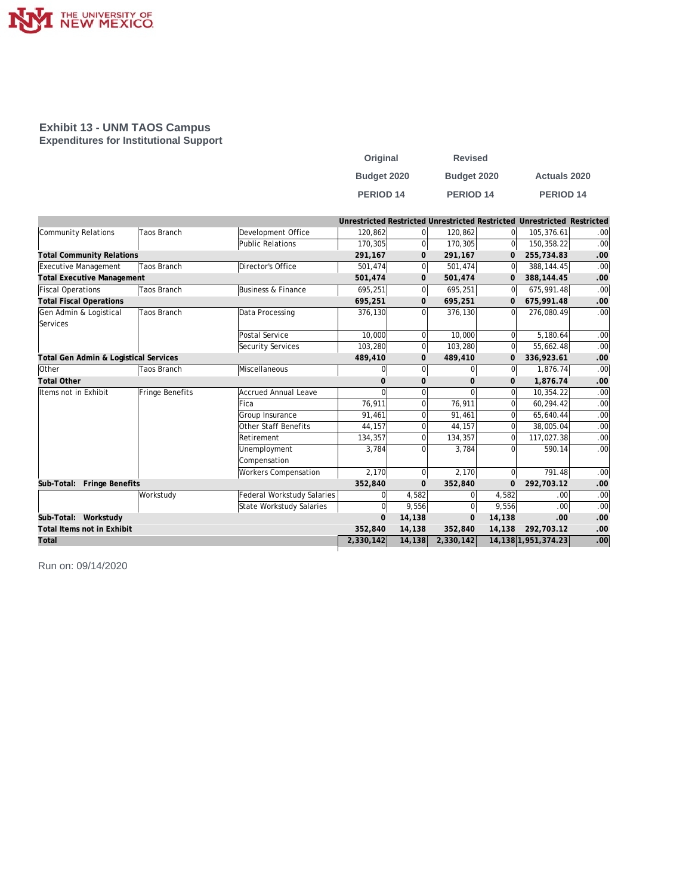# Exhibit 13 - UNM TAOS Campus

## Expenditures for Institutional Support

| | | | Original Budget 2020 PERIOD 14 | | Revised Budget 2020 PERIOD 14 | | Actuals 2020 PERIOD 14 | |
|---|---|---|---|---|---|---|---|---|
| | | | Unrestricted | Restricted | Unrestricted | Restricted | Unrestricted | Restricted |
| Community Relations | Taos Branch | Development Office | 120,862 | 0 | 120,862 | 0 | 105,376.61 | .00 |
| | | Public Relations | 170,305 | 0 | 170,305 | 0 | 150,358.22 | .00 |
| **Total Community Relations** | | | **291,167** | **0** | **291,167** | **0** | **255,734.83** | **.00** |
| Executive Management | Taos Branch | Director's Office | 501,474 | 0 | 501,474 | 0 | 388,144.45 | .00 |
| **Total Executive Management** | | | **501,474** | **0** | **501,474** | **0** | **388,144.45** | **.00** |
| Fiscal Operations | Taos Branch | Business & Finance | 695,251 | 0 | 695,251 | 0 | 675,991.48 | .00 |
| **Total Fiscal Operations** | | | **695,251** | **0** | **695,251** | **0** | **675,991.48** | **.00** |
| Gen Admin & Logistical Services | Taos Branch | Data Processing | 376,130 | 0 | 376,130 | 0 | 276,080.49 | .00 |
| | | Postal Service | 10,000 | 0 | 10,000 | 0 | 5,180.64 | .00 |
| | | Security Services | 103,280 | 0 | 103,280 | 0 | 55,662.48 | .00 |
| **Total Gen Admin & Logistical Services** | | | **489,410** | **0** | **489,410** | **0** | **336,923.61** | **.00** |
| Other | Taos Branch | Miscellaneous | 0 | 0 | 0 | 0 | 1,876.74 | .00 |
| **Total Other** | | | **0** | **0** | **0** | **0** | **1,876.74** | **.00** |
| Items not in Exhibit | Fringe Benefits | Accrued Annual Leave | 0 | 0 | 0 | 0 | 10,354.22 | .00 |
| | | Fica | 76,911 | 0 | 76,911 | 0 | 60,294.42 | .00 |
| | | Group Insurance | 91,461 | 0 | 91,461 | 0 | 65,640.44 | .00 |
| | | Other Staff Benefits | 44,157 | 0 | 44,157 | 0 | 38,005.04 | .00 |
| | | Retirement | 134,357 | 0 | 134,357 | 0 | 117,027.38 | .00 |
| | | Unemployment Compensation | 3,784 | 0 | 3,784 | 0 | 590.14 | .00 |
| | | Workers Compensation | 2,170 | 0 | 2,170 | 0 | 791.48 | .00 |
| **Sub-Total: Fringe Benefits** | | | **352,840** | **0** | **352,840** | **0** | **292,703.12** | **.00** |
| | Workstudy | Federal Workstudy Salaries | 0 | 4,582 | 0 | 4,582 | .00 | .00 |
| | | State Workstudy Salaries | 0 | 9,556 | 0 | 9,556 | .00 | .00 |
| **Sub-Total: Workstudy** | | | **0** | **14,138** | **0** | **14,138** | **.00** | **.00** |
| **Total Items not in Exhibit** | | | **352,840** | **14,138** | **352,840** | **14,138** | **292,703.12** | **.00** |
| **Total** | | | **2,330,142** | **14,138** | **2,330,142** | **14,138** | **1,951,374.23** | **.00** |

Run on: 09/14/2020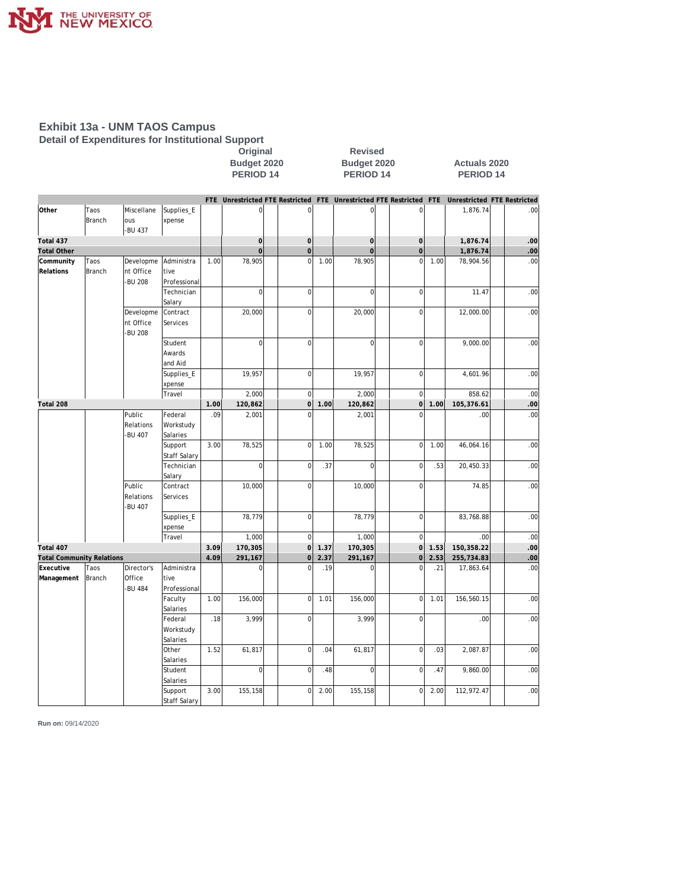# Exhibit 13a - UNM TAOS Campus

## Detail of Expenditures for Institutional Support

| | | | | Original Budget 2020 PERIOD 14 | | | | Revised Budget 2020 PERIOD 14 | | | | Actuals 2020 PERIOD 14 | | | |
|---|---|---|---|---|---|---|---|---|---|---|---|---|---|---|---|
| | | | | FTE | Unrestricted | FTE | Restricted | FTE | Unrestricted | FTE | Restricted | FTE | Unrestricted | FTE | Restricted |
| Other | Taos Branch | Miscellaneous -BU 437 | Supplies_Expense | | 0 | | 0 | | 0 | | 0 | | 1,876.74 | | .00 |
| Total 437 | | | | | 0 | | 0 | | 0 | | 0 | | 1,876.74 | | .00 |
| Total Other | | | | | 0 | | 0 | | 0 | | 0 | | 1,876.74 | | .00 |
| Community Relations | Taos Branch | Development Office -BU 208 | Administrative Professional | 1.00 | 78,905 | | 0 | 1.00 | 78,905 | | 0 | 1.00 | 78,904.56 | | .00 |
| | | | Technician Salary | | 0 | | 0 | | 0 | | 0 | | 11.47 | | .00 |
| | | Development Office -BU 208 | Contract Services | | 20,000 | | 0 | | 20,000 | | 0 | | 12,000.00 | | .00 |
| | | | Student Awards and Aid | | 0 | | 0 | | 0 | | 0 | | 9,000.00 | | .00 |
| | | | Supplies_Expense | | 19,957 | | 0 | | 19,957 | | 0 | | 4,601.96 | | .00 |
| | | | Travel | | 2,000 | | 0 | | 2,000 | | 0 | | 858.62 | | .00 |
| Total 208 | | | | 1.00 | 120,862 | | 0 | 1.00 | 120,862 | | 0 | 1.00 | 105,376.61 | | .00 |
| | | Public Relations -BU 407 | Federal Workstudy Salaries | .09 | 2,001 | | 0 | | 2,001 | | 0 | | .00 | | .00 |
| | | | Support Staff Salary | 3.00 | 78,525 | | 0 | 1.00 | 78,525 | | 0 | 1.00 | 46,064.16 | | .00 |
| | | | Technician Salary | | 0 | | 0 | .37 | 0 | | 0 | .53 | 20,450.33 | | .00 |
| | | Public Relations -BU 407 | Contract Services | | 10,000 | | 0 | | 10,000 | | 0 | | 74.85 | | .00 |
| | | | Supplies_Expense | | 78,779 | | 0 | | 78,779 | | 0 | | 83,768.88 | | .00 |
| | | | Travel | | 1,000 | | 0 | | 1,000 | | 0 | | .00 | | .00 |
| Total 407 | | | | 3.09 | 170,305 | | 0 | 1.37 | 170,305 | | 0 | 1.53 | 150,358.22 | | .00 |
| Total Community Relations | | | | 4.09 | 291,167 | | 0 | 2.37 | 291,167 | | 0 | 2.53 | 255,734.83 | | .00 |
| Executive Management | Taos Branch | Director's Office -BU 484 | Administrative Professional | | 0 | | 0 | .19 | 0 | | 0 | .21 | 17,863.64 | | .00 |
| | | | Faculty Salaries | 1.00 | 156,000 | | 0 | 1.01 | 156,000 | | 0 | 1.01 | 156,560.15 | | .00 |
| | | | Federal Workstudy Salaries | .18 | 3,999 | | 0 | | 3,999 | | 0 | | .00 | | .00 |
| | | | Other Salaries | 1.52 | 61,817 | | 0 | .04 | 61,817 | | 0 | .03 | 2,087.87 | | .00 |
| | | | Student Salaries | | 0 | | 0 | .48 | 0 | | 0 | .47 | 9,860.00 | | .00 |
| | | | Support Staff Salary | 3.00 | 155,158 | | 0 | 2.00 | 155,158 | | 0 | 2.00 | 112,972.47 | | .00 |

**Run on:** 09/14/2020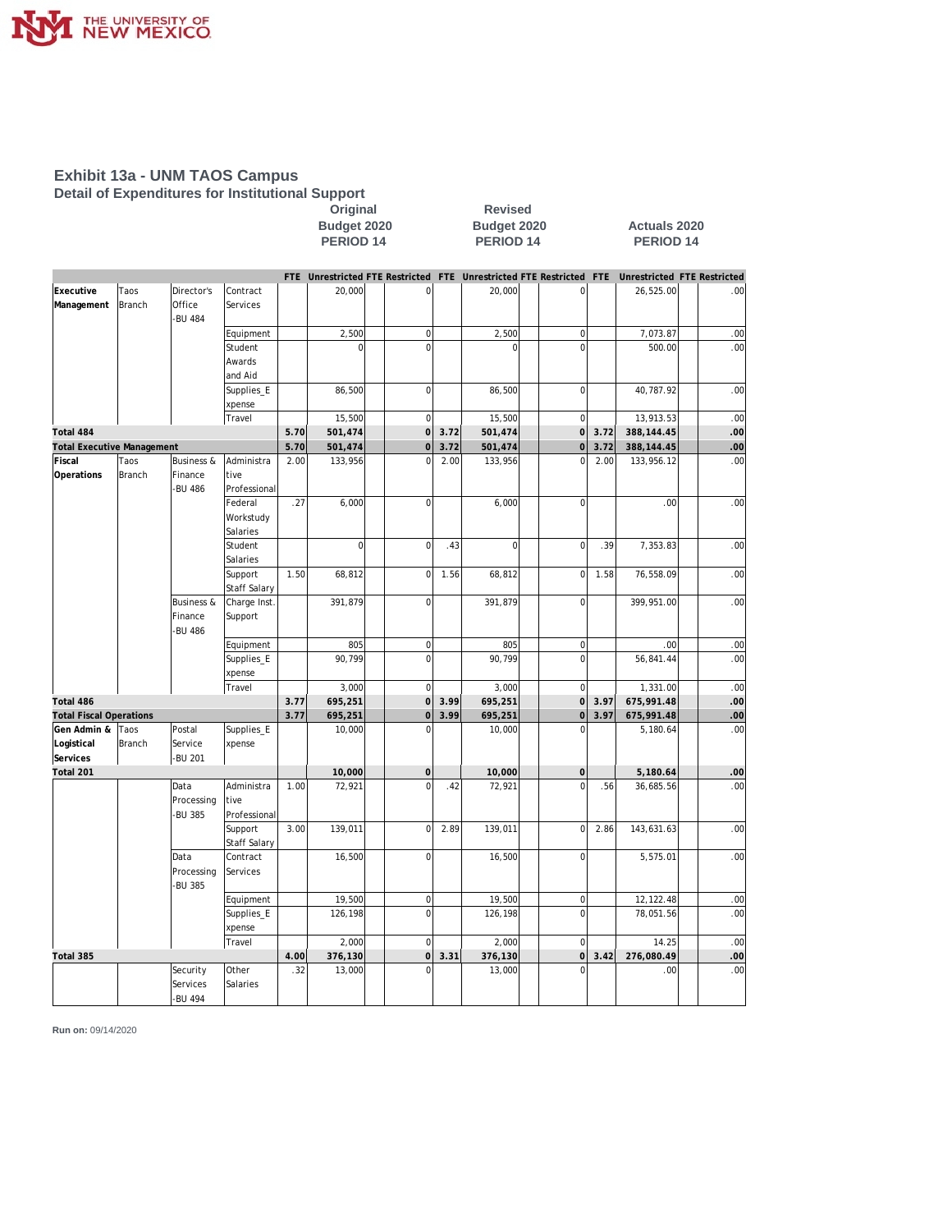## Exhibit 13a - UNM TAOS Campus

### Detail of Expenditures for Institutional Support

| | | | | Original Budget 2020 PERIOD 14 | | | | Revised Budget 2020 PERIOD 14 | | | | Actuals 2020 PERIOD 14 | | | |
|---|---|---|---|---|---|---|---|---|---|---|---|---|---|---|---|
| | | | | FTE | Unrestricted | FTE | Restricted | FTE | Unrestricted | FTE | Restricted | FTE | Unrestricted | FTE | Restricted |
| Executive Management | Taos Branch | Director's Office -BU 484 | Contract Services | | 20,000 | | 0 | | 20,000 | | 0 | | 26,525.00 | | .00 |
| | | | Equipment | | 2,500 | | 0 | | 2,500 | | 0 | | 7,073.87 | | .00 |
| | | | Student Awards and Aid | | 0 | | 0 | | 0 | | 0 | | 500.00 | | .00 |
| | | | Supplies_Expense | | 86,500 | | 0 | | 86,500 | | 0 | | 40,787.92 | | .00 |
| | | | Travel | | 15,500 | | 0 | | 15,500 | | 0 | | 13,913.53 | | .00 |
| **Total 484** | | | | **5.70** | **501,474** | | **0** | **3.72** | **501,474** | | **0** | **3.72** | **388,144.45** | | **.00** |
| **Total Executive Management** | | | | **5.70** | **501,474** | | **0** | **3.72** | **501,474** | | **0** | **3.72** | **388,144.45** | | **.00** |
| Fiscal Operations | Taos Branch | Business & Finance -BU 486 | Administrative Professional | 2.00 | 133,956 | | 0 | 2.00 | 133,956 | | 0 | 2.00 | 133,956.12 | | .00 |
| | | | Federal Workstudy Salaries | .27 | 6,000 | | 0 | | 6,000 | | 0 | | .00 | | .00 |
| | | | Student Salaries | | 0 | | 0 | .43 | 0 | | 0 | .39 | 7,353.83 | | .00 |
| | | | Support Staff Salary | 1.50 | 68,812 | | 0 | 1.56 | 68,812 | | 0 | 1.58 | 76,558.09 | | .00 |
| | | Business & Finance -BU 486 | Charge Inst. Support | | 391,879 | | 0 | | 391,879 | | 0 | | 399,951.00 | | .00 |
| | | | Equipment | | 805 | | 0 | | 805 | | 0 | | .00 | | .00 |
| | | | Supplies_Expense | | 90,799 | | 0 | | 90,799 | | 0 | | 56,841.44 | | .00 |
| | | | Travel | | 3,000 | | 0 | | 3,000 | | 0 | | 1,331.00 | | .00 |
| **Total 486** | | | | **3.77** | **695,251** | | **0** | **3.99** | **695,251** | | **0** | **3.97** | **675,991.48** | | **.00** |
| **Total Fiscal Operations** | | | | **3.77** | **695,251** | | **0** | **3.99** | **695,251** | | **0** | **3.97** | **675,991.48** | | **.00** |
| Gen Admin & Logistical Services | Taos Branch | Postal Service -BU 201 | Supplies_Expense | | 10,000 | | 0 | | 10,000 | | 0 | | 5,180.64 | | .00 |
| **Total 201** | | | | | **10,000** | | **0** | | **10,000** | | **0** | | **5,180.64** | | **.00** |
| | | Data Processing -BU 385 | Administrative Professional | 1.00 | 72,921 | | 0 | .42 | 72,921 | | 0 | .56 | 36,685.56 | | .00 |
| | | | Support Staff Salary | 3.00 | 139,011 | | 0 | 2.89 | 139,011 | | 0 | 2.86 | 143,631.63 | | .00 |
| | | Data Processing -BU 385 | Contract Services | | 16,500 | | 0 | | 16,500 | | 0 | | 5,575.01 | | .00 |
| | | | Equipment | | 19,500 | | 0 | | 19,500 | | 0 | | 12,122.48 | | .00 |
| | | | Supplies_Expense | | 126,198 | | 0 | | 126,198 | | 0 | | 78,051.56 | | .00 |
| | | | Travel | | 2,000 | | 0 | | 2,000 | | 0 | | 14.25 | | .00 |
| **Total 385** | | | | **4.00** | **376,130** | | **0** | **3.31** | **376,130** | | **0** | **3.42** | **276,080.49** | | **.00** |
| | | Security Services -BU 494 | Other Salaries | .32 | 13,000 | | 0 | | 13,000 | | 0 | | .00 | | .00 |

**Run on:** 09/14/2020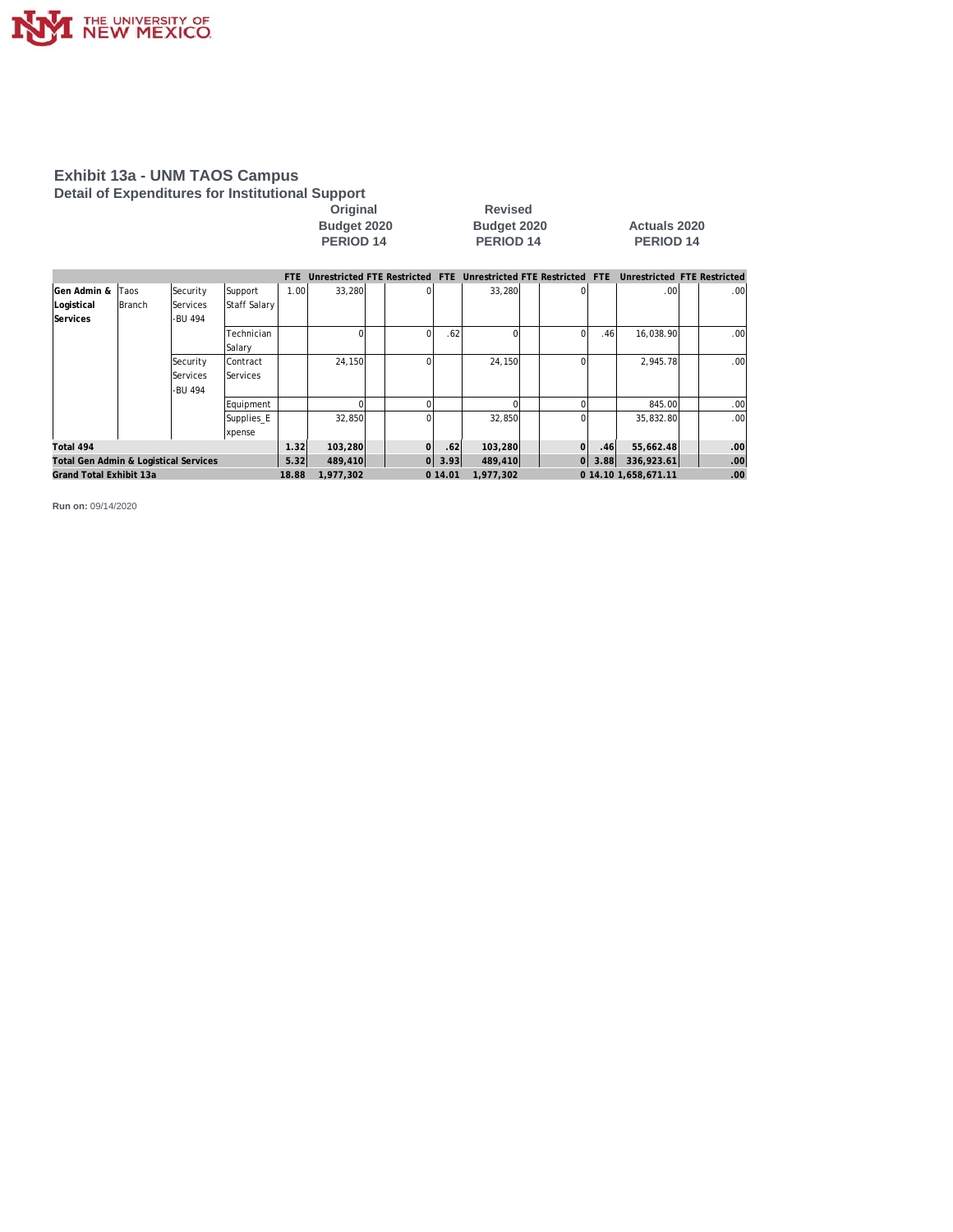# Exhibit 13a - UNM TAOS Campus

## Detail of Expenditures for Institutional Support

| | | | | Original Budget 2020 PERIOD 14 | | | | Revised Budget 2020 PERIOD 14 | | | | Actuals 2020 PERIOD 14 | | | |
|---|---|---|---|---|---|---|---|---|---|---|---|---|---|---|---|
| | | | | FTE | Unrestricted | FTE | Restricted | FTE | Unrestricted | FTE | Restricted | FTE | Unrestricted | FTE | Restricted |
| Gen Admin & Logistical Services | Taos Branch | Security Services -BU 494 | Support Staff Salary | 1.00 | 33,280 | | 0 | | 33,280 | | 0 | | .00 | | .00 |
| | | | Technician Salary | | 0 | | 0 | .62 | 0 | | 0 | .46 | 16,038.90 | | .00 |
| | | Security Services -BU 494 | Contract Services | | 24,150 | | 0 | | 24,150 | | 0 | | 2,945.78 | | .00 |
| | | | Equipment | | 0 | | 0 | | 0 | | 0 | | 845.00 | | .00 |
| | | | Supplies_Expense | | 32,850 | | 0 | | 32,850 | | 0 | | 35,832.80 | | .00 |
| **Total 494** | | | | **1.32** | **103,280** | | **0** | **.62** | **103,280** | | **0** | **.46** | **55,662.48** | | **.00** |
| **Total Gen Admin & Logistical Services** | | | | **5.32** | **489,410** | | **0** | **3.93** | **489,410** | | **0** | **3.88** | **336,923.61** | | **.00** |
| **Grand Total Exhibit 13a** | | | | **18.88** | **1,977,302** | | **0** | **14.01** | **1,977,302** | | **0** | **14.10** | **1,658,671.11** | | **.00** |

**Run on:** 09/14/2020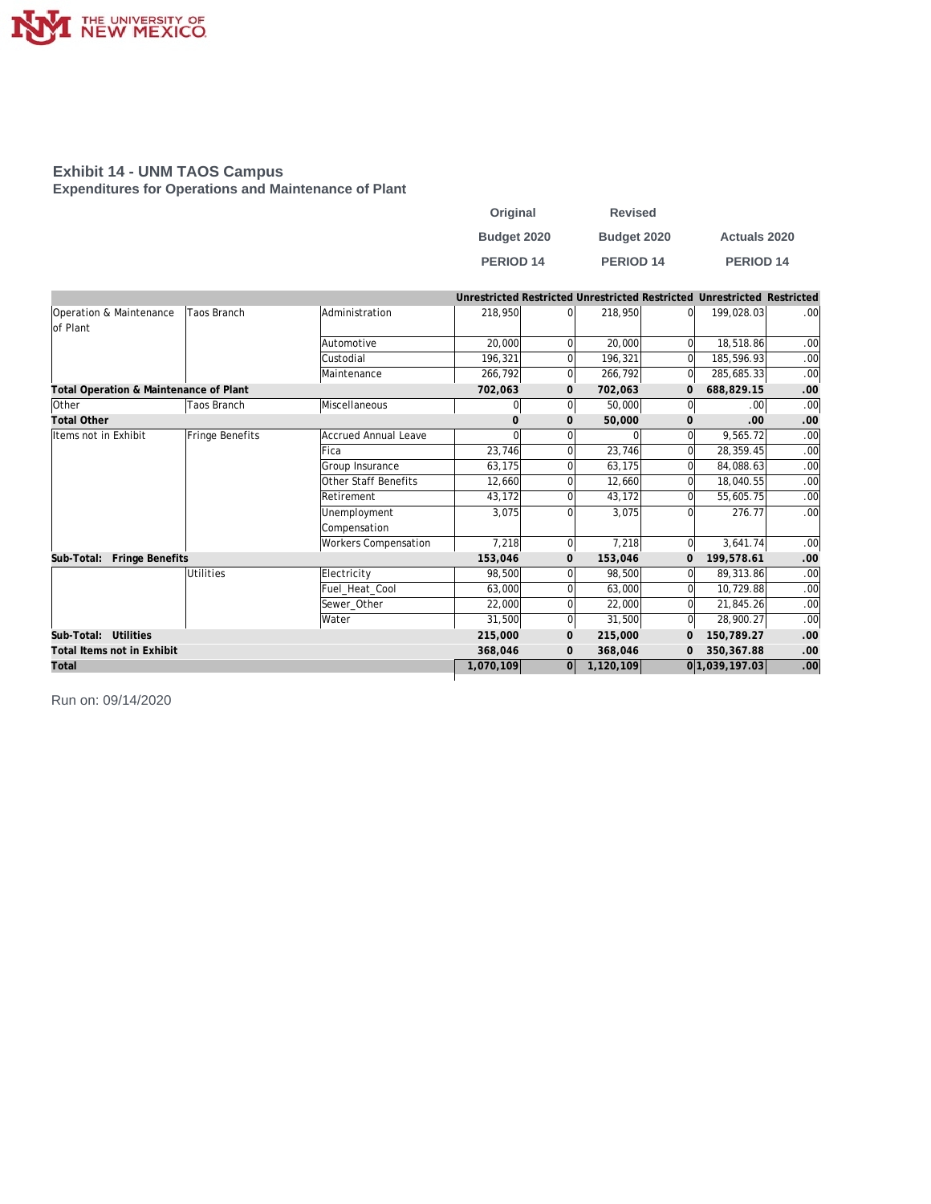THE UNIVERSITY OF NEW MEXICO

## Exhibit 14 - UNM TAOS Campus
### Expenditures for Operations and Maintenance of Plant

| | | | Original Budget 2020 PERIOD 14 | | Revised Budget 2020 PERIOD 14 | | Actuals 2020 PERIOD 14 | |
|---|---|---|---|---|---|---|---|---|
| | | | Unrestricted | Restricted | Unrestricted | Restricted | Unrestricted | Restricted |
| Operation & Maintenance of Plant | Taos Branch | Administration | 218,950 | 0 | 218,950 | 0 | 199,028.03 | .00 |
| | | Automotive | 20,000 | 0 | 20,000 | 0 | 18,518.86 | .00 |
| | | Custodial | 196,321 | 0 | 196,321 | 0 | 185,596.93 | .00 |
| | | Maintenance | 266,792 | 0 | 266,792 | 0 | 285,685.33 | .00 |
| **Total Operation & Maintenance of Plant** | | | **702,063** | **0** | **702,063** | **0** | **688,829.15** | **.00** |
| Other | Taos Branch | Miscellaneous | 0 | 0 | 50,000 | 0 | .00 | .00 |
| **Total Other** | | | **0** | **0** | **50,000** | **0** | **.00** | **.00** |
| Items not in Exhibit | Fringe Benefits | Accrued Annual Leave | 0 | 0 | 0 | 0 | 9,565.72 | .00 |
| | | Fica | 23,746 | 0 | 23,746 | 0 | 28,359.45 | .00 |
| | | Group Insurance | 63,175 | 0 | 63,175 | 0 | 84,088.63 | .00 |
| | | Other Staff Benefits | 12,660 | 0 | 12,660 | 0 | 18,040.55 | .00 |
| | | Retirement | 43,172 | 0 | 43,172 | 0 | 55,605.75 | .00 |
| | | Unemployment Compensation | 3,075 | 0 | 3,075 | 0 | 276.77 | .00 |
| | | Workers Compensation | 7,218 | 0 | 7,218 | 0 | 3,641.74 | .00 |
| **Sub-Total: Fringe Benefits** | | | **153,046** | **0** | **153,046** | **0** | **199,578.61** | **.00** |
| | Utilities | Electricity | 98,500 | 0 | 98,500 | 0 | 89,313.86 | .00 |
| | | Fuel_Heat_Cool | 63,000 | 0 | 63,000 | 0 | 10,729.88 | .00 |
| | | Sewer_Other | 22,000 | 0 | 22,000 | 0 | 21,845.26 | .00 |
| | | Water | 31,500 | 0 | 31,500 | 0 | 28,900.27 | .00 |
| **Sub-Total: Utilities** | | | **215,000** | **0** | **215,000** | **0** | **150,789.27** | **.00** |
| **Total Items not in Exhibit** | | | **368,046** | **0** | **368,046** | **0** | **350,367.88** | **.00** |
| **Total** | | | **1,070,109** | **0** | **1,120,109** | **0** | **1,039,197.03** | **.00** |

Run on: 09/14/2020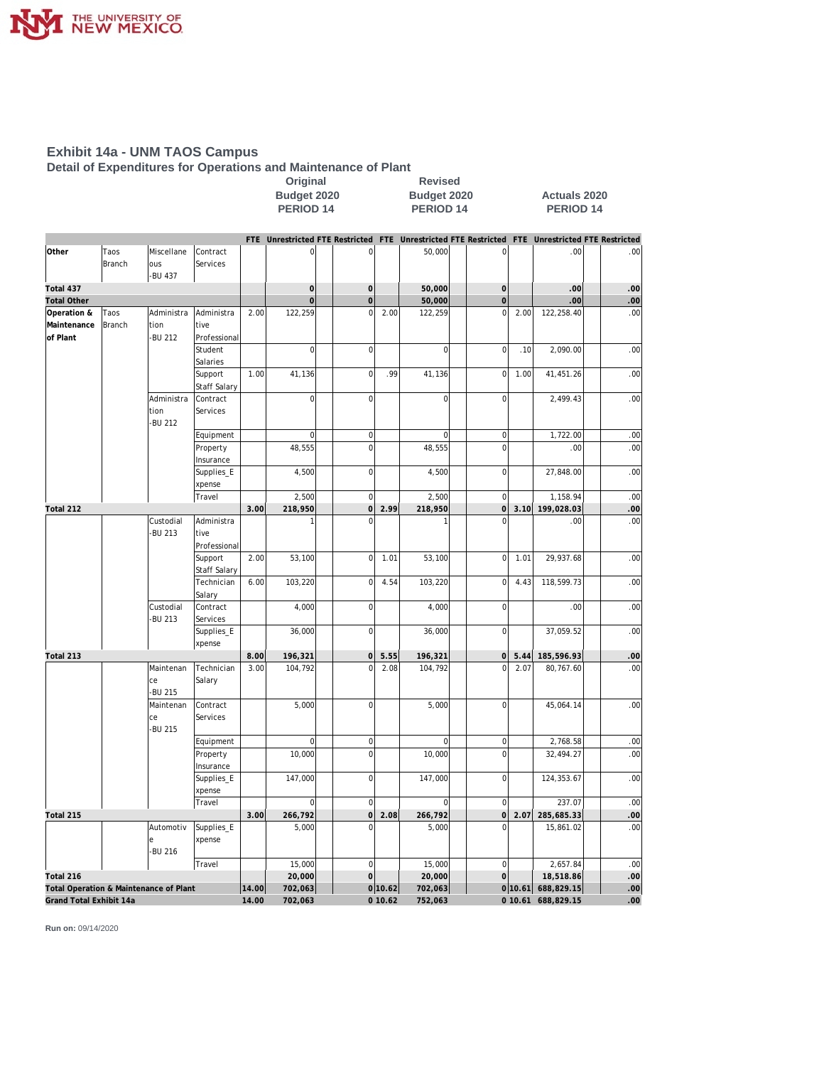# Exhibit 14a - UNM TAOS Campus

## Detail of Expenditures for Operations and Maintenance of Plant

| | | | | Original Budget 2020 PERIOD 14 | | | | Revised Budget 2020 PERIOD 14 | | | | Actuals 2020 PERIOD 14 | | | |
|---|---|---|---|---|---|---|---|---|---|---|---|---|---|---|---|
| | | | | FTE | Unrestricted | FTE | Restricted | FTE | Unrestricted | FTE | Restricted | FTE | Unrestricted | FTE | Restricted |
| Other | Taos Branch | Miscellaneous -BU 437 | Contract Services | | 0 | | 0 | | 50,000 | | 0 | | .00 | | .00 |
| Total 437 | | | | | 0 | | 0 | | 50,000 | | 0 | | .00 | | .00 |
| Total Other | | | | | 0 | | 0 | | 50,000 | | 0 | | .00 | | .00 |
| Operation & Maintenance of Plant | Taos Branch | Administration -BU 212 | Administrative Professional | 2.00 | 122,259 | | 0 | 2.00 | 122,259 | | 0 | 2.00 | 122,258.40 | | .00 |
| | | | Student Salaries | | 0 | | 0 | | 0 | | 0 | .10 | 2,090.00 | | .00 |
| | | | Support Staff Salary | 1.00 | 41,136 | | 0 | .99 | 41,136 | | 0 | 1.00 | 41,451.26 | | .00 |
| | | Administration -BU 212 | Contract Services | | 0 | | 0 | | 0 | | 0 | | 2,499.43 | | .00 |
| | | | Equipment | | 0 | | 0 | | 0 | | 0 | | 1,722.00 | | .00 |
| | | | Property Insurance | | 48,555 | | 0 | | 48,555 | | 0 | | .00 | | .00 |
| | | | Supplies_Expense | | 4,500 | | 0 | | 4,500 | | 0 | | 27,848.00 | | .00 |
| | | | Travel | | 2,500 | | 0 | | 2,500 | | 0 | | 1,158.94 | | .00 |
| Total 212 | | | | 3.00 | 218,950 | | 0 | 2.99 | 218,950 | | 0 | 3.10 | 199,028.03 | | .00 |
| | | Custodial -BU 213 | Administrative Professional | | 1 | | 0 | | 1 | | 0 | | .00 | | .00 |
| | | | Support Staff Salary | 2.00 | 53,100 | | 0 | 1.01 | 53,100 | | 0 | 1.01 | 29,937.68 | | .00 |
| | | | Technician Salary | 6.00 | 103,220 | | 0 | 4.54 | 103,220 | | 0 | 4.43 | 118,599.73 | | .00 |
| | | Custodial -BU 213 | Contract Services | | 4,000 | | 0 | | 4,000 | | 0 | | .00 | | .00 |
| | | | Supplies_Expense | | 36,000 | | 0 | | 36,000 | | 0 | | 37,059.52 | | .00 |
| Total 213 | | | | 8.00 | 196,321 | | 0 | 5.55 | 196,321 | | 0 | 5.44 | 185,596.93 | | .00 |
| | | Maintenance -BU 215 | Technician Salary | 3.00 | 104,792 | | 0 | 2.08 | 104,792 | | 0 | 2.07 | 80,767.60 | | .00 |
| | | Maintenance -BU 215 | Contract Services | | 5,000 | | 0 | | 5,000 | | 0 | | 45,064.14 | | .00 |
| | | | Equipment | | 0 | | 0 | | 0 | | 0 | | 2,768.58 | | .00 |
| | | | Property Insurance | | 10,000 | | 0 | | 10,000 | | 0 | | 32,494.27 | | .00 |
| | | | Supplies_Expense | | 147,000 | | 0 | | 147,000 | | 0 | | 124,353.67 | | .00 |
| | | | Travel | | 0 | | 0 | | 0 | | 0 | | 237.07 | | .00 |
| Total 215 | | | | 3.00 | 266,792 | | 0 | 2.08 | 266,792 | | 0 | 2.07 | 285,685.33 | | .00 |
| | | Automotive -BU 216 | Supplies_Expense | | 5,000 | | 0 | | 5,000 | | 0 | | 15,861.02 | | .00 |
| | | | Travel | | 15,000 | | 0 | | 15,000 | | 0 | | 2,657.84 | | .00 |
| Total 216 | | | | | 20,000 | | 0 | | 20,000 | | 0 | | 18,518.86 | | .00 |
| Total Operation & Maintenance of Plant | | | | 14.00 | 702,063 | | 0 | 10.62 | 702,063 | | 0 | 10.61 | 688,829.15 | | .00 |
| Grand Total Exhibit 14a | | | | 14.00 | 702,063 | | 0 | 10.62 | 752,063 | | 0 | 10.61 | 688,829.15 | | .00 |

**Run on:** 09/14/2020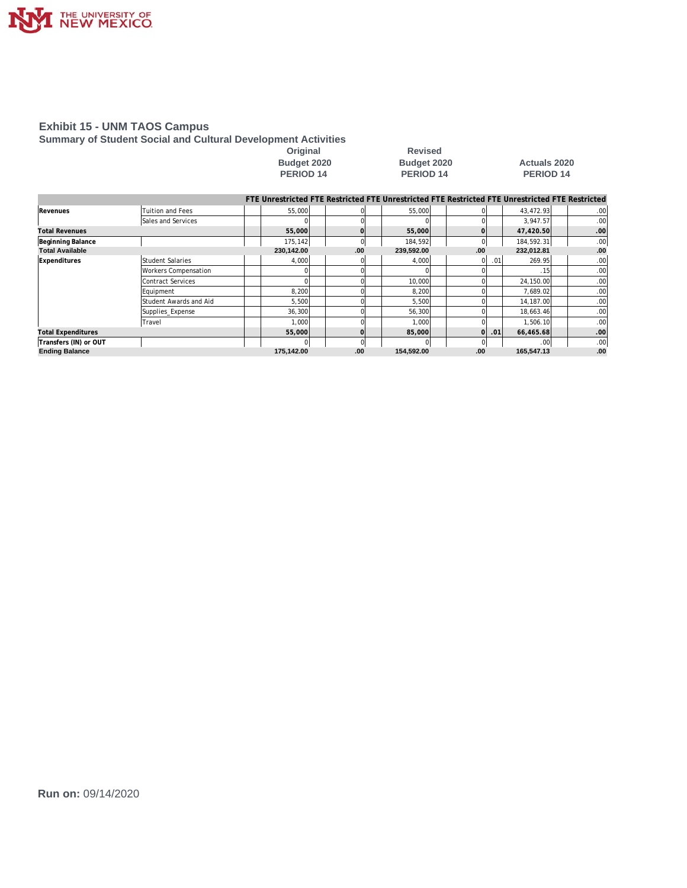## Exhibit 15 - UNM TAOS Campus

### Summary of Student Social and Cultural Development Activities

| | | Original Budget 2020 PERIOD 14 | | | | Revised Budget 2020 PERIOD 14 | | | | Actuals 2020 PERIOD 14 | | | |
|---|---|---|---|---|---|---|---|---|---|---|---|---|---|
| | | FTE | Unrestricted | FTE | Restricted | FTE | Unrestricted | FTE | Restricted | FTE | Unrestricted | FTE | Restricted |
| Revenues | Tuition and Fees | | 55,000 | | 0 | | 55,000 | | 0 | | 43,472.93 | | .00 |
| | Sales and Services | | 0 | | 0 | | 0 | | 0 | | 3,947.57 | | .00 |
| **Total Revenues** | | | **55,000** | | **0** | | **55,000** | | **0** | | **47,420.50** | | **.00** |
| **Beginning Balance** | | | 175,142 | | 0 | | 184,592 | | 0 | | 184,592.31 | | .00 |
| **Total Available** | | | **230,142.00** | | **.00** | | **239,592.00** | | **.00** | | **232,012.81** | | **.00** |
| Expenditures | Student Salaries | | 4,000 | | 0 | | 4,000 | | 0 | .01 | 269.95 | | .00 |
| | Workers Compensation | | 0 | | 0 | | 0 | | 0 | | .15 | | .00 |
| | Contract Services | | 0 | | 0 | | 10,000 | | 0 | | 24,150.00 | | .00 |
| | Equipment | | 8,200 | | 0 | | 8,200 | | 0 | | 7,689.02 | | .00 |
| | Student Awards and Aid | | 5,500 | | 0 | | 5,500 | | 0 | | 14,187.00 | | .00 |
| | Supplies_Expense | | 36,300 | | 0 | | 56,300 | | 0 | | 18,663.46 | | .00 |
| | Travel | | 1,000 | | 0 | | 1,000 | | 0 | | 1,506.10 | | .00 |
| **Total Expenditures** | | | **55,000** | | **0** | | **85,000** | | **0** | **.01** | **66,465.68** | | **.00** |
| **Transfers (IN) or OUT** | | | 0 | | 0 | | 0 | | 0 | | .00 | | .00 |
| **Ending Balance** | | | **175,142.00** | | **.00** | | **154,592.00** | | **.00** | | **165,547.13** | | **.00** |

**Run on:** 09/14/2020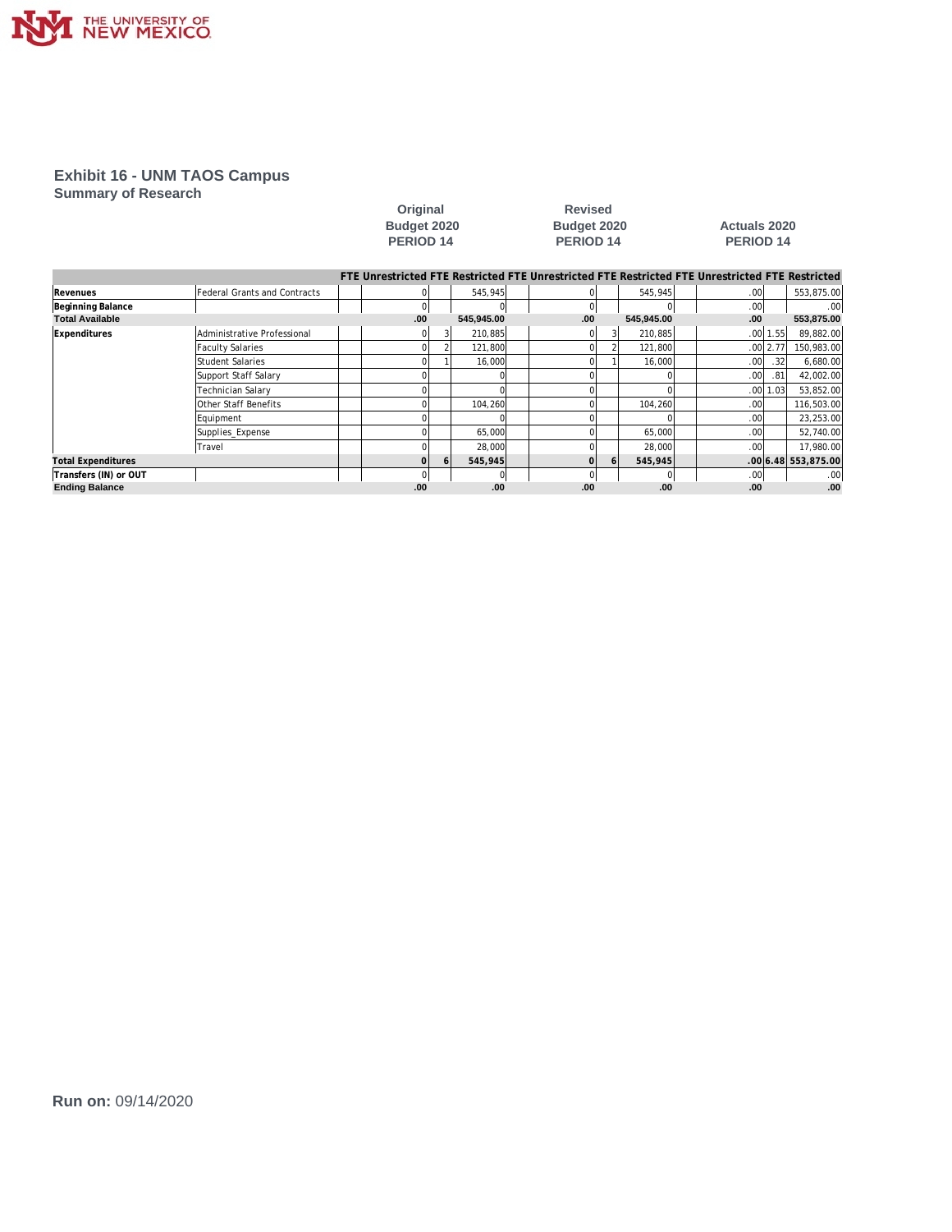THE UNIVERSITY OF NEW MEXICO

# Exhibit 16 - UNM TAOS Campus

## Summary of Research

| | | Original Budget 2020 PERIOD 14 | | | | Revised Budget 2020 PERIOD 14 | | | | Actuals 2020 PERIOD 14 | | | |
|---|---|---|---|---|---|---|---|---|---|---|---|---|---|
| | | FTE | Unrestricted | FTE | Restricted | FTE | Unrestricted | FTE | Restricted | FTE | Unrestricted | FTE | Restricted |
| Revenues | Federal Grants and Contracts | | 0 | | 545,945 | | 0 | | 545,945 | | .00 | | 553,875.00 |
| Beginning Balance | | | 0 | | 0 | | 0 | | 0 | | .00 | | .00 |
| Total Available | | | .00 | | 545,945.00 | | .00 | | 545,945.00 | | .00 | | 553,875.00 |
| Expenditures | Administrative Professional | | 0 | 3 | 210,885 | | 0 | 3 | 210,885 | | .00 | 1.55 | 89,882.00 |
| | Faculty Salaries | | 0 | 2 | 121,800 | | 0 | 2 | 121,800 | | .00 | 2.77 | 150,983.00 |
| | Student Salaries | | 0 | 1 | 16,000 | | 0 | 1 | 16,000 | | .00 | .32 | 6,680.00 |
| | Support Staff Salary | | 0 | | 0 | | 0 | | 0 | | .00 | .81 | 42,002.00 |
| | Technician Salary | | 0 | | 0 | | 0 | | 0 | | .00 | 1.03 | 53,852.00 |
| | Other Staff Benefits | | 0 | | 104,260 | | 0 | | 104,260 | | .00 | | 116,503.00 |
| | Equipment | | 0 | | 0 | | 0 | | 0 | | .00 | | 23,253.00 |
| | Supplies_Expense | | 0 | | 65,000 | | 0 | | 65,000 | | .00 | | 52,740.00 |
| | Travel | | 0 | | 28,000 | | 0 | | 28,000 | | .00 | | 17,980.00 |
| Total Expenditures | | | 0 | 6 | 545,945 | | 0 | 6 | 545,945 | | .00 | 6.48 | 553,875.00 |
| Transfers (IN) or OUT | | | 0 | | 0 | | 0 | | 0 | | .00 | | .00 |
| Ending Balance | | | .00 | | .00 | | .00 | | .00 | | .00 | | .00 |

**Run on:** 09/14/2020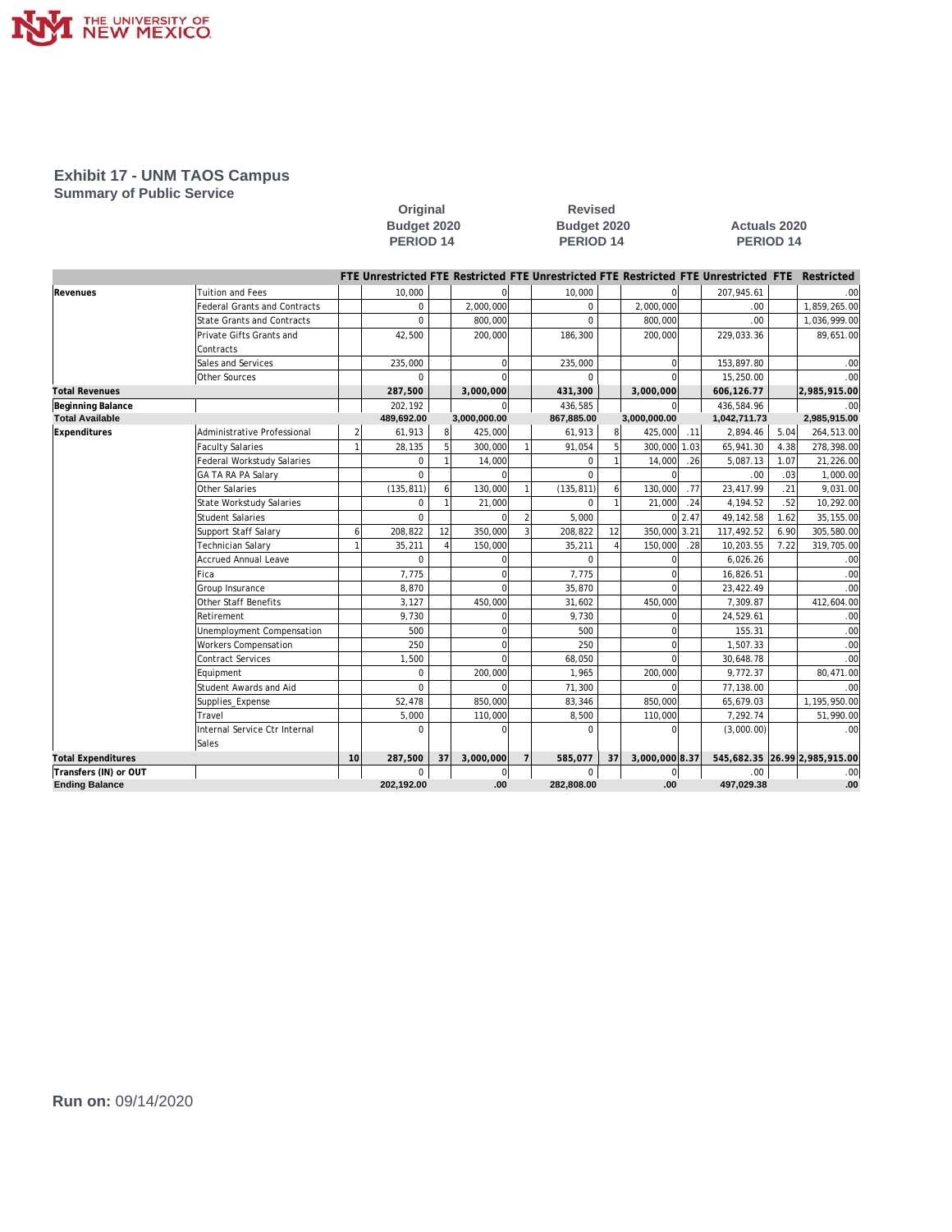# Exhibit 17 - UNM TAOS Campus
## Summary of Public Service

| | | Original Budget 2020 PERIOD 14 | | | | Revised Budget 2020 PERIOD 14 | | | | Actuals 2020 PERIOD 14 | | | |
|---|---|---|---|---|---|---|---|---|---|---|---|---|---|
| | | FTE | Unrestricted | FTE | Restricted | FTE | Unrestricted | FTE | Restricted | FTE | Unrestricted | FTE | Restricted |
| Revenues | Tuition and Fees | | 10,000 | | 0 | | 10,000 | | 0 | | 207,945.61 | | .00 |
| | Federal Grants and Contracts | | 0 | | 2,000,000 | | 0 | | 2,000,000 | | .00 | | 1,859,265.00 |
| | State Grants and Contracts | | 0 | | 800,000 | | 0 | | 800,000 | | .00 | | 1,036,999.00 |
| | Private Gifts Grants and Contracts | | 42,500 | | 200,000 | | 186,300 | | 200,000 | | 229,033.36 | | 89,651.00 |
| | Sales and Services | | 235,000 | | 0 | | 235,000 | | 0 | | 153,897.80 | | .00 |
| | Other Sources | | 0 | | 0 | | 0 | | 0 | | 15,250.00 | | .00 |
| **Total Revenues** | | | **287,500** | | **3,000,000** | | **431,300** | | **3,000,000** | | **606,126.77** | | **2,985,915.00** |
| **Beginning Balance** | | | 202,192 | | 0 | | 436,585 | | 0 | | 436,584.96 | | .00 |
| **Total Available** | | | **489,692.00** | | **3,000,000.00** | | **867,885.00** | | **3,000,000.00** | | **1,042,711.73** | | **2,985,915.00** |
| Expenditures | Administrative Professional | 2 | 61,913 | 8 | 425,000 | | 61,913 | 8 | 425,000 | .11 | 2,894.46 | 5.04 | 264,513.00 |
| | Faculty Salaries | 1 | 28,135 | 5 | 300,000 | 1 | 91,054 | 5 | 300,000 | 1.03 | 65,941.30 | 4.38 | 278,398.00 |
| | Federal Workstudy Salaries | | 0 | 1 | 14,000 | | 0 | 1 | 14,000 | .26 | 5,087.13 | 1.07 | 21,226.00 |
| | GA TA RA PA Salary | | 0 | | 0 | | 0 | | 0 | | .00 | .03 | 1,000.00 |
| | Other Salaries | | (135,811) | 6 | 130,000 | 1 | (135,811) | 6 | 130,000 | .77 | 23,417.99 | .21 | 9,031.00 |
| | State Workstudy Salaries | | 0 | 1 | 21,000 | | 0 | 1 | 21,000 | .24 | 4,194.52 | .52 | 10,292.00 |
| | Student Salaries | | 0 | | 0 | 2 | 5,000 | | 0 | 2.47 | 49,142.58 | 1.62 | 35,155.00 |
| | Support Staff Salary | 6 | 208,822 | 12 | 350,000 | 3 | 208,822 | 12 | 350,000 | 3.21 | 117,492.52 | 6.90 | 305,580.00 |
| | Technician Salary | 1 | 35,211 | 4 | 150,000 | | 35,211 | 4 | 150,000 | .28 | 10,203.55 | 7.22 | 319,705.00 |
| | Accrued Annual Leave | | 0 | | 0 | | 0 | | 0 | | 6,026.26 | | .00 |
| | Fica | | 7,775 | | 0 | | 7,775 | | 0 | | 16,826.51 | | .00 |
| | Group Insurance | | 8,870 | | 0 | | 35,870 | | 0 | | 23,422.49 | | .00 |
| | Other Staff Benefits | | 3,127 | | 450,000 | | 31,602 | | 450,000 | | 7,309.87 | | 412,604.00 |
| | Retirement | | 9,730 | | 0 | | 9,730 | | 0 | | 24,529.61 | | .00 |
| | Unemployment Compensation | | 500 | | 0 | | 500 | | 0 | | 155.31 | | .00 |
| | Workers Compensation | | 250 | | 0 | | 250 | | 0 | | 1,507.33 | | .00 |
| | Contract Services | | 1,500 | | 0 | | 68,050 | | 0 | | 30,648.78 | | .00 |
| | Equipment | | 0 | | 200,000 | | 1,965 | | 200,000 | | 9,772.37 | | 80,471.00 |
| | Student Awards and Aid | | 0 | | 0 | | 71,300 | | 0 | | 77,138.00 | | .00 |
| | Supplies_Expense | | 52,478 | | 850,000 | | 83,346 | | 850,000 | | 65,679.03 | | 1,195,950.00 |
| | Travel | | 5,000 | | 110,000 | | 8,500 | | 110,000 | | 7,292.74 | | 51,990.00 |
| | Internal Service Ctr Internal Sales | | 0 | | 0 | | 0 | | 0 | | (3,000.00) | | .00 |
| **Total Expenditures** | | **10** | **287,500** | **37** | **3,000,000** | **7** | **585,077** | **37** | **3,000,000** | **8.37** | **545,682.35** | **26.99** | **2,985,915.00** |
| **Transfers (IN) or OUT** | | | 0 | | 0 | | 0 | | 0 | | .00 | | .00 |
| **Ending Balance** | | | **202,192.00** | | **.00** | | **282,808.00** | | **.00** | | **497,029.38** | | **.00** |

**Run on:** 09/14/2020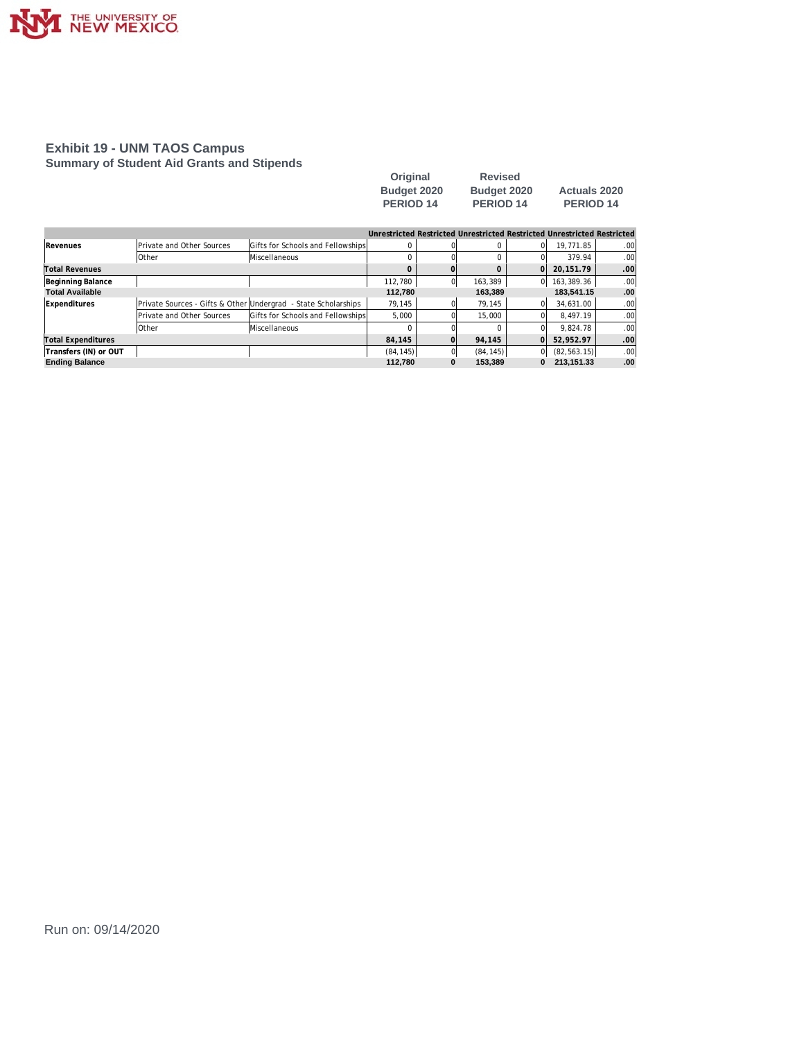## Exhibit 19 - UNM TAOS Campus

### Summary of Student Aid Grants and Stipends

| | | | Original Budget 2020 PERIOD 14 | | Revised Budget 2020 PERIOD 14 | | Actuals 2020 PERIOD 14 | |
|---|---|---|---|---|---|---|---|---|
| | | | Unrestricted | Restricted | Unrestricted | Restricted | Unrestricted | Restricted |
| **Revenues** | Private and Other Sources | Gifts for Schools and Fellowships | 0 | 0 | 0 | 0 | 19,771.85 | .00 |
| | Other | Miscellaneous | 0 | 0 | 0 | 0 | 379.94 | .00 |
| **Total Revenues** | | | **0** | **0** | **0** | **0** | **20,151.79** | **.00** |
| **Beginning Balance** | | | 112,780 | 0 | 163,389 | 0 | 163,389.36 | .00 |
| **Total Available** | | | **112,780** | | **163,389** | | **183,541.15** | **.00** |
| **Expenditures** | Private Sources - Gifts & Other | Undergrad - State Scholarships | 79,145 | 0 | 79,145 | 0 | 34,631.00 | .00 |
| | Private and Other Sources | Gifts for Schools and Fellowships | 5,000 | 0 | 15,000 | 0 | 8,497.19 | .00 |
| | Other | Miscellaneous | 0 | 0 | 0 | 0 | 9,824.78 | .00 |
| **Total Expenditures** | | | **84,145** | **0** | **94,145** | **0** | **52,952.97** | **.00** |
| **Transfers (IN) or OUT** | | | (84,145) | 0 | (84,145) | 0 | (82,563.15) | .00 |
| **Ending Balance** | | | **112,780** | **0** | **153,389** | **0** | **213,151.33** | **.00** |

Run on: 09/14/2020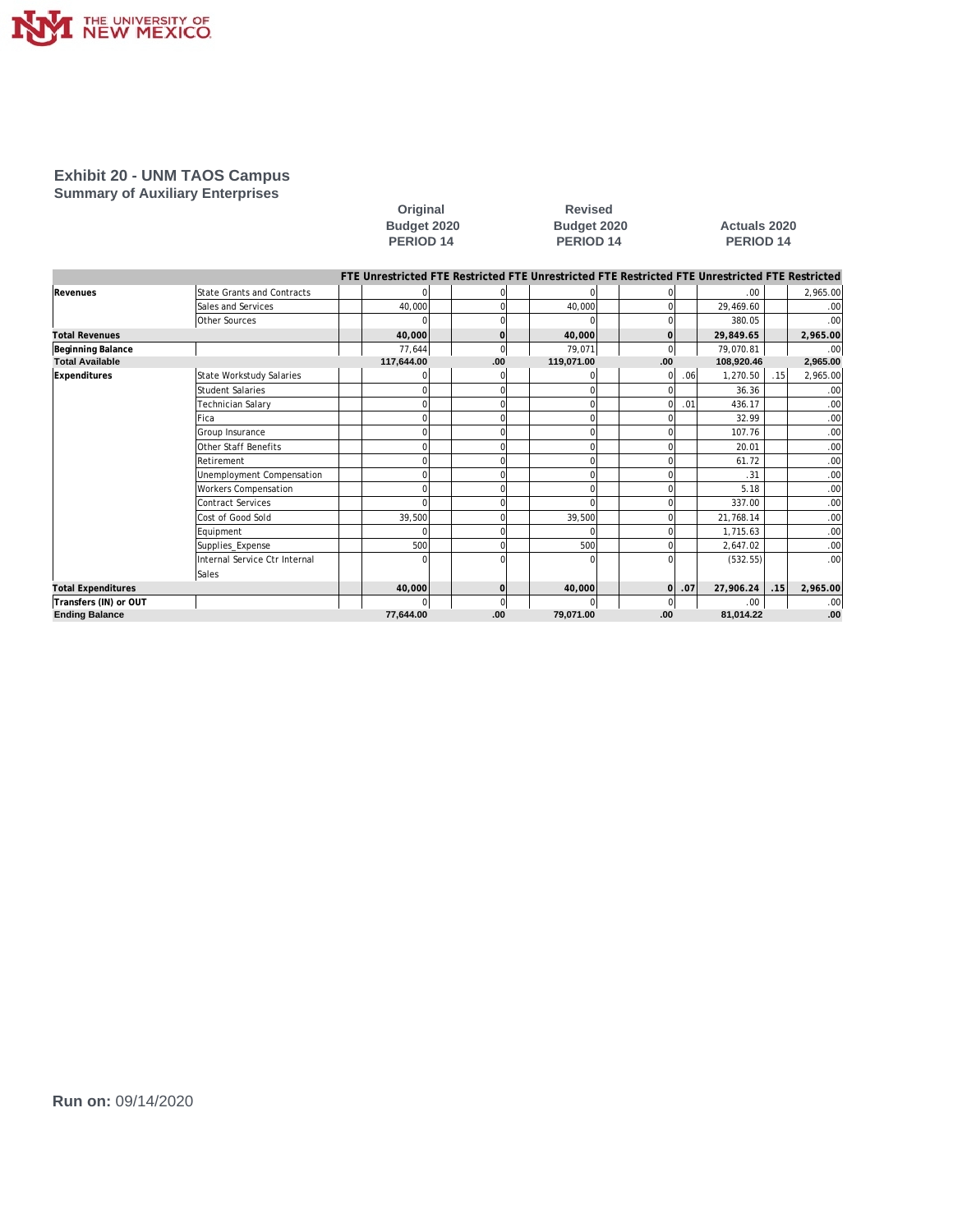## Exhibit 20 - UNM TAOS Campus

### Summary of Auxiliary Enterprises

| | | Original Budget 2020 PERIOD 14 | | | | Revised Budget 2020 PERIOD 14 | | | | Actuals 2020 PERIOD 14 | | | |
|---|---|---|---|---|---|---|---|---|---|---|---|---|---|
| | | FTE | Unrestricted | FTE | Restricted | FTE | Unrestricted | FTE | Restricted | FTE | Unrestricted | FTE | Restricted |
| **Revenues** | State Grants and Contracts | | 0 | | 0 | | 0 | | 0 | | .00 | | 2,965.00 |
| | Sales and Services | | 40,000 | | 0 | | 40,000 | | 0 | | 29,469.60 | | .00 |
| | Other Sources | | 0 | | 0 | | 0 | | 0 | | 380.05 | | .00 |
| **Total Revenues** | | | **40,000** | | **0** | | **40,000** | | **0** | | **29,849.65** | | **2,965.00** |
| **Beginning Balance** | | | 77,644 | | 0 | | 79,071 | | 0 | | 79,070.81 | | .00 |
| **Total Available** | | | **117,644.00** | | **.00** | | **119,071.00** | | **.00** | | **108,920.46** | | **2,965.00** |
| **Expenditures** | State Workstudy Salaries | | 0 | | 0 | | 0 | | 0 | .06 | 1,270.50 | .15 | 2,965.00 |
| | Student Salaries | | 0 | | 0 | | 0 | | 0 | | 36.36 | | .00 |
| | Technician Salary | | 0 | | 0 | | 0 | | 0 | .01 | 436.17 | | .00 |
| | Fica | | 0 | | 0 | | 0 | | 0 | | 32.99 | | .00 |
| | Group Insurance | | 0 | | 0 | | 0 | | 0 | | 107.76 | | .00 |
| | Other Staff Benefits | | 0 | | 0 | | 0 | | 0 | | 20.01 | | .00 |
| | Retirement | | 0 | | 0 | | 0 | | 0 | | 61.72 | | .00 |
| | Unemployment Compensation | | 0 | | 0 | | 0 | | 0 | | .31 | | .00 |
| | Workers Compensation | | 0 | | 0 | | 0 | | 0 | | 5.18 | | .00 |
| | Contract Services | | 0 | | 0 | | 0 | | 0 | | 337.00 | | .00 |
| | Cost of Good Sold | | 39,500 | | 0 | | 39,500 | | 0 | | 21,768.14 | | .00 |
| | Equipment | | 0 | | 0 | | 0 | | 0 | | 1,715.63 | | .00 |
| | Supplies_Expense | | 500 | | 0 | | 500 | | 0 | | 2,647.02 | | .00 |
| | Internal Service Ctr Internal Sales | | 0 | | 0 | | 0 | | 0 | | (532.55) | | .00 |
| **Total Expenditures** | | | **40,000** | | **0** | | **40,000** | | **0** | **.07** | **27,906.24** | **.15** | **2,965.00** |
| **Transfers (IN) or OUT** | | | 0 | | 0 | | 0 | | 0 | | .00 | | .00 |
| **Ending Balance** | | | **77,644.00** | | **.00** | | **79,071.00** | | **.00** | | **81,014.22** | | **.00** |

**Run on:** 09/14/2020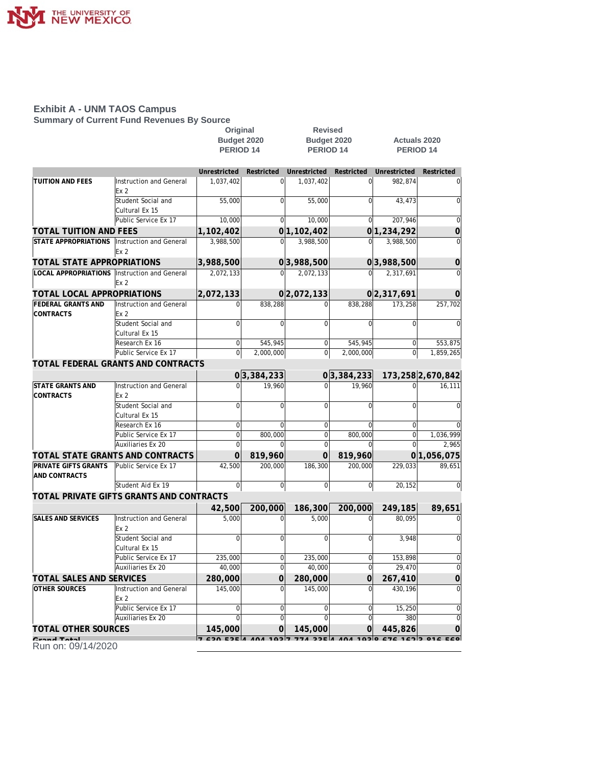## Exhibit A - UNM TAOS Campus

### Summary of Current Fund Revenues By Source

| | | Original Budget 2020 PERIOD 14 | | Revised Budget 2020 PERIOD 14 | | Actuals 2020 PERIOD 14 | |
|---|---|---|---|---|---|---|---|
| | | Unrestricted | Restricted | Unrestricted | Restricted | Unrestricted | Restricted |
| **TUITION AND FEES** | Instruction and General Ex 2 | 1,037,402 | 0 | 1,037,402 | 0 | 982,874 | 0 |
| | Student Social and Cultural Ex 15 | 55,000 | 0 | 55,000 | 0 | 43,473 | 0 |
| | Public Service Ex 17 | 10,000 | 0 | 10,000 | 0 | 207,946 | 0 |
| **TOTAL TUITION AND FEES** | | **1,102,402** | **0** | **1,102,402** | **0** | **1,234,292** | **0** |
| **STATE APPROPRIATIONS** | Instruction and General Ex 2 | 3,988,500 | 0 | 3,988,500 | 0 | 3,988,500 | 0 |
| **TOTAL STATE APPROPRIATIONS** | | **3,988,500** | **0** | **3,988,500** | **0** | **3,988,500** | **0** |
| **LOCAL APPROPRIATIONS** | Instruction and General Ex 2 | 2,072,133 | 0 | 2,072,133 | 0 | 2,317,691 | 0 |
| **TOTAL LOCAL APPROPRIATIONS** | | **2,072,133** | **0** | **2,072,133** | **0** | **2,317,691** | **0** |
| **FEDERAL GRANTS AND CONTRACTS** | Instruction and General Ex 2 | 0 | 838,288 | 0 | 838,288 | 173,258 | 257,702 |
| | Student Social and Cultural Ex 15 | 0 | 0 | 0 | 0 | 0 | 0 |
| | Research Ex 16 | 0 | 545,945 | 0 | 545,945 | 0 | 553,875 |
| | Public Service Ex 17 | 0 | 2,000,000 | 0 | 2,000,000 | 0 | 1,859,265 |
| **TOTAL FEDERAL GRANTS AND CONTRACTS** | | **0** | **3,384,233** | **0** | **3,384,233** | **173,258** | **2,670,842** |
| **STATE GRANTS AND CONTRACTS** | Instruction and General Ex 2 | 0 | 19,960 | 0 | 19,960 | 0 | 16,111 |
| | Student Social and Cultural Ex 15 | 0 | 0 | 0 | 0 | 0 | 0 |
| | Research Ex 16 | 0 | 0 | 0 | 0 | 0 | 0 |
| | Public Service Ex 17 | 0 | 800,000 | 0 | 800,000 | 0 | 1,036,999 |
| | Auxiliaries Ex 20 | 0 | 0 | 0 | 0 | 0 | 2,965 |
| **TOTAL STATE GRANTS AND CONTRACTS** | | **0** | **819,960** | **0** | **819,960** | **0** | **1,056,075** |
| **PRIVATE GIFTS GRANTS AND CONTRACTS** | Public Service Ex 17 | 42,500 | 200,000 | 186,300 | 200,000 | 229,033 | 89,651 |
| | Student Aid Ex 19 | 0 | 0 | 0 | 0 | 20,152 | 0 |
| **TOTAL PRIVATE GIFTS GRANTS AND CONTRACTS** | | **42,500** | **200,000** | **186,300** | **200,000** | **249,185** | **89,651** |
| **SALES AND SERVICES** | Instruction and General Ex 2 | 5,000 | 0 | 5,000 | 0 | 80,095 | 0 |
| | Student Social and Cultural Ex 15 | 0 | 0 | 0 | 0 | 3,948 | 0 |
| | Public Service Ex 17 | 235,000 | 0 | 235,000 | 0 | 153,898 | 0 |
| | Auxiliaries Ex 20 | 40,000 | 0 | 40,000 | 0 | 29,470 | 0 |
| **TOTAL SALES AND SERVICES** | | **280,000** | **0** | **280,000** | **0** | **267,410** | **0** |
| **OTHER SOURCES** | Instruction and General Ex 2 | 145,000 | 0 | 145,000 | 0 | 430,196 | 0 |
| | Public Service Ex 17 | 0 | 0 | 0 | 0 | 15,250 | 0 |
| | Auxiliaries Ex 20 | 0 | 0 | 0 | 0 | 380 | 0 |
| **TOTAL OTHER SOURCES** | | **145,000** | **0** | **145,000** | **0** | **445,826** | **0** |
| **Grand Total** | | **7,630,535** | **4,404,193** | **7,774,335** | **4,404,193** | **8,676,162** | **3,816,568** |

Run on: 09/14/2020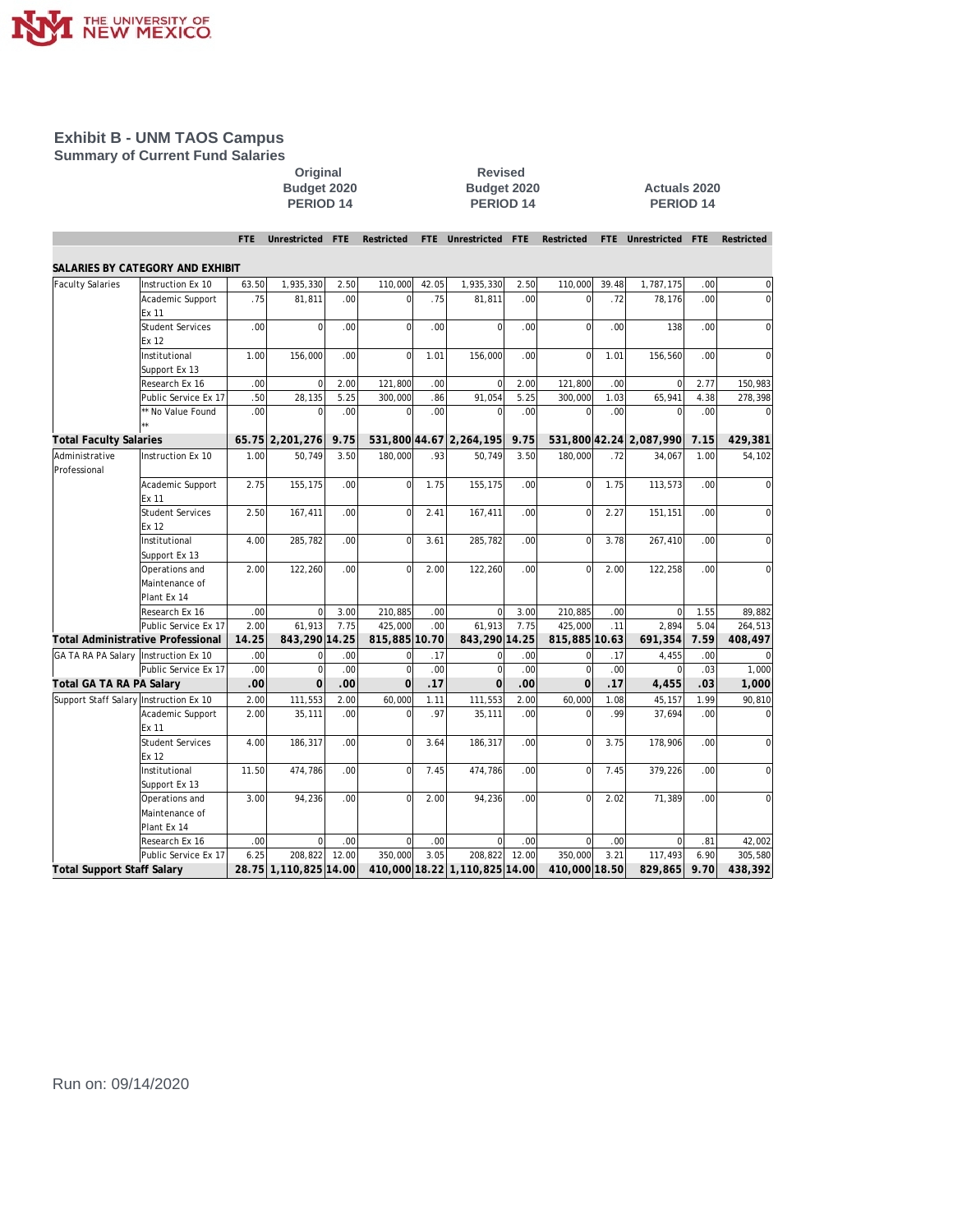# Exhibit B - UNM TAOS Campus

## Summary of Current Fund Salaries

| | | Original Budget 2020 PERIOD 14 | | | | Revised Budget 2020 PERIOD 14 | | | | Actuals 2020 PERIOD 14 | | | |
|---|---|---|---|---|---|---|---|---|---|---|---|---|---|
| | | FTE | Unrestricted | FTE | Restricted | FTE | Unrestricted | FTE | Restricted | FTE | Unrestricted | FTE | Restricted |
| **SALARIES BY CATEGORY AND EXHIBIT** | | | | | | | | | | | | | |
| Faculty Salaries | Instruction Ex 10 | 63.50 | 1,935,330 | 2.50 | 110,000 | 42.05 | 1,935,330 | 2.50 | 110,000 | 39.48 | 1,787,175 | .00 | 0 |
| | Academic Support Ex 11 | .75 | 81,811 | .00 | 0 | .75 | 81,811 | .00 | 0 | .72 | 78,176 | .00 | 0 |
| | Student Services Ex 12 | .00 | 0 | .00 | 0 | .00 | 0 | .00 | 0 | .00 | 138 | .00 | 0 |
| | Institutional Support Ex 13 | 1.00 | 156,000 | .00 | 0 | 1.01 | 156,000 | .00 | 0 | 1.01 | 156,560 | .00 | 0 |
| | Research Ex 16 | .00 | 0 | 2.00 | 121,800 | .00 | 0 | 2.00 | 121,800 | .00 | 0 | 2.77 | 150,983 |
| | Public Service Ex 17 | .50 | 28,135 | 5.25 | 300,000 | .86 | 91,054 | 5.25 | 300,000 | 1.03 | 65,941 | 4.38 | 278,398 |
| | ** No Value Found ** | .00 | 0 | .00 | 0 | .00 | 0 | .00 | 0 | .00 | 0 | .00 | 0 |
| **Total Faculty Salaries** | | **65.75** | **2,201,276** | **9.75** | **531,800** | **44.67** | **2,264,195** | **9.75** | **531,800** | **42.24** | **2,087,990** | **7.15** | **429,381** |
| Administrative Professional | Instruction Ex 10 | 1.00 | 50,749 | 3.50 | 180,000 | .93 | 50,749 | 3.50 | 180,000 | .72 | 34,067 | 1.00 | 54,102 |
| | Academic Support Ex 11 | 2.75 | 155,175 | .00 | 0 | 1.75 | 155,175 | .00 | 0 | 1.75 | 113,573 | .00 | 0 |
| | Student Services Ex 12 | 2.50 | 167,411 | .00 | 0 | 2.41 | 167,411 | .00 | 0 | 2.27 | 151,151 | .00 | 0 |
| | Institutional Support Ex 13 | 4.00 | 285,782 | .00 | 0 | 3.61 | 285,782 | .00 | 0 | 3.78 | 267,410 | .00 | 0 |
| | Operations and Maintenance of Plant Ex 14 | 2.00 | 122,260 | .00 | 0 | 2.00 | 122,260 | .00 | 0 | 2.00 | 122,258 | .00 | 0 |
| | Research Ex 16 | .00 | 0 | 3.00 | 210,885 | .00 | 0 | 3.00 | 210,885 | .00 | 0 | 1.55 | 89,882 |
| | Public Service Ex 17 | 2.00 | 61,913 | 7.75 | 425,000 | .00 | 61,913 | 7.75 | 425,000 | .11 | 2,894 | 5.04 | 264,513 |
| **Total Administrative Professional** | | **14.25** | **843,290** | **14.25** | **815,885** | **10.70** | **843,290** | **14.25** | **815,885** | **10.63** | **691,354** | **7.59** | **408,497** |
| GA TA RA PA Salary | Instruction Ex 10 | .00 | 0 | .00 | 0 | .17 | 0 | .00 | 0 | .17 | 4,455 | .00 | 0 |
| | Public Service Ex 17 | .00 | 0 | .00 | 0 | .00 | 0 | .00 | 0 | .00 | 0 | .03 | 1,000 |
| **Total GA TA RA PA Salary** | | **.00** | **0** | **.00** | **0** | **.17** | **0** | **.00** | **0** | **.17** | **4,455** | **.03** | **1,000** |
| Support Staff Salary | Instruction Ex 10 | 2.00 | 111,553 | 2.00 | 60,000 | 1.11 | 111,553 | 2.00 | 60,000 | 1.08 | 45,157 | 1.99 | 90,810 |
| | Academic Support Ex 11 | 2.00 | 35,111 | .00 | 0 | .97 | 35,111 | .00 | 0 | .99 | 37,694 | .00 | 0 |
| | Student Services Ex 12 | 4.00 | 186,317 | .00 | 0 | 3.64 | 186,317 | .00 | 0 | 3.75 | 178,906 | .00 | 0 |
| | Institutional Support Ex 13 | 11.50 | 474,786 | .00 | 0 | 7.45 | 474,786 | .00 | 0 | 7.45 | 379,226 | .00 | 0 |
| | Operations and Maintenance of Plant Ex 14 | 3.00 | 94,236 | .00 | 0 | 2.00 | 94,236 | .00 | 0 | 2.02 | 71,389 | .00 | 0 |
| | Research Ex 16 | .00 | 0 | .00 | 0 | .00 | 0 | .00 | 0 | .00 | 0 | .81 | 42,002 |
| | Public Service Ex 17 | 6.25 | 208,822 | 12.00 | 350,000 | 3.05 | 208,822 | 12.00 | 350,000 | 3.21 | 117,493 | 6.90 | 305,580 |
| **Total Support Staff Salary** | | **28.75** | **1,110,825** | **14.00** | **410,000** | **18.22** | **1,110,825** | **14.00** | **410,000** | **18.50** | **829,865** | **9.70** | **438,392** |

Run on: 09/14/2020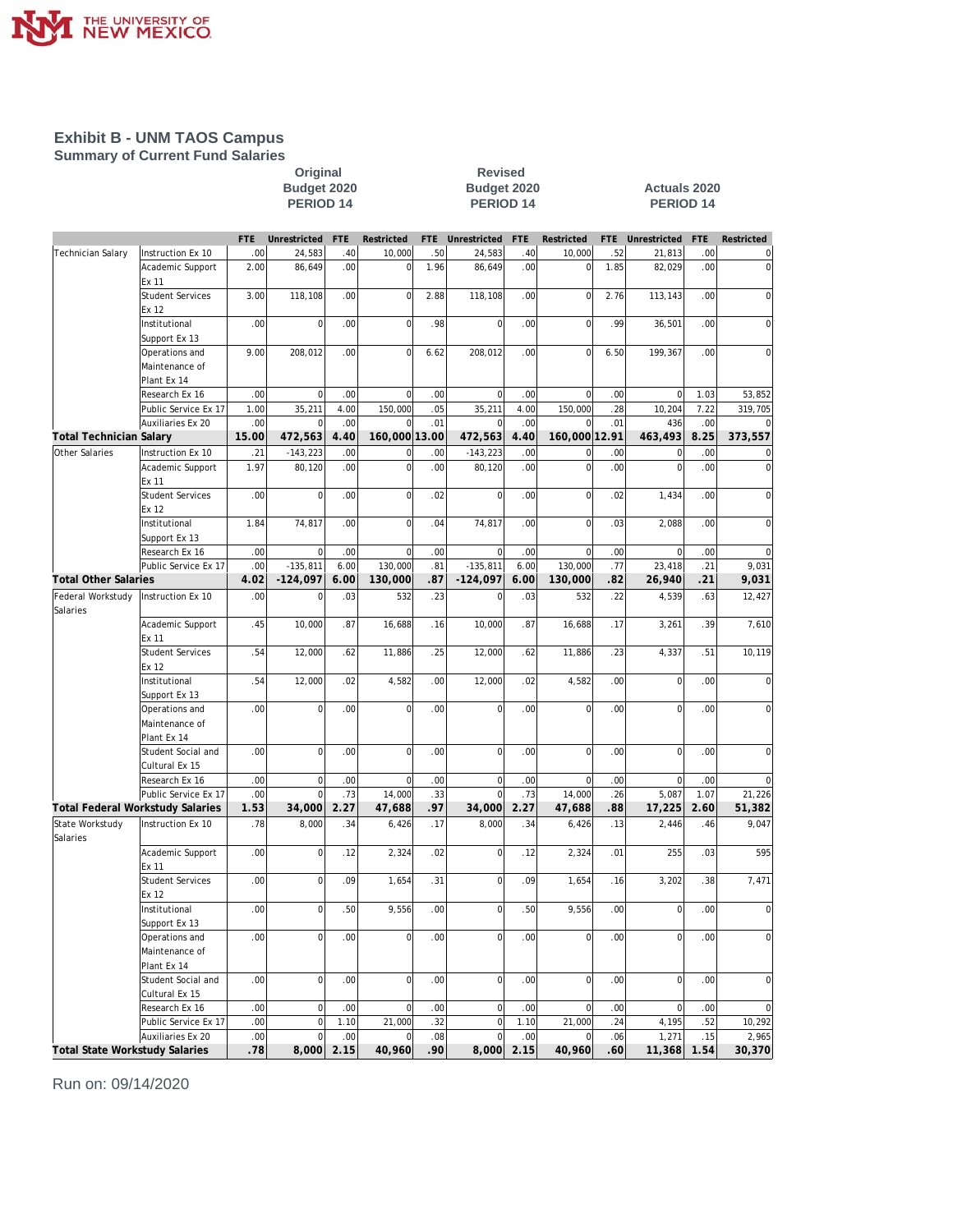# Exhibit B - UNM TAOS Campus

## Summary of Current Fund Salaries

| | | Original Budget 2020 PERIOD 14 | | | | Revised Budget 2020 PERIOD 14 | | | | Actuals 2020 PERIOD 14 | | | |
|---|---|---|---|---|---|---|---|---|---|---|---|---|---|
| | | FTE | Unrestricted | FTE | Restricted | FTE | Unrestricted | FTE | Restricted | FTE | Unrestricted | FTE | Restricted |
| Technician Salary | Instruction Ex 10 | .00 | 24,583 | .40 | 10,000 | .50 | 24,583 | .40 | 10,000 | .52 | 21,813 | .00 | 0 |
| | Academic Support Ex 11 | 2.00 | 86,649 | .00 | 0 | 1.96 | 86,649 | .00 | 0 | 1.85 | 82,029 | .00 | 0 |
| | Student Services Ex 12 | 3.00 | 118,108 | .00 | 0 | 2.88 | 118,108 | .00 | 0 | 2.76 | 113,143 | .00 | 0 |
| | Institutional Support Ex 13 | .00 | 0 | .00 | 0 | .98 | 0 | .00 | 0 | .99 | 36,501 | .00 | 0 |
| | Operations and Maintenance of Plant Ex 14 | 9.00 | 208,012 | .00 | 0 | 6.62 | 208,012 | .00 | 0 | 6.50 | 199,367 | .00 | 0 |
| | Research Ex 16 | .00 | 0 | .00 | 0 | .00 | 0 | .00 | 0 | .00 | 0 | 1.03 | 53,852 |
| | Public Service Ex 17 | 1.00 | 35,211 | 4.00 | 150,000 | .05 | 35,211 | 4.00 | 150,000 | .28 | 10,204 | 7.22 | 319,705 |
| | Auxiliaries Ex 20 | .00 | 0 | .00 | 0 | .01 | 0 | .00 | 0 | .01 | 436 | .00 | 0 |
| **Total Technician Salary** | | **15.00** | **472,563** | **4.40** | **160,000** | **13.00** | **472,563** | **4.40** | **160,000** | **12.91** | **463,493** | **8.25** | **373,557** |
| Other Salaries | Instruction Ex 10 | .21 | -143,223 | .00 | 0 | .00 | -143,223 | .00 | 0 | .00 | 0 | .00 | 0 |
| | Academic Support Ex 11 | 1.97 | 80,120 | .00 | 0 | .00 | 80,120 | .00 | 0 | .00 | 0 | .00 | 0 |
| | Student Services Ex 12 | .00 | 0 | .00 | 0 | .02 | 0 | .00 | 0 | .02 | 1,434 | .00 | 0 |
| | Institutional Support Ex 13 | 1.84 | 74,817 | .00 | 0 | .04 | 74,817 | .00 | 0 | .03 | 2,088 | .00 | 0 |
| | Research Ex 16 | .00 | 0 | .00 | 0 | .00 | 0 | .00 | 0 | .00 | 0 | .00 | 0 |
| | Public Service Ex 17 | .00 | -135,811 | 6.00 | 130,000 | .81 | -135,811 | 6.00 | 130,000 | .77 | 23,418 | .21 | 9,031 |
| **Total Other Salaries** | | **4.02** | **-124,097** | **6.00** | **130,000** | **.87** | **-124,097** | **6.00** | **130,000** | **.82** | **26,940** | **.21** | **9,031** |
| Federal Workstudy Salaries | Instruction Ex 10 | .00 | 0 | .03 | 532 | .23 | 0 | .03 | 532 | .22 | 4,539 | .63 | 12,427 |
| | Academic Support Ex 11 | .45 | 10,000 | .87 | 16,688 | .16 | 10,000 | .87 | 16,688 | .17 | 3,261 | .39 | 7,610 |
| | Student Services Ex 12 | .54 | 12,000 | .62 | 11,886 | .25 | 12,000 | .62 | 11,886 | .23 | 4,337 | .51 | 10,119 |
| | Institutional Support Ex 13 | .54 | 12,000 | .02 | 4,582 | .00 | 12,000 | .02 | 4,582 | .00 | 0 | .00 | 0 |
| | Operations and Maintenance of Plant Ex 14 | .00 | 0 | .00 | 0 | .00 | 0 | .00 | 0 | .00 | 0 | .00 | 0 |
| | Student Social and Cultural Ex 15 | .00 | 0 | .00 | 0 | .00 | 0 | .00 | 0 | .00 | 0 | .00 | 0 |
| | Research Ex 16 | .00 | 0 | .00 | 0 | .00 | 0 | .00 | 0 | .00 | 0 | .00 | 0 |
| | Public Service Ex 17 | .00 | 0 | .73 | 14,000 | .33 | 0 | .73 | 14,000 | .26 | 5,087 | 1.07 | 21,226 |
| **Total Federal Workstudy Salaries** | | **1.53** | **34,000** | **2.27** | **47,688** | **.97** | **34,000** | **2.27** | **47,688** | **.88** | **17,225** | **2.60** | **51,382** |
| State Workstudy Salaries | Instruction Ex 10 | .78 | 8,000 | .34 | 6,426 | .17 | 8,000 | .34 | 6,426 | .13 | 2,446 | .46 | 9,047 |
| | Academic Support Ex 11 | .00 | 0 | .12 | 2,324 | .02 | 0 | .12 | 2,324 | .01 | 255 | .03 | 595 |
| | Student Services Ex 12 | .00 | 0 | .09 | 1,654 | .31 | 0 | .09 | 1,654 | .16 | 3,202 | .38 | 7,471 |
| | Institutional Support Ex 13 | .00 | 0 | .50 | 9,556 | .00 | 0 | .50 | 9,556 | .00 | 0 | .00 | 0 |
| | Operations and Maintenance of Plant Ex 14 | .00 | 0 | .00 | 0 | .00 | 0 | .00 | 0 | .00 | 0 | .00 | 0 |
| | Student Social and Cultural Ex 15 | .00 | 0 | .00 | 0 | .00 | 0 | .00 | 0 | .00 | 0 | .00 | 0 |
| | Research Ex 16 | .00 | 0 | .00 | 0 | .00 | 0 | .00 | 0 | .00 | 0 | .00 | 0 |
| | Public Service Ex 17 | .00 | 0 | 1.10 | 21,000 | .32 | 0 | 1.10 | 21,000 | .24 | 4,195 | .52 | 10,292 |
| | Auxiliaries Ex 20 | .00 | 0 | .00 | 0 | .08 | 0 | .00 | 0 | .06 | 1,271 | .15 | 2,965 |
| **Total State Workstudy Salaries** | | **.78** | **8,000** | **2.15** | **40,960** | **.90** | **8,000** | **2.15** | **40,960** | **.60** | **11,368** | **1.54** | **30,370** |

Run on: 09/14/2020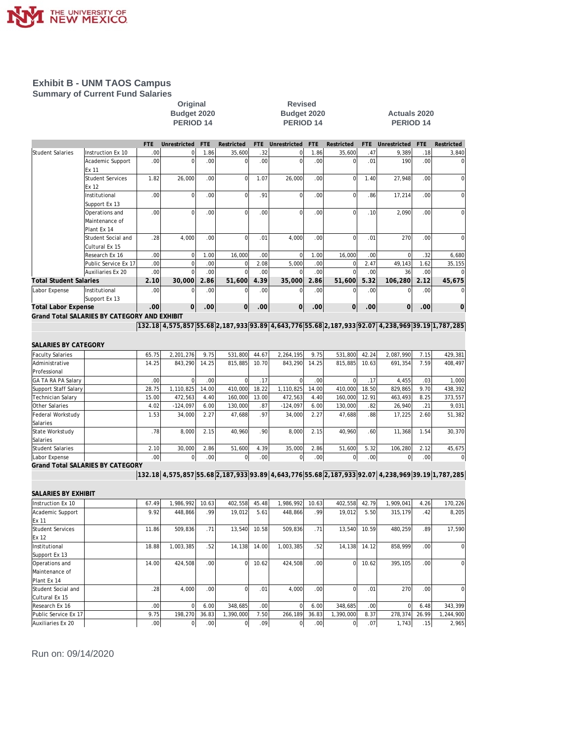# Exhibit B - UNM TAOS Campus

## Summary of Current Fund Salaries

| | | Original Budget 2020 PERIOD 14 | | | | Revised Budget 2020 PERIOD 14 | | | | Actuals 2020 PERIOD 14 | | | |
|---|---|---|---|---|---|---|---|---|---|---|---|---|---|
| | | FTE | Unrestricted | FTE | Restricted | FTE | Unrestricted | FTE | Restricted | FTE | Unrestricted | FTE | Restricted |
| Student Salaries | Instruction Ex 10 | .00 | 0 | 1.86 | 35,600 | .32 | 0 | 1.86 | 35,600 | .47 | 9,389 | .18 | 3,840 |
| | Academic Support Ex 11 | .00 | 0 | .00 | 0 | .00 | 0 | .00 | 0 | .01 | 190 | .00 | 0 |
| | Student Services Ex 12 | 1.82 | 26,000 | .00 | 0 | 1.07 | 26,000 | .00 | 0 | 1.40 | 27,948 | .00 | 0 |
| | Institutional Support Ex 13 | .00 | 0 | .00 | 0 | .91 | 0 | .00 | 0 | .86 | 17,214 | .00 | 0 |
| | Operations and Maintenance of Plant Ex 14 | .00 | 0 | .00 | 0 | .00 | 0 | .00 | 0 | .10 | 2,090 | .00 | 0 |
| | Student Social and Cultural Ex 15 | .28 | 4,000 | .00 | 0 | .01 | 4,000 | .00 | 0 | .01 | 270 | .00 | 0 |
| | Research Ex 16 | .00 | 0 | 1.00 | 16,000 | .00 | 0 | 1.00 | 16,000 | .00 | 0 | .32 | 6,680 |
| | Public Service Ex 17 | .00 | 0 | .00 | 0 | 2.08 | 5,000 | .00 | 0 | 2.47 | 49,143 | 1.62 | 35,155 |
| | Auxiliaries Ex 20 | .00 | 0 | .00 | 0 | .00 | 0 | .00 | 0 | .00 | 36 | .00 | 0 |
| **Total Student Salaries** | | **2.10** | **30,000** | **2.86** | **51,600** | **4.39** | **35,000** | **2.86** | **51,600** | **5.32** | **106,280** | **2.12** | **45,675** |
| Labor Expense | Institutional Support Ex 13 | .00 | 0 | .00 | 0 | .00 | 0 | .00 | 0 | .00 | 0 | .00 | 0 |
| **Total Labor Expense** | | **.00** | **0** | **.00** | **0** | **.00** | **0** | **.00** | **0** | **.00** | **0** | **.00** | **0** |
| **Grand Total SALARIES BY CATEGORY AND EXHIBIT** | | **132.18** | **4,575,857** | **55.68** | **2,187,933** | **93.89** | **4,643,776** | **55.68** | **2,187,933** | **92.07** | **4,238,969** | **39.19** | **1,787,285** |

**SALARIES BY CATEGORY**

| | | FTE | Unrestricted | FTE | Restricted | FTE | Unrestricted | FTE | Restricted | FTE | Unrestricted | FTE | Restricted |
|---|---|---|---|---|---|---|---|---|---|---|---|---|---|
| Faculty Salaries | | 65.75 | 2,201,276 | 9.75 | 531,800 | 44.67 | 2,264,195 | 9.75 | 531,800 | 42.24 | 2,087,990 | 7.15 | 429,381 |
| Administrative Professional | | 14.25 | 843,290 | 14.25 | 815,885 | 10.70 | 843,290 | 14.25 | 815,885 | 10.63 | 691,354 | 7.59 | 408,497 |
| GA TA RA PA Salary | | .00 | 0 | .00 | 0 | .17 | 0 | .00 | 0 | .17 | 4,455 | .03 | 1,000 |
| Support Staff Salary | | 28.75 | 1,110,825 | 14.00 | 410,000 | 18.22 | 1,110,825 | 14.00 | 410,000 | 18.50 | 829,865 | 9.70 | 438,392 |
| Technician Salary | | 15.00 | 472,563 | 4.40 | 160,000 | 13.00 | 472,563 | 4.40 | 160,000 | 12.91 | 463,493 | 8.25 | 373,557 |
| Other Salaries | | 4.02 | -124,097 | 6.00 | 130,000 | .87 | -124,097 | 6.00 | 130,000 | .82 | 26,940 | .21 | 9,031 |
| Federal Workstudy Salaries | | 1.53 | 34,000 | 2.27 | 47,688 | .97 | 34,000 | 2.27 | 47,688 | .88 | 17,225 | 2.60 | 51,382 |
| State Workstudy Salaries | | .78 | 8,000 | 2.15 | 40,960 | .90 | 8,000 | 2.15 | 40,960 | .60 | 11,368 | 1.54 | 30,370 |
| Student Salaries | | 2.10 | 30,000 | 2.86 | 51,600 | 4.39 | 35,000 | 2.86 | 51,600 | 5.32 | 106,280 | 2.12 | 45,675 |
| Labor Expense | | .00 | 0 | .00 | 0 | .00 | 0 | .00 | 0 | .00 | 0 | .00 | 0 |
| **Grand Total SALARIES BY CATEGORY** | | **132.18** | **4,575,857** | **55.68** | **2,187,933** | **93.89** | **4,643,776** | **55.68** | **2,187,933** | **92.07** | **4,238,969** | **39.19** | **1,787,285** |

**SALARIES BY EXHIBIT**

| | | FTE | Unrestricted | FTE | Restricted | FTE | Unrestricted | FTE | Restricted | FTE | Unrestricted | FTE | Restricted |
|---|---|---|---|---|---|---|---|---|---|---|---|---|---|
| Instruction Ex 10 | | 67.49 | 1,986,992 | 10.63 | 402,558 | 45.48 | 1,986,992 | 10.63 | 402,558 | 42.79 | 1,909,041 | 4.26 | 170,226 |
| Academic Support Ex 11 | | 9.92 | 448,866 | .99 | 19,012 | 5.61 | 448,866 | .99 | 19,012 | 5.50 | 315,179 | .42 | 8,205 |
| Student Services Ex 12 | | 11.86 | 509,836 | .71 | 13,540 | 10.58 | 509,836 | .71 | 13,540 | 10.59 | 480,259 | .89 | 17,590 |
| Institutional Support Ex 13 | | 18.88 | 1,003,385 | .52 | 14,138 | 14.00 | 1,003,385 | .52 | 14,138 | 14.12 | 858,999 | .00 | 0 |
| Operations and Maintenance of Plant Ex 14 | | 14.00 | 424,508 | .00 | 0 | 10.62 | 424,508 | .00 | 0 | 10.62 | 395,105 | .00 | 0 |
| Student Social and Cultural Ex 15 | | .28 | 4,000 | .00 | 0 | .01 | 4,000 | .00 | 0 | .01 | 270 | .00 | 0 |
| Research Ex 16 | | .00 | 0 | 6.00 | 348,685 | .00 | 0 | 6.00 | 348,685 | .00 | 0 | 6.48 | 343,399 |
| Public Service Ex 17 | | 9.75 | 198,270 | 36.83 | 1,390,000 | 7.50 | 266,189 | 36.83 | 1,390,000 | 8.37 | 278,374 | 26.99 | 1,244,900 |
| Auxiliaries Ex 20 | | .00 | 0 | .00 | 0 | .09 | 0 | .00 | 0 | .07 | 1,743 | .15 | 2,965 |

Run on: 09/14/2020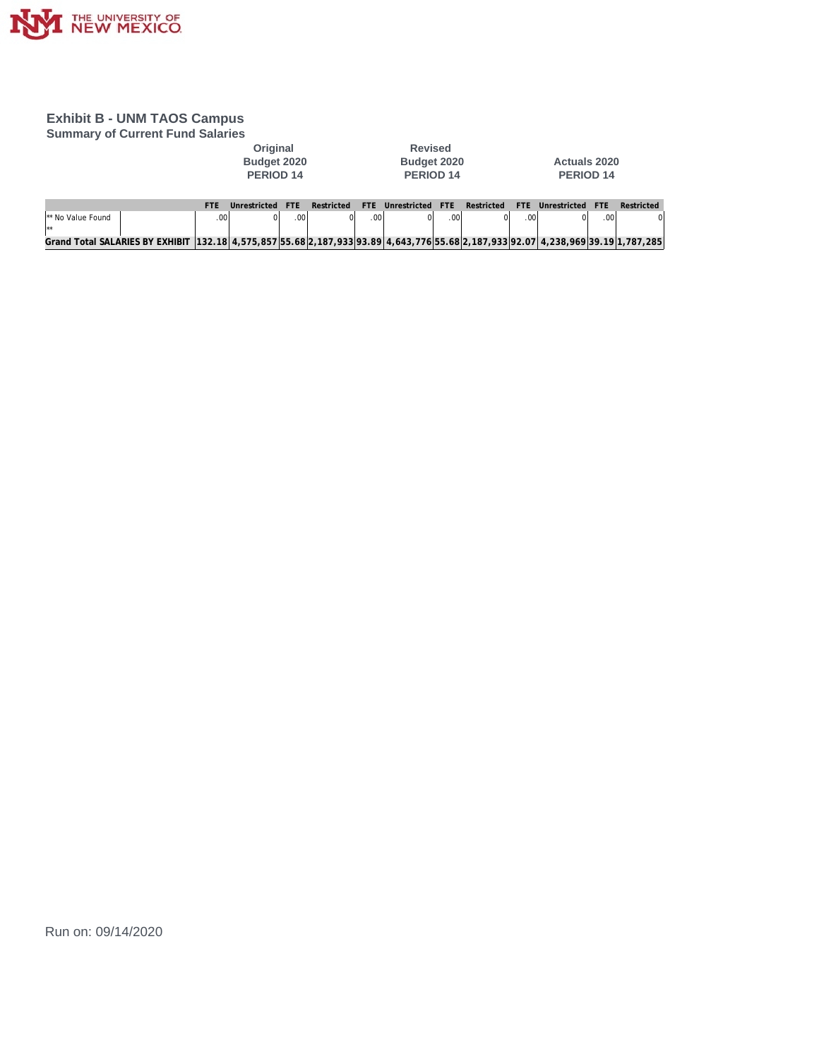THE UNIVERSITY OF NEW MEXICO

## Exhibit B - UNM TAOS Campus

### Summary of Current Fund Salaries

| | | Original Budget 2020 PERIOD 14 | | | | Revised Budget 2020 PERIOD 14 | | | | Actuals 2020 PERIOD 14 | | |
|---|---|---|---|---|---|---|---|---|---|---|---|---|
| | | FTE | Unrestricted | FTE | Restricted | FTE | Unrestricted | FTE | Restricted | FTE | Unrestricted | FTE | Restricted |
| ** No Value Found ** | | .00 | 0 | .00 | 0 | .00 | 0 | .00 | 0 | .00 | 0 | .00 | 0 |
| **Grand Total SALARIES BY EXHIBIT** | | **132.18** | **4,575,857** | **55.68** | **2,187,933** | **93.89** | **4,643,776** | **55.68** | **2,187,933** | **92.07** | **4,238,969** | **39.19** | **1,787,285** |

Run on: 09/14/2020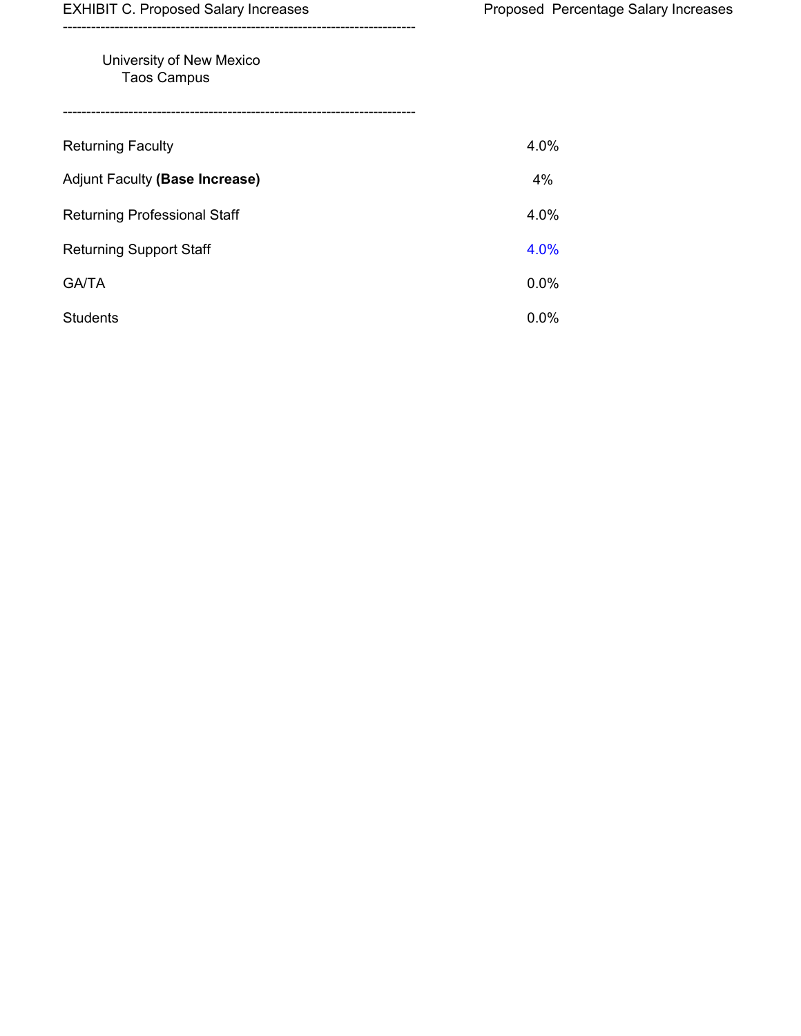| EXHIBIT C. Proposed Salary Increases | Proposed Percentage Salary Increases |
|---|---|
| University of New Mexico Taos Campus | |
| Returning Faculty | 4.0% |
| Adjunt Faculty **(Base Increase)** | 4% |
| Returning Professional Staff | 4.0% |
| Returning Support Staff | 4.0% |
| GA/TA | 0.0% |
| Students | 0.0% |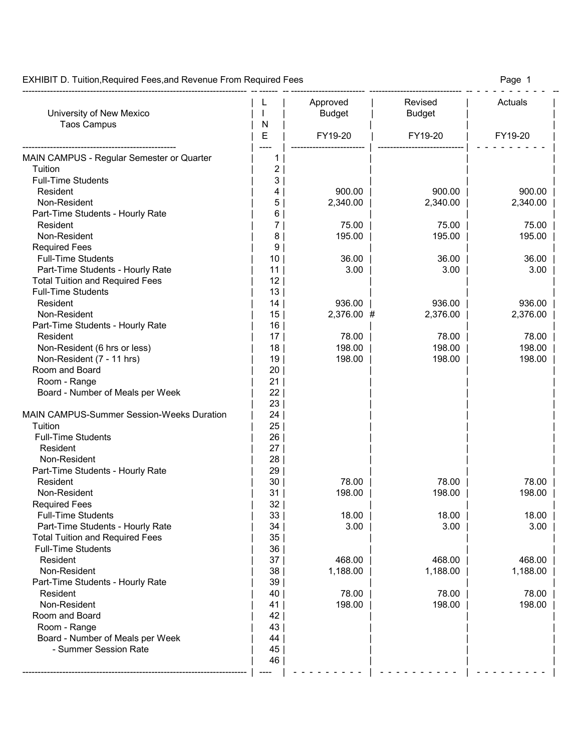EXHIBIT D. Tuition,Required Fees,and Revenue From Required Fees

| University of New Mexico<br>Taos Campus | LINE | Approved Budget<br>FY19-20 | Revised Budget<br>FY19-20 | Actuals<br>FY19-20 |
|---|---|---|---|---|
| MAIN CAMPUS - Regular Semester or Quarter | 1 | | | |
| Tuition | 2 | | | |
| Full-Time Students | 3 | | | |
| Resident | 4 | 900.00 | 900.00 | 900.00 |
| Non-Resident | 5 | 2,340.00 | 2,340.00 | 2,340.00 |
| Part-Time Students - Hourly Rate | 6 | | | |
| Resident | 7 | 75.00 | 75.00 | 75.00 |
| Non-Resident | 8 | 195.00 | 195.00 | 195.00 |
| Required Fees | 9 | | | |
| Full-Time Students | 10 | 36.00 | 36.00 | 36.00 |
| Part-Time Students - Hourly Rate | 11 | 3.00 | 3.00 | 3.00 |
| Total Tuition and Required Fees | 12 | | | |
| Full-Time Students | 13 | | | |
| Resident | 14 | 936.00 | 936.00 | 936.00 |
| Non-Resident | 15 | 2,376.00 # | 2,376.00 | 2,376.00 |
| Part-Time Students - Hourly Rate | 16 | | | |
| Resident | 17 | 78.00 | 78.00 | 78.00 |
| Non-Resident (6 hrs or less) | 18 | 198.00 | 198.00 | 198.00 |
| Non-Resident (7 - 11 hrs) | 19 | 198.00 | 198.00 | 198.00 |
| Room and Board | 20 | | | |
| Room - Range | 21 | | | |
| Board - Number of Meals per Week | 22 | | | |
| | 23 | | | |
| MAIN CAMPUS-Summer Session-Weeks Duration | 24 | | | |
| Tuition | 25 | | | |
| Full-Time Students | 26 | | | |
| Resident | 27 | | | |
| Non-Resident | 28 | | | |
| Part-Time Students - Hourly Rate | 29 | | | |
| Resident | 30 | 78.00 | 78.00 | 78.00 |
| Non-Resident | 31 | 198.00 | 198.00 | 198.00 |
| Required Fees | 32 | | | |
| Full-Time Students | 33 | 18.00 | 18.00 | 18.00 |
| Part-Time Students - Hourly Rate | 34 | 3.00 | 3.00 | 3.00 |
| Total Tuition and Required Fees | 35 | | | |
| Full-Time Students | 36 | | | |
| Resident | 37 | 468.00 | 468.00 | 468.00 |
| Non-Resident | 38 | 1,188.00 | 1,188.00 | 1,188.00 |
| Part-Time Students - Hourly Rate | 39 | | | |
| Resident | 40 | 78.00 | 78.00 | 78.00 |
| Non-Resident | 41 | 198.00 | 198.00 | 198.00 |
| Room and Board | 42 | | | |
| Room - Range | 43 | | | |
| Board - Number of Meals per Week | 44 | | | |
| - Summer Session Rate | 45 | | | |
| | 46 | | | |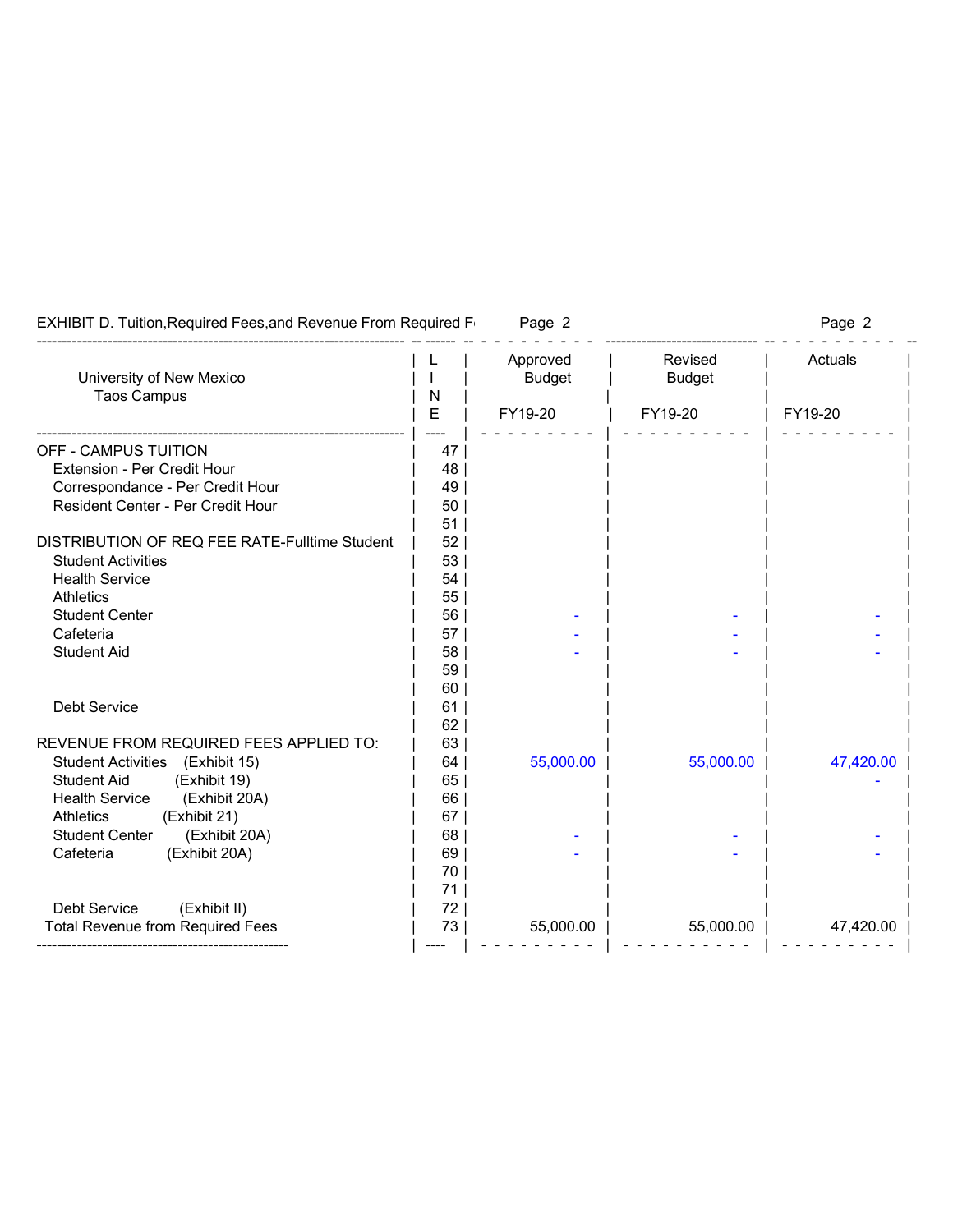EXHIBIT D. Tuition,Required Fees,and Revenue From Required F

| University of New Mexico Taos Campus | LINE | Approved Budget FY19-20 | Revised Budget FY19-20 | Actuals FY19-20 |
|---|---|---|---|---|
| OFF - CAMPUS TUITION | 47 | | | |
| Extension - Per Credit Hour | 48 | | | |
| Correspondance - Per Credit Hour | 49 | | | |
| Resident Center - Per Credit Hour | 50 | | | |
| | 51 | | | |
| DISTRIBUTION OF REQ FEE RATE-Fulltime Student | 52 | | | |
| Student Activities | 53 | | | |
| Health Service | 54 | | | |
| Athletics | 55 | | | |
| Student Center | 56 | - | - | - |
| Cafeteria | 57 | - | - | - |
| Student Aid | 58 | - | - | - |
| | 59 | | | |
| | 60 | | | |
| Debt Service | 61 | | | |
| | 62 | | | |
| REVENUE FROM REQUIRED FEES APPLIED TO: | 63 | | | |
| Student Activities (Exhibit 15) | 64 | 55,000.00 | 55,000.00 | 47,420.00 |
| Student Aid (Exhibit 19) | 65 | | | - |
| Health Service (Exhibit 20A) | 66 | | | |
| Athletics (Exhibit 21) | 67 | | | |
| Student Center (Exhibit 20A) | 68 | - | - | - |
| Cafeteria (Exhibit 20A) | 69 | - | - | - |
| | 70 | | | |
| | 71 | | | |
| Debt Service (Exhibit II) | 72 | | | |
| Total Revenue from Required Fees | 73 | 55,000.00 | 55,000.00 | 47,420.00 |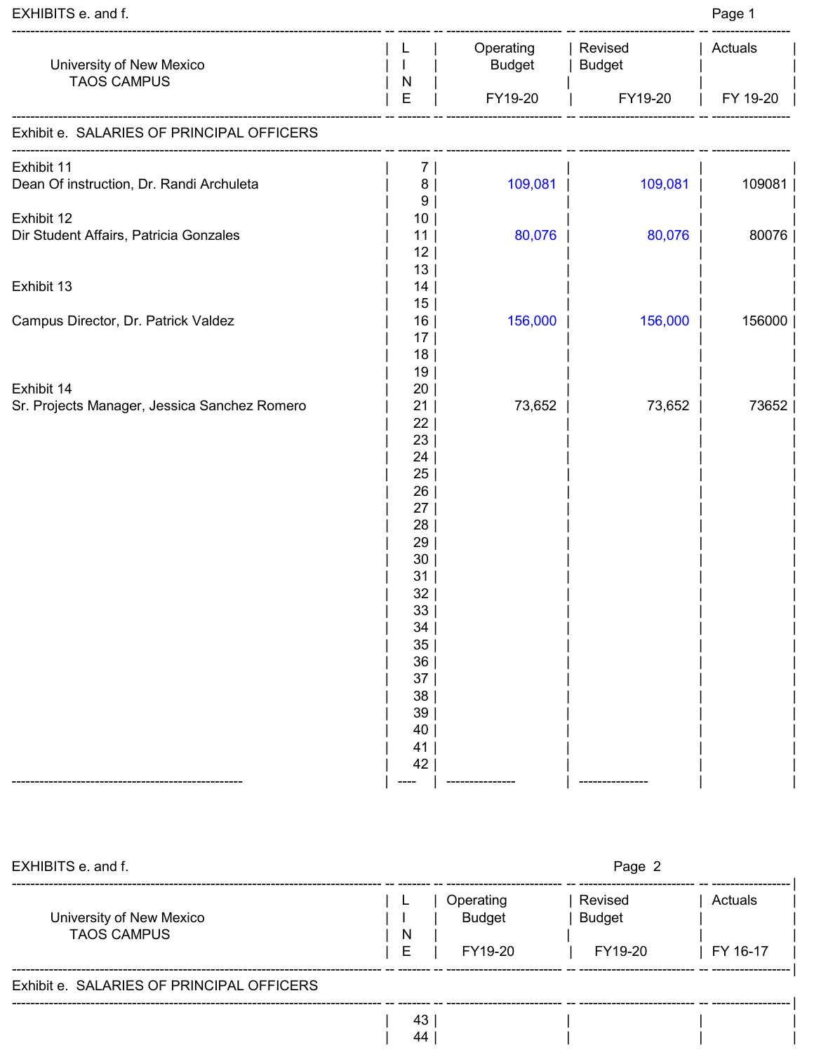EXHIBITS e. and f.

| University of New Mexico TAOS CAMPUS | LINE | Operating Budget FY19-20 | Revised Budget FY19-20 | Actuals FY 19-20 |
|---|---|---|---|---|
| **Exhibit e. SALARIES OF PRINCIPAL OFFICERS** | | | | |
| Exhibit 11 | 7 | | | |
| Dean Of instruction, Dr. Randi Archuleta | 8 | 109,081 | 109,081 | 109081 |
| | 9 | | | |
| Exhibit 12 | 10 | | | |
| Dir Student Affairs, Patricia Gonzales | 11 | 80,076 | 80,076 | 80076 |
| | 12 | | | |
| | 13 | | | |
| Exhibit 13 | 14 | | | |
| | 15 | | | |
| Campus Director, Dr. Patrick Valdez | 16 | 156,000 | 156,000 | 156000 |
| | 17 | | | |
| | 18 | | | |
| | 19 | | | |
| Exhibit 14 | 20 | | | |
| Sr. Projects Manager, Jessica Sanchez Romero | 21 | 73,652 | 73,652 | 73652 |
| | 22 | | | |
| | 23 | | | |
| | 24 | | | |
| | 25 | | | |
| | 26 | | | |
| | 27 | | | |
| | 28 | | | |
| | 29 | | | |
| | 30 | | | |
| | 31 | | | |
| | 32 | | | |
| | 33 | | | |
| | 34 | | | |
| | 35 | | | |
| | 36 | | | |
| | 37 | | | |
| | 38 | | | |
| | 39 | | | |
| | 40 | | | |
| | 41 | | | |
| | 42 | | | |

EXHIBITS e. and f.

| University of New Mexico TAOS CAMPUS | LINE | Operating Budget FY19-20 | Revised Budget FY19-20 | Actuals FY 16-17 |
|---|---|---|---|---|
| **Exhibit e. SALARIES OF PRINCIPAL OFFICERS** | | | | |
| | 43 | | | |
| | 44 | | | |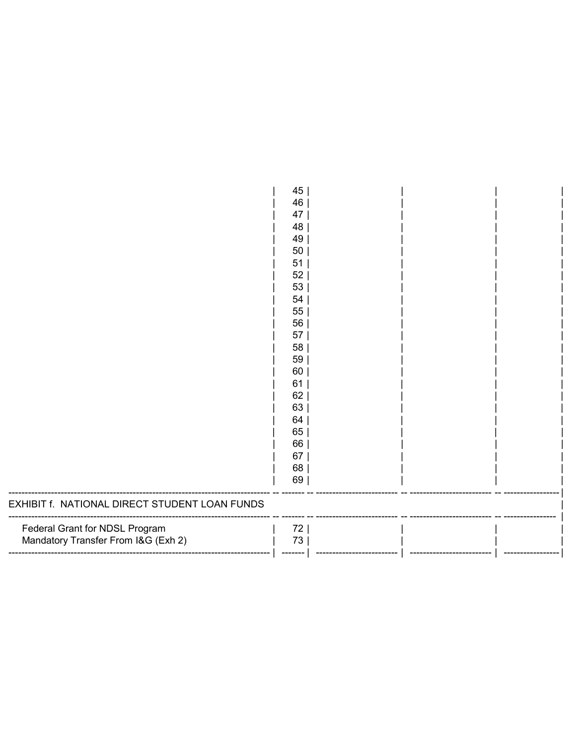| | | | | |
|---|---|---|---|---|
| | 45 | | | |
| | 46 | | | |
| | 47 | | | |
| | 48 | | | |
| | 49 | | | |
| | 50 | | | |
| | 51 | | | |
| | 52 | | | |
| | 53 | | | |
| | 54 | | | |
| | 55 | | | |
| | 56 | | | |
| | 57 | | | |
| | 58 | | | |
| | 59 | | | |
| | 60 | | | |
| | 61 | | | |
| | 62 | | | |
| | 63 | | | |
| | 64 | | | |
| | 65 | | | |
| | 66 | | | |
| | 67 | | | |
| | 68 | | | |
| | 69 | | | |
| EXHIBIT f. NATIONAL DIRECT STUDENT LOAN FUNDS | | | | |
| Federal Grant for NDSL Program | 72 | | | |
| Mandatory Transfer From I&G (Exh 2) | 73 | | | |